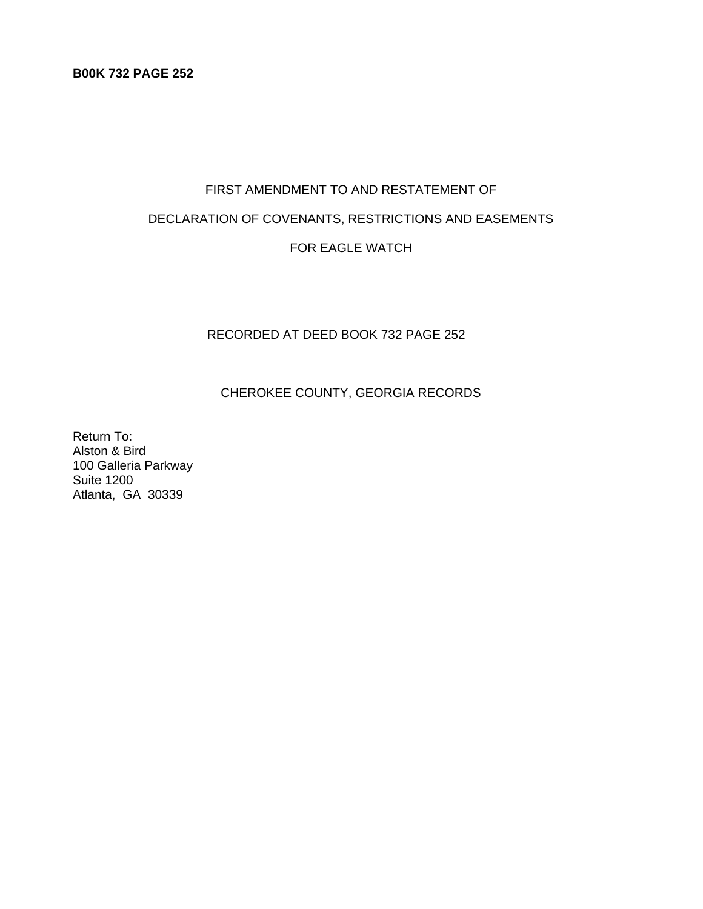**B00K 732 PAGE 252**

FIRST AMENDMENT TO AND RESTATEMENT OF

DECLARATION OF COVENANTS, RESTRICTIONS AND EASEMENTS

FOR EAGLE WATCH

RECORDED AT DEED BOOK 732 PAGE 252

CHEROKEE COUNTY, GEORGIA RECORDS

Return To:
Alston & Bird
100 Galleria Parkway
Suite 1200
Atlanta, GA 30339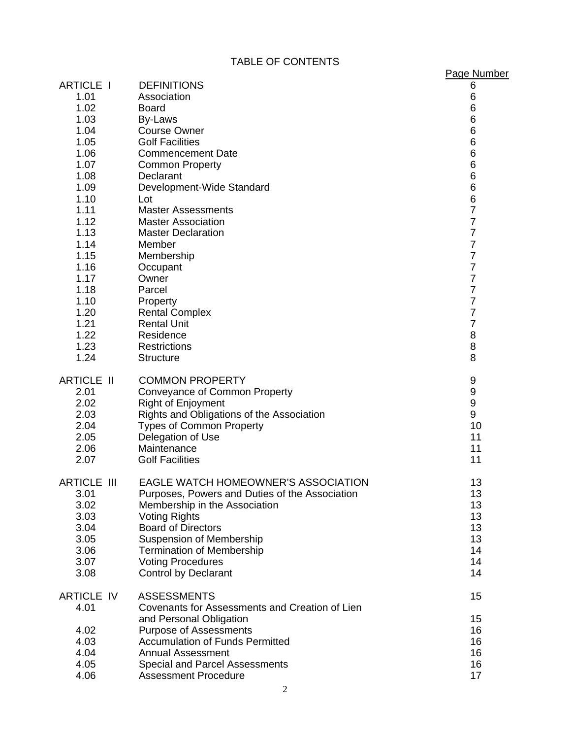# TABLE OF CONTENTS

| | | Page Number |
|---|---|---|
| ARTICLE I | DEFINITIONS | 6 |
| 1.01 | Association | 6 |
| 1.02 | Board | 6 |
| 1.03 | By-Laws | 6 |
| 1.04 | Course Owner | 6 |
| 1.05 | Golf Facilities | 6 |
| 1.06 | Commencement Date | 6 |
| 1.07 | Common Property | 6 |
| 1.08 | Declarant | 6 |
| 1.09 | Development-Wide Standard | 6 |
| 1.10 | Lot | 6 |
| 1.11 | Master Assessments | 7 |
| 1.12 | Master Association | 7 |
| 1.13 | Master Declaration | 7 |
| 1.14 | Member | 7 |
| 1.15 | Membership | 7 |
| 1.16 | Occupant | 7 |
| 1.17 | Owner | 7 |
| 1.18 | Parcel | 7 |
| 1.10 | Property | 7 |
| 1.20 | Rental Complex | 7 |
| 1.21 | Rental Unit | 7 |
| 1.22 | Residence | 8 |
| 1.23 | Restrictions | 8 |
| 1.24 | Structure | 8 |
| ARTICLE II | COMMON PROPERTY | 9 |
| 2.01 | Conveyance of Common Property | 9 |
| 2.02 | Right of Enjoyment | 9 |
| 2.03 | Rights and Obligations of the Association | 9 |
| 2.04 | Types of Common Property | 10 |
| 2.05 | Delegation of Use | 11 |
| 2.06 | Maintenance | 11 |
| 2.07 | Golf Facilities | 11 |
| ARTICLE III | EAGLE WATCH HOMEOWNER'S ASSOCIATION | 13 |
| 3.01 | Purposes, Powers and Duties of the Association | 13 |
| 3.02 | Membership in the Association | 13 |
| 3.03 | Voting Rights | 13 |
| 3.04 | Board of Directors | 13 |
| 3.05 | Suspension of Membership | 13 |
| 3.06 | Termination of Membership | 14 |
| 3.07 | Voting Procedures | 14 |
| 3.08 | Control by Declarant | 14 |
| ARTICLE IV | ASSESSMENTS | 15 |
| 4.01 | Covenants for Assessments and Creation of Lien and Personal Obligation | 15 |
| 4.02 | Purpose of Assessments | 16 |
| 4.03 | Accumulation of Funds Permitted | 16 |
| 4.04 | Annual Assessment | 16 |
| 4.05 | Special and Parcel Assessments | 16 |
| 4.06 | Assessment Procedure | 17 |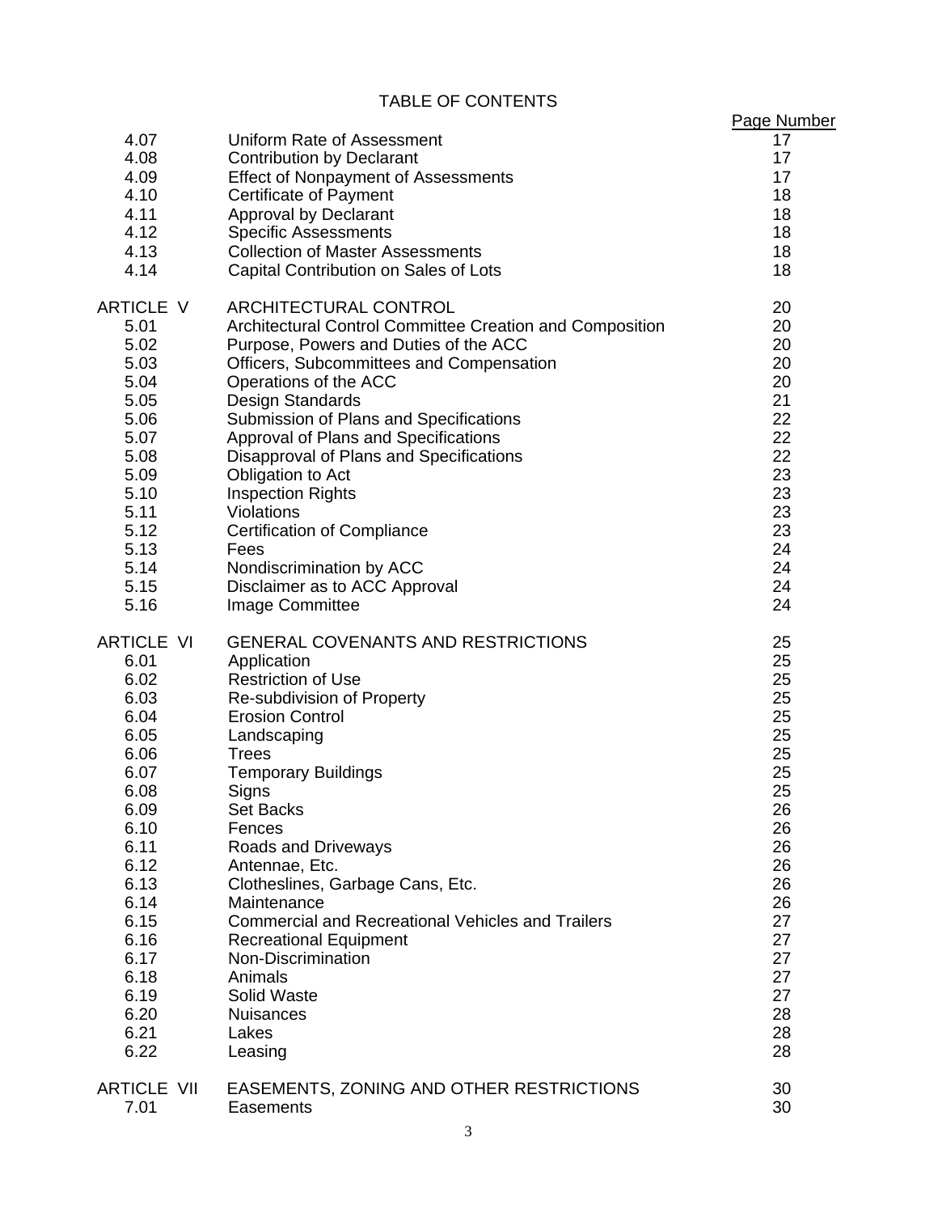TABLE OF CONTENTS

| | | Page Number |
|---|---|---|
| 4.07 | Uniform Rate of Assessment | 17 |
| 4.08 | Contribution by Declarant | 17 |
| 4.09 | Effect of Nonpayment of Assessments | 17 |
| 4.10 | Certificate of Payment | 18 |
| 4.11 | Approval by Declarant | 18 |
| 4.12 | Specific Assessments | 18 |
| 4.13 | Collection of Master Assessments | 18 |
| 4.14 | Capital Contribution on Sales of Lots | 18 |
| | | |
| ARTICLE V | ARCHITECTURAL CONTROL | 20 |
| 5.01 | Architectural Control Committee Creation and Composition | 20 |
| 5.02 | Purpose, Powers and Duties of the ACC | 20 |
| 5.03 | Officers, Subcommittees and Compensation | 20 |
| 5.04 | Operations of the ACC | 20 |
| 5.05 | Design Standards | 21 |
| 5.06 | Submission of Plans and Specifications | 22 |
| 5.07 | Approval of Plans and Specifications | 22 |
| 5.08 | Disapproval of Plans and Specifications | 22 |
| 5.09 | Obligation to Act | 23 |
| 5.10 | Inspection Rights | 23 |
| 5.11 | Violations | 23 |
| 5.12 | Certification of Compliance | 23 |
| 5.13 | Fees | 24 |
| 5.14 | Nondiscrimination by ACC | 24 |
| 5.15 | Disclaimer as to ACC Approval | 24 |
| 5.16 | Image Committee | 24 |
| | | |
| ARTICLE VI | GENERAL COVENANTS AND RESTRICTIONS | 25 |
| 6.01 | Application | 25 |
| 6.02 | Restriction of Use | 25 |
| 6.03 | Re-subdivision of Property | 25 |
| 6.04 | Erosion Control | 25 |
| 6.05 | Landscaping | 25 |
| 6.06 | Trees | 25 |
| 6.07 | Temporary Buildings | 25 |
| 6.08 | Signs | 25 |
| 6.09 | Set Backs | 26 |
| 6.10 | Fences | 26 |
| 6.11 | Roads and Driveways | 26 |
| 6.12 | Antennae, Etc. | 26 |
| 6.13 | Clotheslines, Garbage Cans, Etc. | 26 |
| 6.14 | Maintenance | 26 |
| 6.15 | Commercial and Recreational Vehicles and Trailers | 27 |
| 6.16 | Recreational Equipment | 27 |
| 6.17 | Non-Discrimination | 27 |
| 6.18 | Animals | 27 |
| 6.19 | Solid Waste | 27 |
| 6.20 | Nuisances | 28 |
| 6.21 | Lakes | 28 |
| 6.22 | Leasing | 28 |
| | | |
| ARTICLE VII | EASEMENTS, ZONING AND OTHER RESTRICTIONS | 30 |
| 7.01 | Easements | 30 |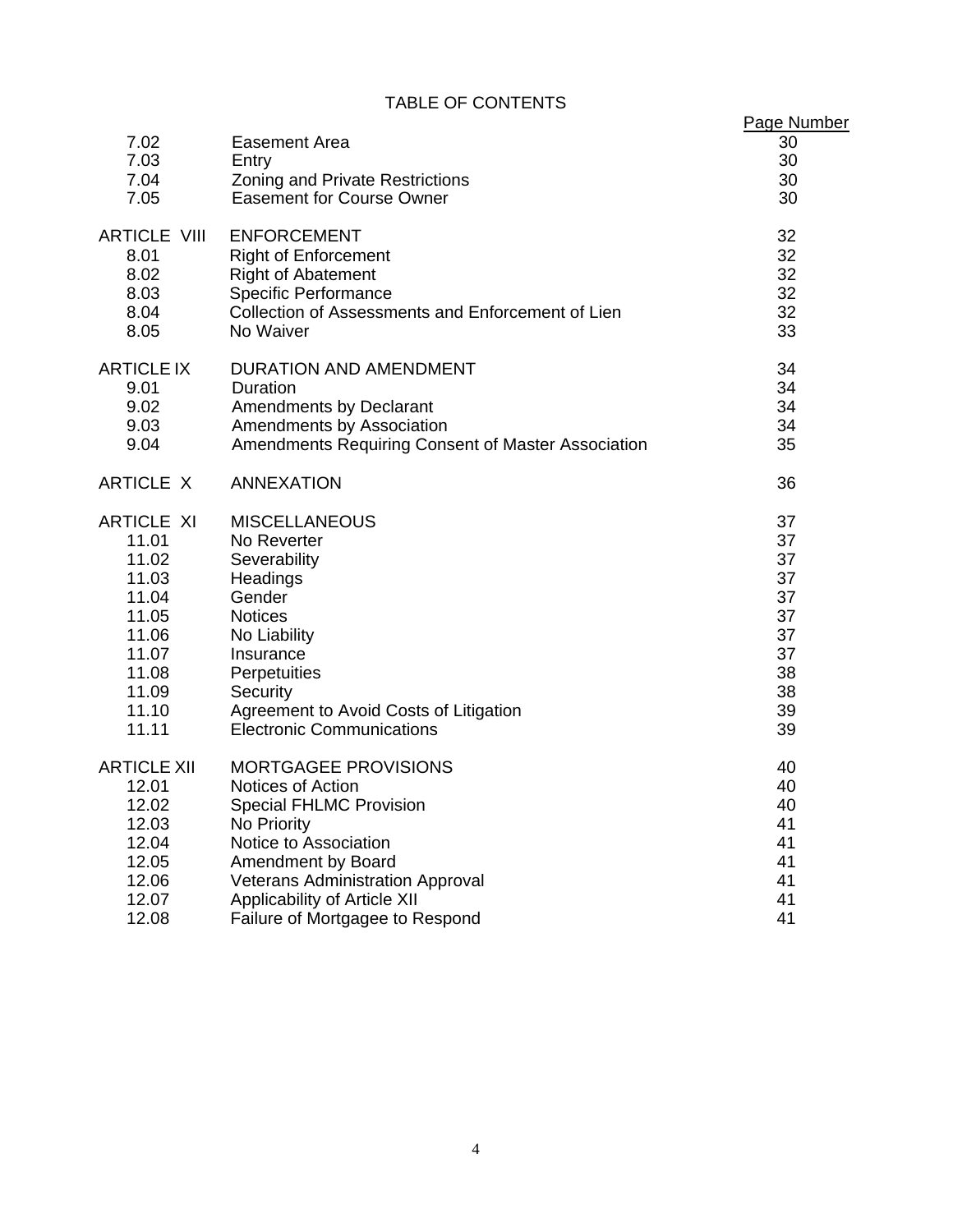# TABLE OF CONTENTS

| | | Page Number |
|---|---|---|
| 7.02 | Easement Area | 30 |
| 7.03 | Entry | 30 |
| 7.04 | Zoning and Private Restrictions | 30 |
| 7.05 | Easement for Course Owner | 30 |
| ARTICLE VIII | ENFORCEMENT | 32 |
| 8.01 | Right of Enforcement | 32 |
| 8.02 | Right of Abatement | 32 |
| 8.03 | Specific Performance | 32 |
| 8.04 | Collection of Assessments and Enforcement of Lien | 32 |
| 8.05 | No Waiver | 33 |
| ARTICLE IX | DURATION AND AMENDMENT | 34 |
| 9.01 | Duration | 34 |
| 9.02 | Amendments by Declarant | 34 |
| 9.03 | Amendments by Association | 34 |
| 9.04 | Amendments Requiring Consent of Master Association | 35 |
| ARTICLE X | ANNEXATION | 36 |
| ARTICLE XI | MISCELLANEOUS | 37 |
| 11.01 | No Reverter | 37 |
| 11.02 | Severability | 37 |
| 11.03 | Headings | 37 |
| 11.04 | Gender | 37 |
| 11.05 | Notices | 37 |
| 11.06 | No Liability | 37 |
| 11.07 | Insurance | 37 |
| 11.08 | Perpetuities | 38 |
| 11.09 | Security | 38 |
| 11.10 | Agreement to Avoid Costs of Litigation | 39 |
| 11.11 | Electronic Communications | 39 |
| ARTICLE XII | MORTGAGEE PROVISIONS | 40 |
| 12.01 | Notices of Action | 40 |
| 12.02 | Special FHLMC Provision | 40 |
| 12.03 | No Priority | 41 |
| 12.04 | Notice to Association | 41 |
| 12.05 | Amendment by Board | 41 |
| 12.06 | Veterans Administration Approval | 41 |
| 12.07 | Applicability of Article XII | 41 |
| 12.08 | Failure of Mortgagee to Respond | 41 |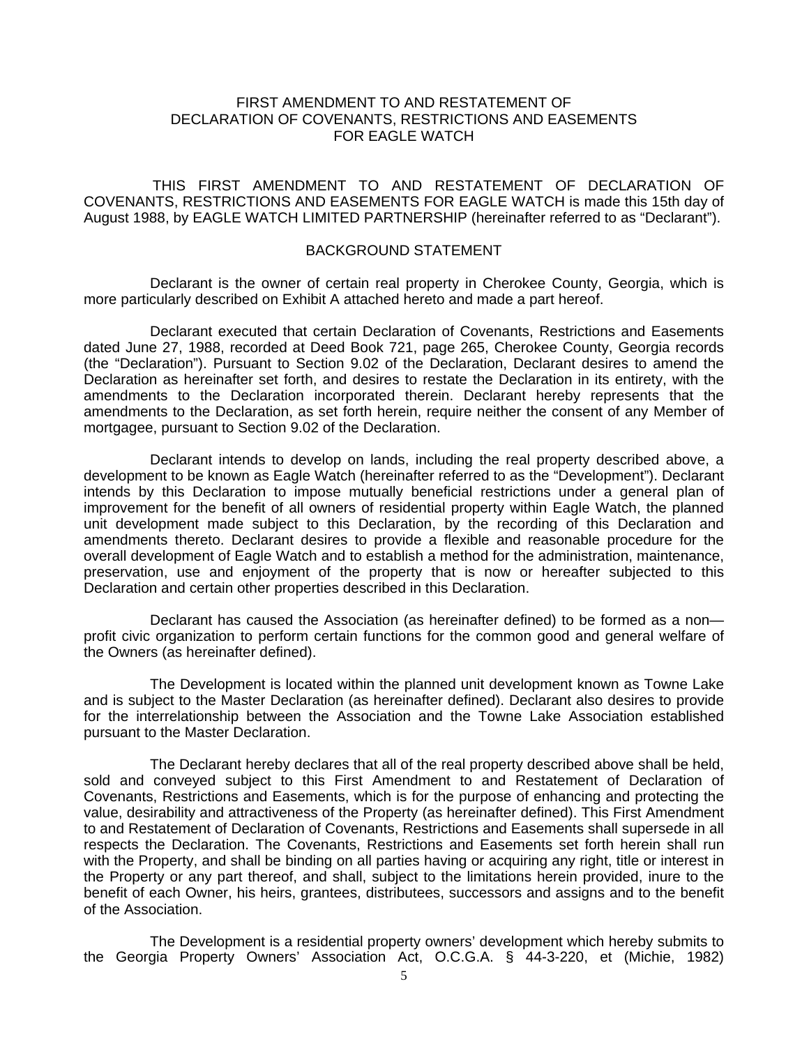# FIRST AMENDMENT TO AND RESTATEMENT OF DECLARATION OF COVENANTS, RESTRICTIONS AND EASEMENTS FOR EAGLE WATCH

THIS FIRST AMENDMENT TO AND RESTATEMENT OF DECLARATION OF COVENANTS, RESTRICTIONS AND EASEMENTS FOR EAGLE WATCH is made this 15th day of August 1988, by EAGLE WATCH LIMITED PARTNERSHIP (hereinafter referred to as "Declarant").

## BACKGROUND STATEMENT

Declarant is the owner of certain real property in Cherokee County, Georgia, which is more particularly described on Exhibit A attached hereto and made a part hereof.

Declarant executed that certain Declaration of Covenants, Restrictions and Easements dated June 27, 1988, recorded at Deed Book 721, page 265, Cherokee County, Georgia records (the "Declaration"). Pursuant to Section 9.02 of the Declaration, Declarant desires to amend the Declaration as hereinafter set forth, and desires to restate the Declaration in its entirety, with the amendments to the Declaration incorporated therein. Declarant hereby represents that the amendments to the Declaration, as set forth herein, require neither the consent of any Member of mortgagee, pursuant to Section 9.02 of the Declaration.

Declarant intends to develop on lands, including the real property described above, a development to be known as Eagle Watch (hereinafter referred to as the "Development"). Declarant intends by this Declaration to impose mutually beneficial restrictions under a general plan of improvement for the benefit of all owners of residential property within Eagle Watch, the planned unit development made subject to this Declaration, by the recording of this Declaration and amendments thereto. Declarant desires to provide a flexible and reasonable procedure for the overall development of Eagle Watch and to establish a method for the administration, maintenance, preservation, use and enjoyment of the property that is now or hereafter subjected to this Declaration and certain other properties described in this Declaration.

Declarant has caused the Association (as hereinafter defined) to be formed as a non—profit civic organization to perform certain functions for the common good and general welfare of the Owners (as hereinafter defined).

The Development is located within the planned unit development known as Towne Lake and is subject to the Master Declaration (as hereinafter defined). Declarant also desires to provide for the interrelationship between the Association and the Towne Lake Association established pursuant to the Master Declaration.

The Declarant hereby declares that all of the real property described above shall be held, sold and conveyed subject to this First Amendment to and Restatement of Declaration of Covenants, Restrictions and Easements, which is for the purpose of enhancing and protecting the value, desirability and attractiveness of the Property (as hereinafter defined). This First Amendment to and Restatement of Declaration of Covenants, Restrictions and Easements shall supersede in all respects the Declaration. The Covenants, Restrictions and Easements set forth herein shall run with the Property, and shall be binding on all parties having or acquiring any right, title or interest in the Property or any part thereof, and shall, subject to the limitations herein provided, inure to the benefit of each Owner, his heirs, grantees, distributees, successors and assigns and to the benefit of the Association.

The Development is a residential property owners' development which hereby submits to the Georgia Property Owners' Association Act, O.C.G.A. § 44-3-220, et (Michie, 1982)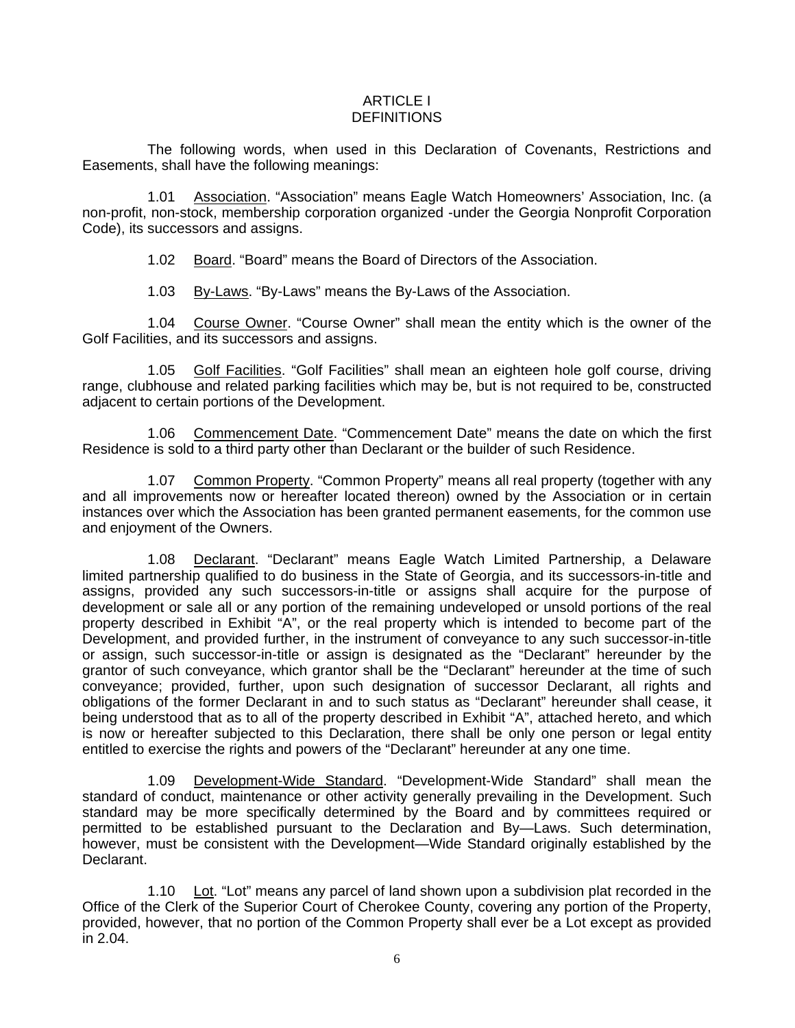# ARTICLE I
# DEFINITIONS

The following words, when used in this Declaration of Covenants, Restrictions and Easements, shall have the following meanings:

1.01 Association. "Association" means Eagle Watch Homeowners' Association, Inc. (a non-profit, non-stock, membership corporation organized -under the Georgia Nonprofit Corporation Code), its successors and assigns.

1.02 Board. "Board" means the Board of Directors of the Association.

1.03 By-Laws. "By-Laws" means the By-Laws of the Association.

1.04 Course Owner. "Course Owner" shall mean the entity which is the owner of the Golf Facilities, and its successors and assigns.

1.05 Golf Facilities. "Golf Facilities" shall mean an eighteen hole golf course, driving range, clubhouse and related parking facilities which may be, but is not required to be, constructed adjacent to certain portions of the Development.

1.06 Commencement Date. "Commencement Date" means the date on which the first Residence is sold to a third party other than Declarant or the builder of such Residence.

1.07 Common Property. "Common Property" means all real property (together with any and all improvements now or hereafter located thereon) owned by the Association or in certain instances over which the Association has been granted permanent easements, for the common use and enjoyment of the Owners.

1.08 Declarant. "Declarant" means Eagle Watch Limited Partnership, a Delaware limited partnership qualified to do business in the State of Georgia, and its successors-in-title and assigns, provided any such successors-in-title or assigns shall acquire for the purpose of development or sale all or any portion of the remaining undeveloped or unsold portions of the real property described in Exhibit "A", or the real property which is intended to become part of the Development, and provided further, in the instrument of conveyance to any such successor-in-title or assign, such successor-in-title or assign is designated as the "Declarant" hereunder by the grantor of such conveyance, which grantor shall be the "Declarant" hereunder at the time of such conveyance; provided, further, upon such designation of successor Declarant, all rights and obligations of the former Declarant in and to such status as "Declarant" hereunder shall cease, it being understood that as to all of the property described in Exhibit "A", attached hereto, and which is now or hereafter subjected to this Declaration, there shall be only one person or legal entity entitled to exercise the rights and powers of the "Declarant" hereunder at any one time.

1.09 Development-Wide Standard. "Development-Wide Standard" shall mean the standard of conduct, maintenance or other activity generally prevailing in the Development. Such standard may be more specifically determined by the Board and by committees required or permitted to be established pursuant to the Declaration and By—Laws. Such determination, however, must be consistent with the Development—Wide Standard originally established by the Declarant.

1.10 Lot. "Lot" means any parcel of land shown upon a subdivision plat recorded in the Office of the Clerk of the Superior Court of Cherokee County, covering any portion of the Property, provided, however, that no portion of the Common Property shall ever be a Lot except as provided in 2.04.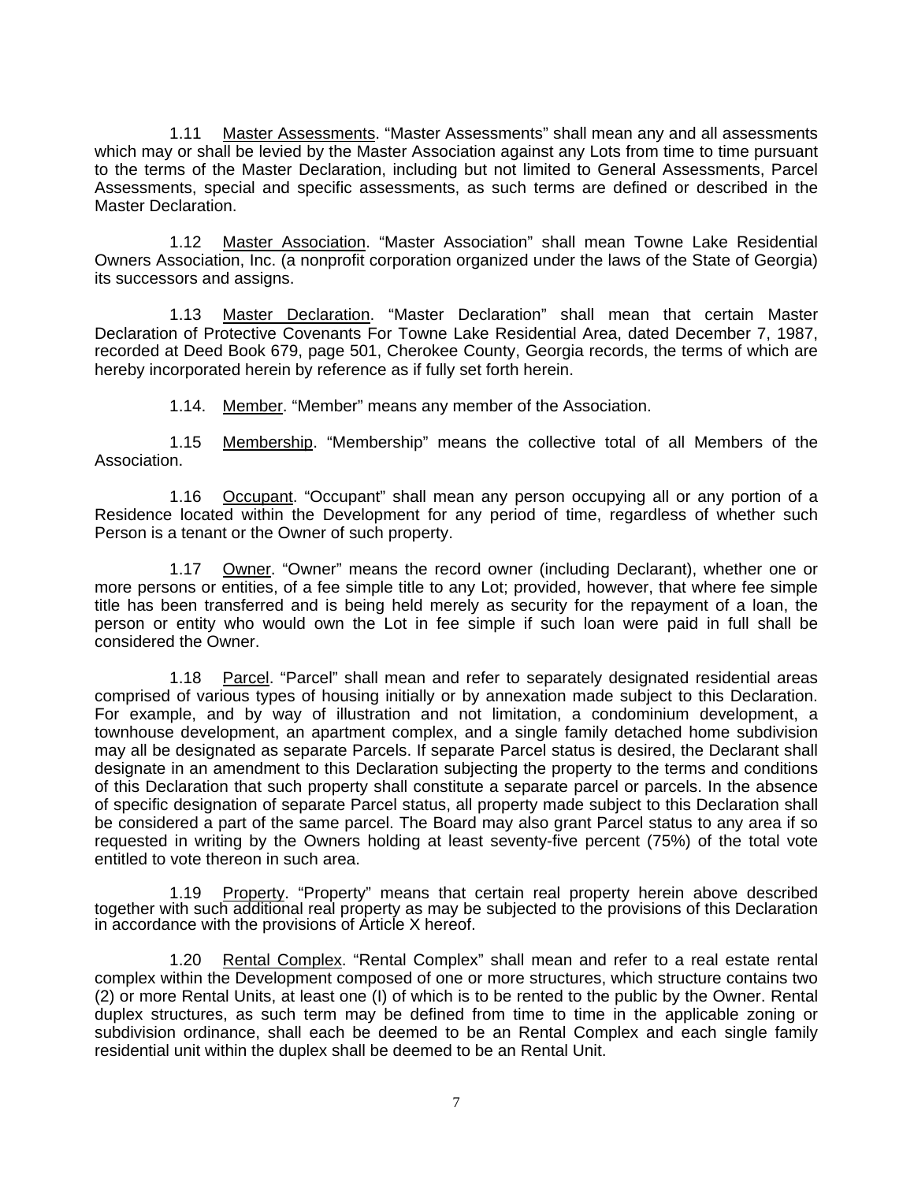1.11 Master Assessments. "Master Assessments" shall mean any and all assessments which may or shall be levied by the Master Association against any Lots from time to time pursuant to the terms of the Master Declaration, including but not limited to General Assessments, Parcel Assessments, special and specific assessments, as such terms are defined or described in the Master Declaration.

1.12 Master Association. "Master Association" shall mean Towne Lake Residential Owners Association, Inc. (a nonprofit corporation organized under the laws of the State of Georgia) its successors and assigns.

1.13 Master Declaration. "Master Declaration" shall mean that certain Master Declaration of Protective Covenants For Towne Lake Residential Area, dated December 7, 1987, recorded at Deed Book 679, page 501, Cherokee County, Georgia records, the terms of which are hereby incorporated herein by reference as if fully set forth herein.

1.14. Member. "Member" means any member of the Association.

1.15 Membership. "Membership" means the collective total of all Members of the Association.

1.16 Occupant. "Occupant" shall mean any person occupying all or any portion of a Residence located within the Development for any period of time, regardless of whether such Person is a tenant or the Owner of such property.

1.17 Owner. "Owner" means the record owner (including Declarant), whether one or more persons or entities, of a fee simple title to any Lot; provided, however, that where fee simple title has been transferred and is being held merely as security for the repayment of a loan, the person or entity who would own the Lot in fee simple if such loan were paid in full shall be considered the Owner.

1.18 Parcel. "Parcel" shall mean and refer to separately designated residential areas comprised of various types of housing initially or by annexation made subject to this Declaration. For example, and by way of illustration and not limitation, a condominium development, a townhouse development, an apartment complex, and a single family detached home subdivision may all be designated as separate Parcels. If separate Parcel status is desired, the Declarant shall designate in an amendment to this Declaration subjecting the property to the terms and conditions of this Declaration that such property shall constitute a separate parcel or parcels. In the absence of specific designation of separate Parcel status, all property made subject to this Declaration shall be considered a part of the same parcel. The Board may also grant Parcel status to any area if so requested in writing by the Owners holding at least seventy-five percent (75%) of the total vote entitled to vote thereon in such area.

1.19 Property. "Property" means that certain real property herein above described together with such additional real property as may be subjected to the provisions of this Declaration in accordance with the provisions of Article X hereof.

1.20 Rental Complex. "Rental Complex" shall mean and refer to a real estate rental complex within the Development composed of one or more structures, which structure contains two (2) or more Rental Units, at least one (I) of which is to be rented to the public by the Owner. Rental duplex structures, as such term may be defined from time to time in the applicable zoning or subdivision ordinance, shall each be deemed to be an Rental Complex and each single family residential unit within the duplex shall be deemed to be an Rental Unit.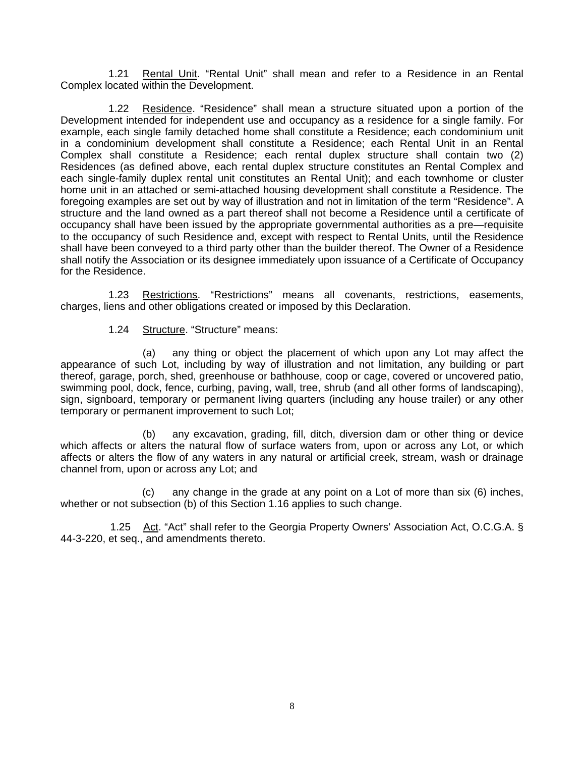1.21 Rental Unit. "Rental Unit" shall mean and refer to a Residence in an Rental Complex located within the Development.

1.22 Residence. "Residence" shall mean a structure situated upon a portion of the Development intended for independent use and occupancy as a residence for a single family. For example, each single family detached home shall constitute a Residence; each condominium unit in a condominium development shall constitute a Residence; each Rental Unit in an Rental Complex shall constitute a Residence; each rental duplex structure shall contain two (2) Residences (as defined above, each rental duplex structure constitutes an Rental Complex and each single-family duplex rental unit constitutes an Rental Unit); and each townhome or cluster home unit in an attached or semi-attached housing development shall constitute a Residence. The foregoing examples are set out by way of illustration and not in limitation of the term "Residence". A structure and the land owned as a part thereof shall not become a Residence until a certificate of occupancy shall have been issued by the appropriate governmental authorities as a pre—requisite to the occupancy of such Residence and, except with respect to Rental Units, until the Residence shall have been conveyed to a third party other than the builder thereof. The Owner of a Residence shall notify the Association or its designee immediately upon issuance of a Certificate of Occupancy for the Residence.

1.23 Restrictions. "Restrictions" means all covenants, restrictions, easements, charges, liens and other obligations created or imposed by this Declaration.

1.24 Structure. "Structure" means:

(a) any thing or object the placement of which upon any Lot may affect the appearance of such Lot, including by way of illustration and not limitation, any building or part thereof, garage, porch, shed, greenhouse or bathhouse, coop or cage, covered or uncovered patio, swimming pool, dock, fence, curbing, paving, wall, tree, shrub (and all other forms of landscaping), sign, signboard, temporary or permanent living quarters (including any house trailer) or any other temporary or permanent improvement to such Lot;

(b) any excavation, grading, fill, ditch, diversion dam or other thing or device which affects or alters the natural flow of surface waters from, upon or across any Lot, or which affects or alters the flow of any waters in any natural or artificial creek, stream, wash or drainage channel from, upon or across any Lot; and

(c) any change in the grade at any point on a Lot of more than six (6) inches, whether or not subsection (b) of this Section 1.16 applies to such change.

1.25 Act. "Act" shall refer to the Georgia Property Owners' Association Act, O.C.G.A. § 44-3-220, et seq., and amendments thereto.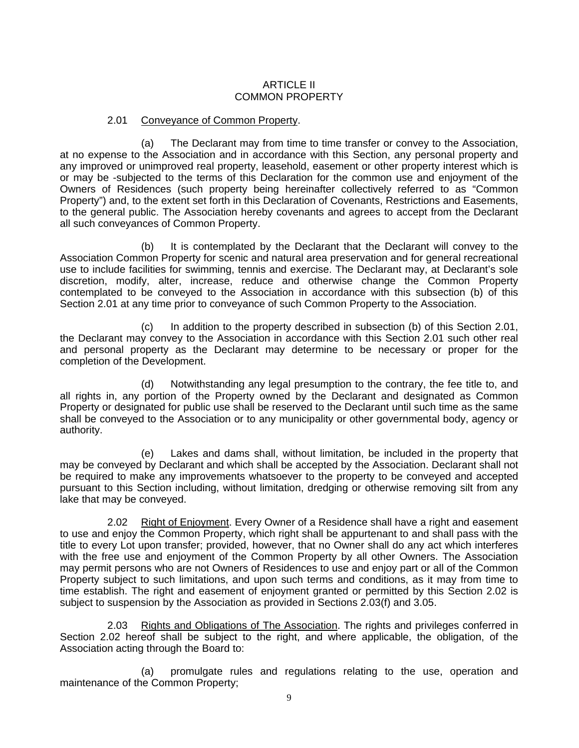# ARTICLE II
# COMMON PROPERTY

2.01 Conveyance of Common Property.

(a) The Declarant may from time to time transfer or convey to the Association, at no expense to the Association and in accordance with this Section, any personal property and any improved or unimproved real property, leasehold, easement or other property interest which is or may be -subjected to the terms of this Declaration for the common use and enjoyment of the Owners of Residences (such property being hereinafter collectively referred to as "Common Property") and, to the extent set forth in this Declaration of Covenants, Restrictions and Easements, to the general public. The Association hereby covenants and agrees to accept from the Declarant all such conveyances of Common Property.

(b) It is contemplated by the Declarant that the Declarant will convey to the Association Common Property for scenic and natural area preservation and for general recreational use to include facilities for swimming, tennis and exercise. The Declarant may, at Declarant's sole discretion, modify, alter, increase, reduce and otherwise change the Common Property contemplated to be conveyed to the Association in accordance with this subsection (b) of this Section 2.01 at any time prior to conveyance of such Common Property to the Association.

(c) In addition to the property described in subsection (b) of this Section 2.01, the Declarant may convey to the Association in accordance with this Section 2.01 such other real and personal property as the Declarant may determine to be necessary or proper for the completion of the Development.

(d) Notwithstanding any legal presumption to the contrary, the fee title to, and all rights in, any portion of the Property owned by the Declarant and designated as Common Property or designated for public use shall be reserved to the Declarant until such time as the same shall be conveyed to the Association or to any municipality or other governmental body, agency or authority.

(e) Lakes and dams shall, without limitation, be included in the property that may be conveyed by Declarant and which shall be accepted by the Association. Declarant shall not be required to make any improvements whatsoever to the property to be conveyed and accepted pursuant to this Section including, without limitation, dredging or otherwise removing silt from any lake that may be conveyed.

2.02 Right of Enjoyment. Every Owner of a Residence shall have a right and easement to use and enjoy the Common Property, which right shall be appurtenant to and shall pass with the title to every Lot upon transfer; provided, however, that no Owner shall do any act which interferes with the free use and enjoyment of the Common Property by all other Owners. The Association may permit persons who are not Owners of Residences to use and enjoy part or all of the Common Property subject to such limitations, and upon such terms and conditions, as it may from time to time establish. The right and easement of enjoyment granted or permitted by this Section 2.02 is subject to suspension by the Association as provided in Sections 2.03(f) and 3.05.

2.03 Rights and Obligations of The Association. The rights and privileges conferred in Section 2.02 hereof shall be subject to the right, and where applicable, the obligation, of the Association acting through the Board to:

(a) promulgate rules and regulations relating to the use, operation and maintenance of the Common Property;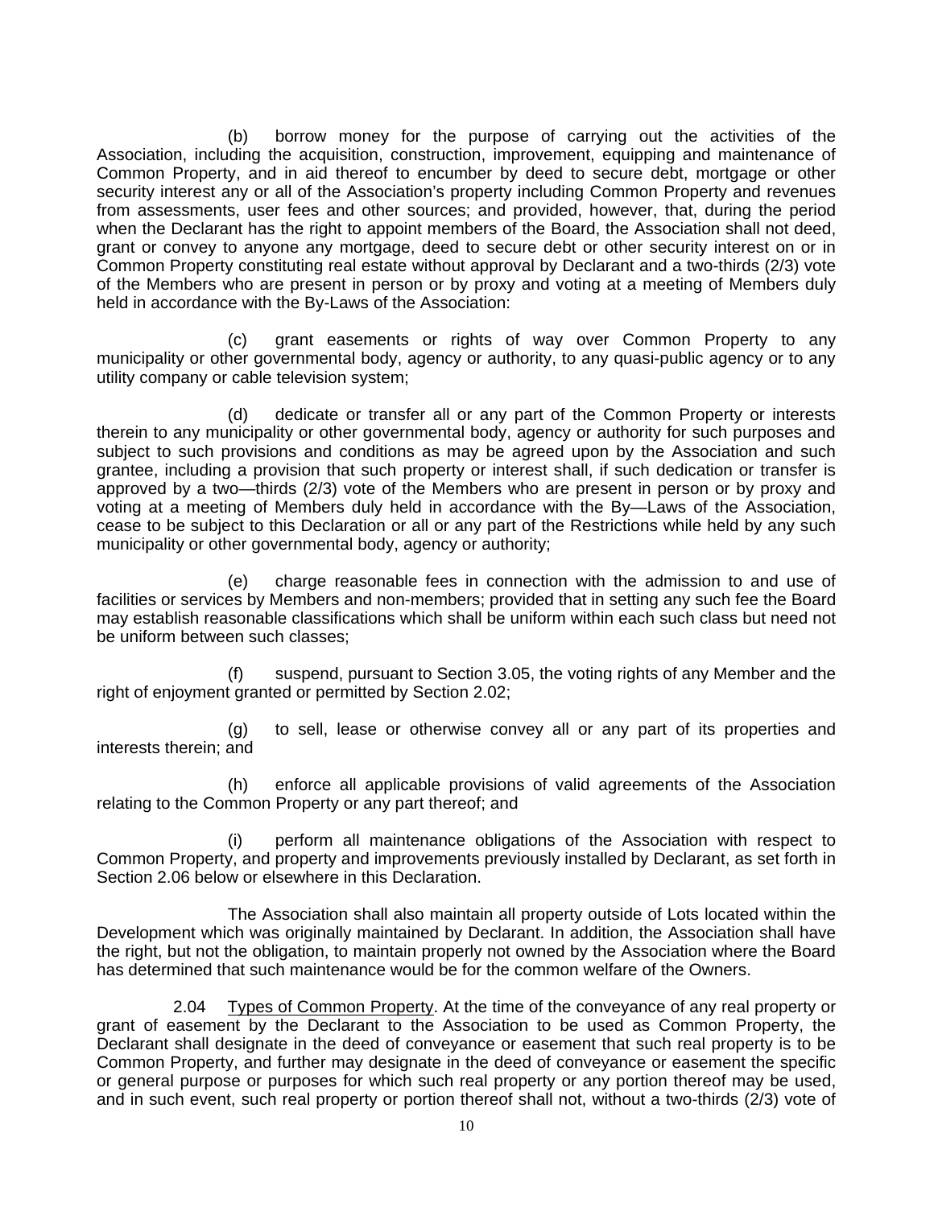(b) borrow money for the purpose of carrying out the activities of the Association, including the acquisition, construction, improvement, equipping and maintenance of Common Property, and in aid thereof to encumber by deed to secure debt, mortgage or other security interest any or all of the Association's property including Common Property and revenues from assessments, user fees and other sources; and provided, however, that, during the period when the Declarant has the right to appoint members of the Board, the Association shall not deed, grant or convey to anyone any mortgage, deed to secure debt or other security interest on or in Common Property constituting real estate without approval by Declarant and a two-thirds (2/3) vote of the Members who are present in person or by proxy and voting at a meeting of Members duly held in accordance with the By-Laws of the Association:

(c) grant easements or rights of way over Common Property to any municipality or other governmental body, agency or authority, to any quasi-public agency or to any utility company or cable television system;

(d) dedicate or transfer all or any part of the Common Property or interests therein to any municipality or other governmental body, agency or authority for such purposes and subject to such provisions and conditions as may be agreed upon by the Association and such grantee, including a provision that such property or interest shall, if such dedication or transfer is approved by a two—thirds (2/3) vote of the Members who are present in person or by proxy and voting at a meeting of Members duly held in accordance with the By—Laws of the Association, cease to be subject to this Declaration or all or any part of the Restrictions while held by any such municipality or other governmental body, agency or authority;

(e) charge reasonable fees in connection with the admission to and use of facilities or services by Members and non-members; provided that in setting any such fee the Board may establish reasonable classifications which shall be uniform within each such class but need not be uniform between such classes;

(f) suspend, pursuant to Section 3.05, the voting rights of any Member and the right of enjoyment granted or permitted by Section 2.02;

(g) to sell, lease or otherwise convey all or any part of its properties and interests therein; and

(h) enforce all applicable provisions of valid agreements of the Association relating to the Common Property or any part thereof; and

(i) perform all maintenance obligations of the Association with respect to Common Property, and property and improvements previously installed by Declarant, as set forth in Section 2.06 below or elsewhere in this Declaration.

The Association shall also maintain all property outside of Lots located within the Development which was originally maintained by Declarant. In addition, the Association shall have the right, but not the obligation, to maintain properly not owned by the Association where the Board has determined that such maintenance would be for the common welfare of the Owners.

2.04 Types of Common Property. At the time of the conveyance of any real property or grant of easement by the Declarant to the Association to be used as Common Property, the Declarant shall designate in the deed of conveyance or easement that such real property is to be Common Property, and further may designate in the deed of conveyance or easement the specific or general purpose or purposes for which such real property or any portion thereof may be used, and in such event, such real property or portion thereof shall not, without a two-thirds (2/3) vote of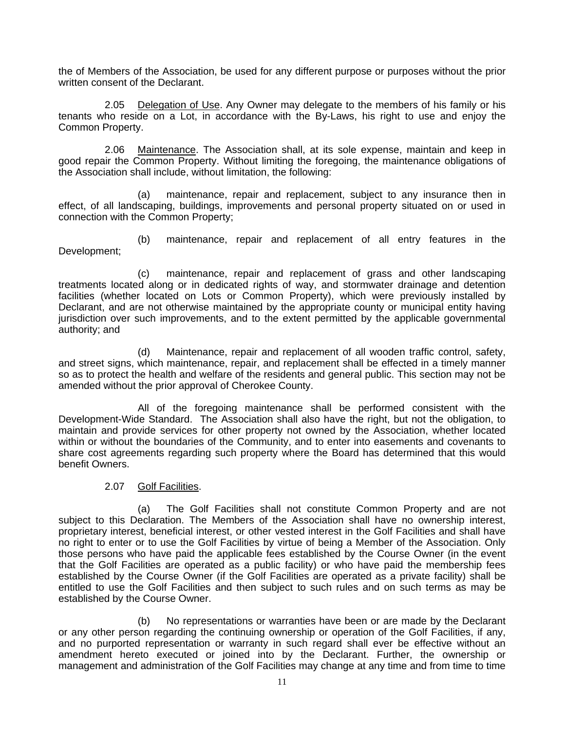the of Members of the Association, be used for any different purpose or purposes without the prior written consent of the Declarant.

2.05 Delegation of Use. Any Owner may delegate to the members of his family or his tenants who reside on a Lot, in accordance with the By-Laws, his right to use and enjoy the Common Property.

2.06 Maintenance. The Association shall, at its sole expense, maintain and keep in good repair the Common Property. Without limiting the foregoing, the maintenance obligations of the Association shall include, without limitation, the following:

(a) maintenance, repair and replacement, subject to any insurance then in effect, of all landscaping, buildings, improvements and personal property situated on or used in connection with the Common Property;

(b) maintenance, repair and replacement of all entry features in the Development;

(c) maintenance, repair and replacement of grass and other landscaping treatments located along or in dedicated rights of way, and stormwater drainage and detention facilities (whether located on Lots or Common Property), which were previously installed by Declarant, and are not otherwise maintained by the appropriate county or municipal entity having jurisdiction over such improvements, and to the extent permitted by the applicable governmental authority; and

(d) Maintenance, repair and replacement of all wooden traffic control, safety, and street signs, which maintenance, repair, and replacement shall be effected in a timely manner so as to protect the health and welfare of the residents and general public. This section may not be amended without the prior approval of Cherokee County.

All of the foregoing maintenance shall be performed consistent with the Development-Wide Standard. The Association shall also have the right, but not the obligation, to maintain and provide services for other property not owned by the Association, whether located within or without the boundaries of the Community, and to enter into easements and covenants to share cost agreements regarding such property where the Board has determined that this would benefit Owners.

2.07 Golf Facilities.

(a) The Golf Facilities shall not constitute Common Property and are not subject to this Declaration. The Members of the Association shall have no ownership interest, proprietary interest, beneficial interest, or other vested interest in the Golf Facilities and shall have no right to enter or to use the Golf Facilities by virtue of being a Member of the Association. Only those persons who have paid the applicable fees established by the Course Owner (in the event that the Golf Facilities are operated as a public facility) or who have paid the membership fees established by the Course Owner (if the Golf Facilities are operated as a private facility) shall be entitled to use the Golf Facilities and then subject to such rules and on such terms as may be established by the Course Owner.

(b) No representations or warranties have been or are made by the Declarant or any other person regarding the continuing ownership or operation of the Golf Facilities, if any, and no purported representation or warranty in such regard shall ever be effective without an amendment hereto executed or joined into by the Declarant. Further, the ownership or management and administration of the Golf Facilities may change at any time and from time to time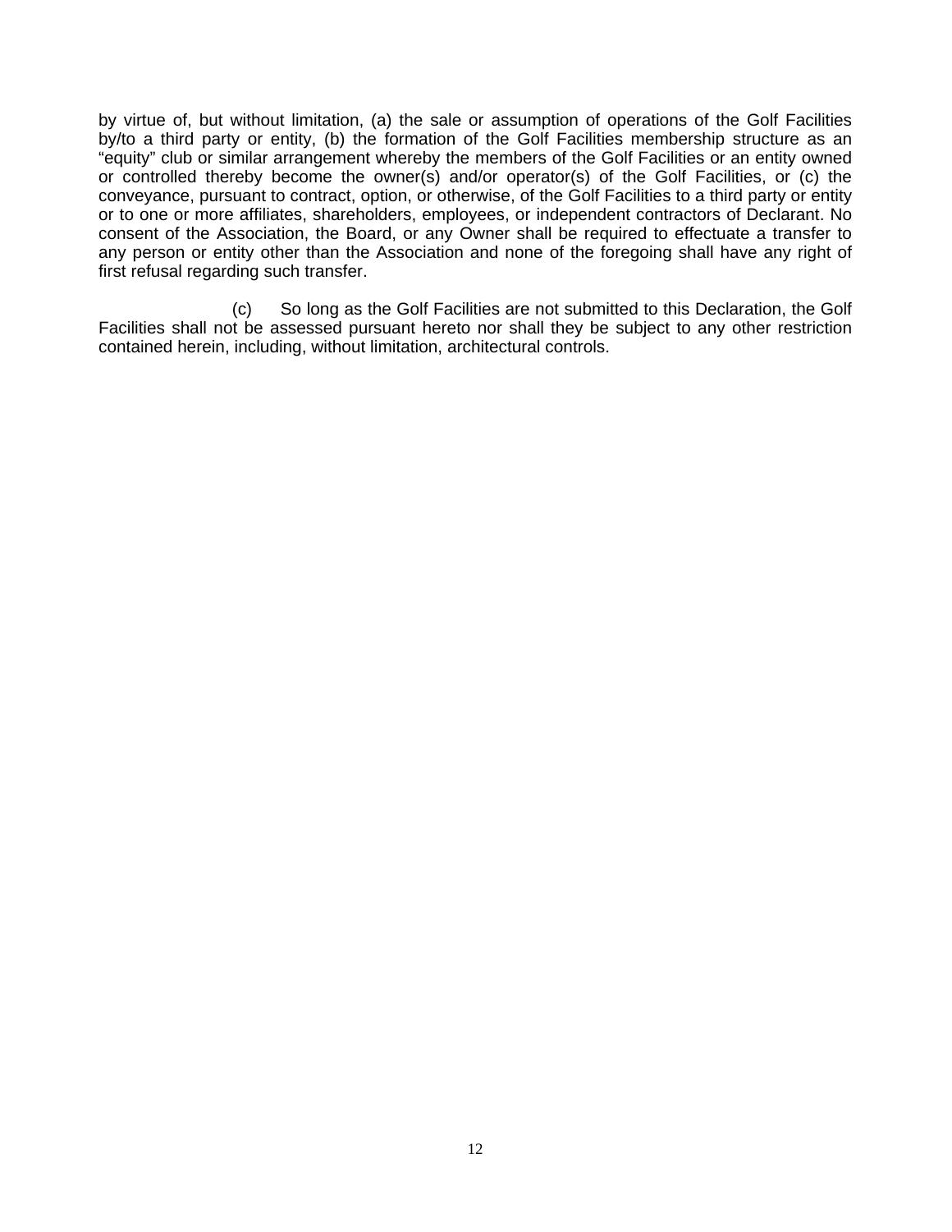by virtue of, but without limitation, (a) the sale or assumption of operations of the Golf Facilities by/to a third party or entity, (b) the formation of the Golf Facilities membership structure as an "equity" club or similar arrangement whereby the members of the Golf Facilities or an entity owned or controlled thereby become the owner(s) and/or operator(s) of the Golf Facilities, or (c) the conveyance, pursuant to contract, option, or otherwise, of the Golf Facilities to a third party or entity or to one or more affiliates, shareholders, employees, or independent contractors of Declarant. No consent of the Association, the Board, or any Owner shall be required to effectuate a transfer to any person or entity other than the Association and none of the foregoing shall have any right of first refusal regarding such transfer.

(c) So long as the Golf Facilities are not submitted to this Declaration, the Golf Facilities shall not be assessed pursuant hereto nor shall they be subject to any other restriction contained herein, including, without limitation, architectural controls.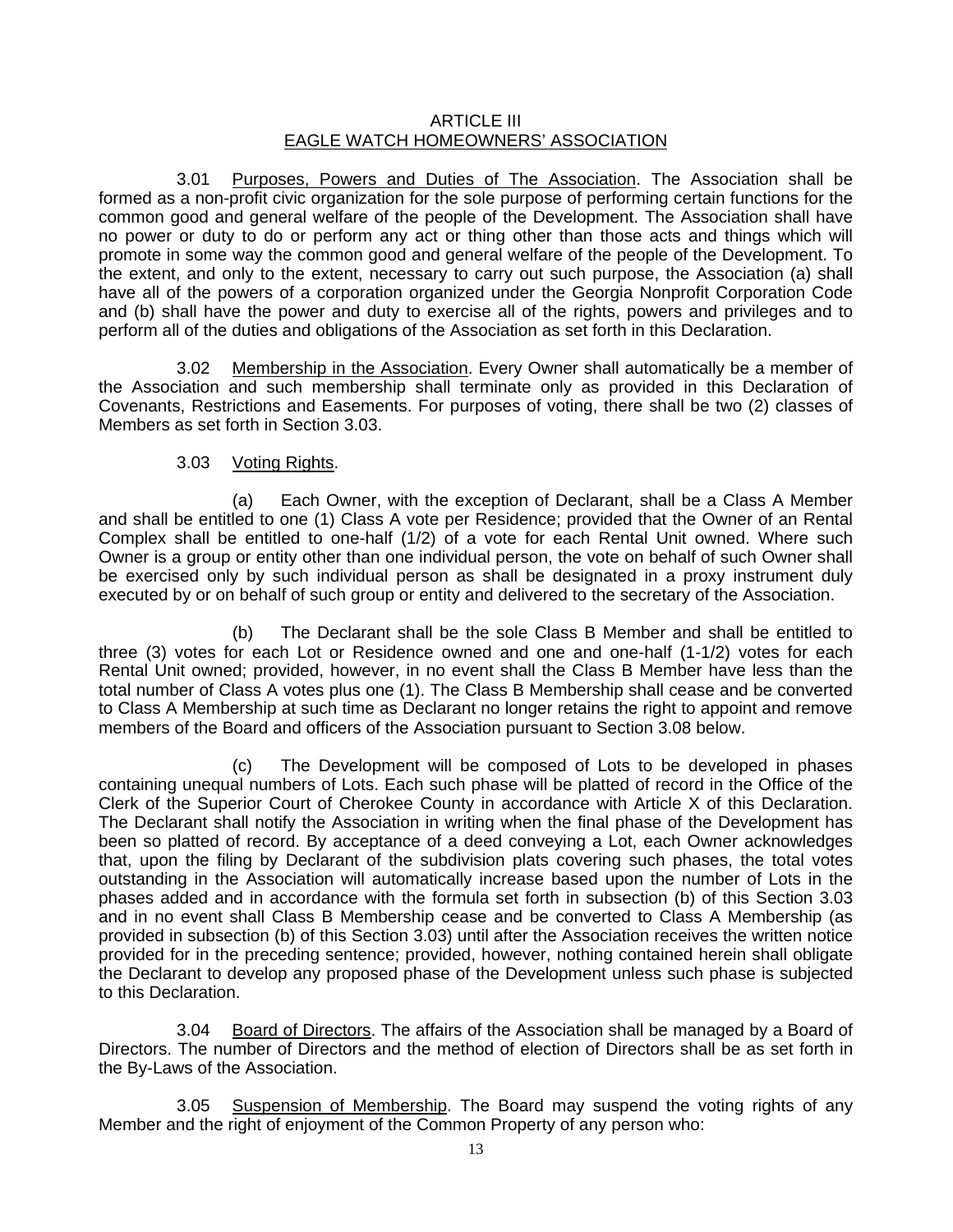# ARTICLE III
## EAGLE WATCH HOMEOWNERS' ASSOCIATION

3.01 Purposes, Powers and Duties of The Association. The Association shall be formed as a non-profit civic organization for the sole purpose of performing certain functions for the common good and general welfare of the people of the Development. The Association shall have no power or duty to do or perform any act or thing other than those acts and things which will promote in some way the common good and general welfare of the people of the Development. To the extent, and only to the extent, necessary to carry out such purpose, the Association (a) shall have all of the powers of a corporation organized under the Georgia Nonprofit Corporation Code and (b) shall have the power and duty to exercise all of the rights, powers and privileges and to perform all of the duties and obligations of the Association as set forth in this Declaration.

3.02 Membership in the Association. Every Owner shall automatically be a member of the Association and such membership shall terminate only as provided in this Declaration of Covenants, Restrictions and Easements. For purposes of voting, there shall be two (2) classes of Members as set forth in Section 3.03.

3.03 Voting Rights.

(a) Each Owner, with the exception of Declarant, shall be a Class A Member and shall be entitled to one (1) Class A vote per Residence; provided that the Owner of an Rental Complex shall be entitled to one-half (1/2) of a vote for each Rental Unit owned. Where such Owner is a group or entity other than one individual person, the vote on behalf of such Owner shall be exercised only by such individual person as shall be designated in a proxy instrument duly executed by or on behalf of such group or entity and delivered to the secretary of the Association.

(b) The Declarant shall be the sole Class B Member and shall be entitled to three (3) votes for each Lot or Residence owned and one and one-half (1-1/2) votes for each Rental Unit owned; provided, however, in no event shall the Class B Member have less than the total number of Class A votes plus one (1). The Class B Membership shall cease and be converted to Class A Membership at such time as Declarant no longer retains the right to appoint and remove members of the Board and officers of the Association pursuant to Section 3.08 below.

(c) The Development will be composed of Lots to be developed in phases containing unequal numbers of Lots. Each such phase will be platted of record in the Office of the Clerk of the Superior Court of Cherokee County in accordance with Article X of this Declaration. The Declarant shall notify the Association in writing when the final phase of the Development has been so platted of record. By acceptance of a deed conveying a Lot, each Owner acknowledges that, upon the filing by Declarant of the subdivision plats covering such phases, the total votes outstanding in the Association will automatically increase based upon the number of Lots in the phases added and in accordance with the formula set forth in subsection (b) of this Section 3.03 and in no event shall Class B Membership cease and be converted to Class A Membership (as provided in subsection (b) of this Section 3.03) until after the Association receives the written notice provided for in the preceding sentence; provided, however, nothing contained herein shall obligate the Declarant to develop any proposed phase of the Development unless such phase is subjected to this Declaration.

3.04 Board of Directors. The affairs of the Association shall be managed by a Board of Directors. The number of Directors and the method of election of Directors shall be as set forth in the By-Laws of the Association.

3.05 Suspension of Membership. The Board may suspend the voting rights of any Member and the right of enjoyment of the Common Property of any person who: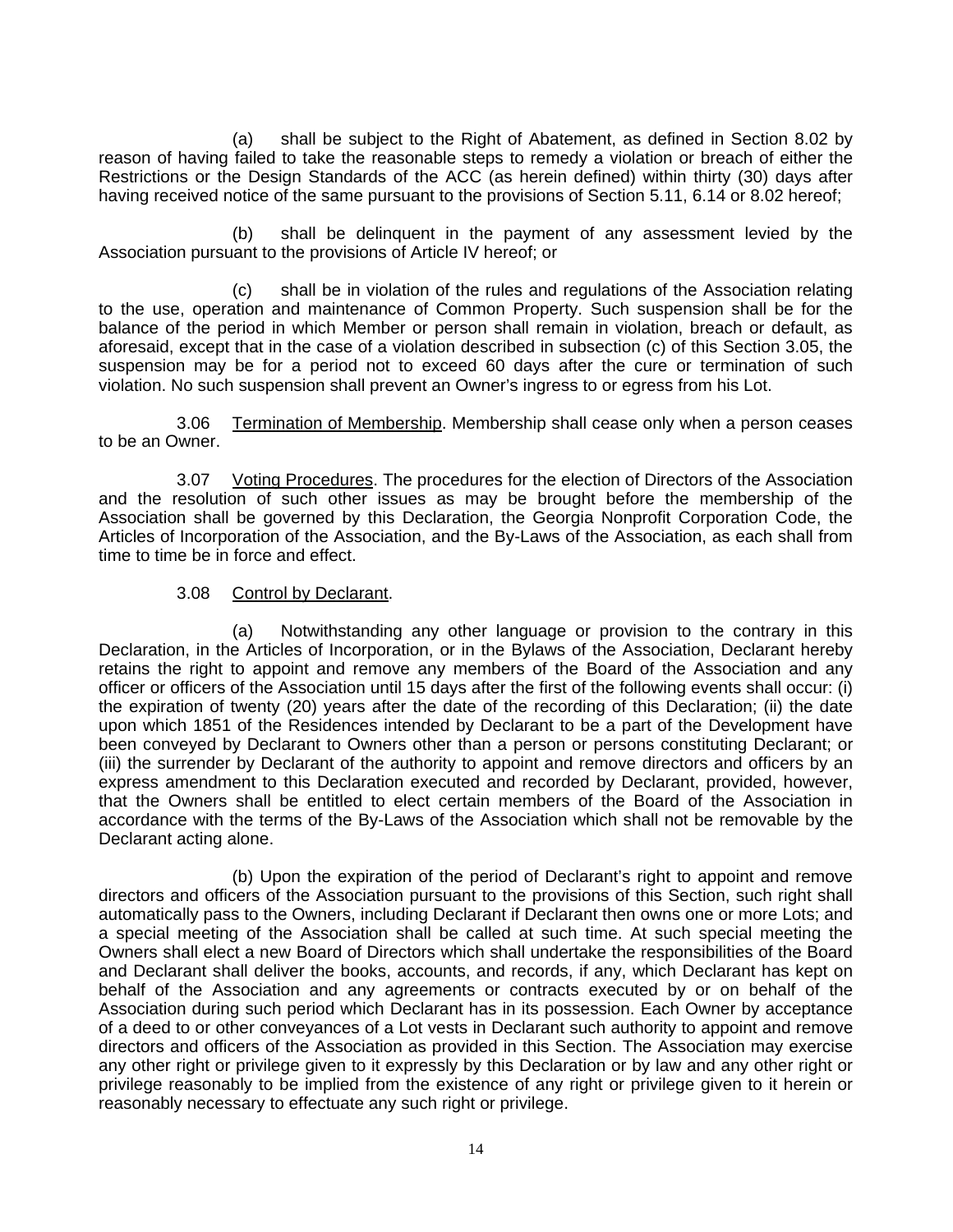(a) shall be subject to the Right of Abatement, as defined in Section 8.02 by reason of having failed to take the reasonable steps to remedy a violation or breach of either the Restrictions or the Design Standards of the ACC (as herein defined) within thirty (30) days after having received notice of the same pursuant to the provisions of Section 5.11, 6.14 or 8.02 hereof;

(b) shall be delinquent in the payment of any assessment levied by the Association pursuant to the provisions of Article IV hereof; or

(c) shall be in violation of the rules and regulations of the Association relating to the use, operation and maintenance of Common Property. Such suspension shall be for the balance of the period in which Member or person shall remain in violation, breach or default, as aforesaid, except that in the case of a violation described in subsection (c) of this Section 3.05, the suspension may be for a period not to exceed 60 days after the cure or termination of such violation. No such suspension shall prevent an Owner's ingress to or egress from his Lot.

3.06 Termination of Membership. Membership shall cease only when a person ceases to be an Owner.

3.07 Voting Procedures. The procedures for the election of Directors of the Association and the resolution of such other issues as may be brought before the membership of the Association shall be governed by this Declaration, the Georgia Nonprofit Corporation Code, the Articles of Incorporation of the Association, and the By-Laws of the Association, as each shall from time to time be in force and effect.

3.08 Control by Declarant.

(a) Notwithstanding any other language or provision to the contrary in this Declaration, in the Articles of Incorporation, or in the Bylaws of the Association, Declarant hereby retains the right to appoint and remove any members of the Board of the Association and any officer or officers of the Association until 15 days after the first of the following events shall occur: (i) the expiration of twenty (20) years after the date of the recording of this Declaration; (ii) the date upon which 1851 of the Residences intended by Declarant to be a part of the Development have been conveyed by Declarant to Owners other than a person or persons constituting Declarant; or (iii) the surrender by Declarant of the authority to appoint and remove directors and officers by an express amendment to this Declaration executed and recorded by Declarant, provided, however, that the Owners shall be entitled to elect certain members of the Board of the Association in accordance with the terms of the By-Laws of the Association which shall not be removable by the Declarant acting alone.

(b) Upon the expiration of the period of Declarant's right to appoint and remove directors and officers of the Association pursuant to the provisions of this Section, such right shall automatically pass to the Owners, including Declarant if Declarant then owns one or more Lots; and a special meeting of the Association shall be called at such time. At such special meeting the Owners shall elect a new Board of Directors which shall undertake the responsibilities of the Board and Declarant shall deliver the books, accounts, and records, if any, which Declarant has kept on behalf of the Association and any agreements or contracts executed by or on behalf of the Association during such period which Declarant has in its possession. Each Owner by acceptance of a deed to or other conveyances of a Lot vests in Declarant such authority to appoint and remove directors and officers of the Association as provided in this Section. The Association may exercise any other right or privilege given to it expressly by this Declaration or by law and any other right or privilege reasonably to be implied from the existence of any right or privilege given to it herein or reasonably necessary to effectuate any such right or privilege.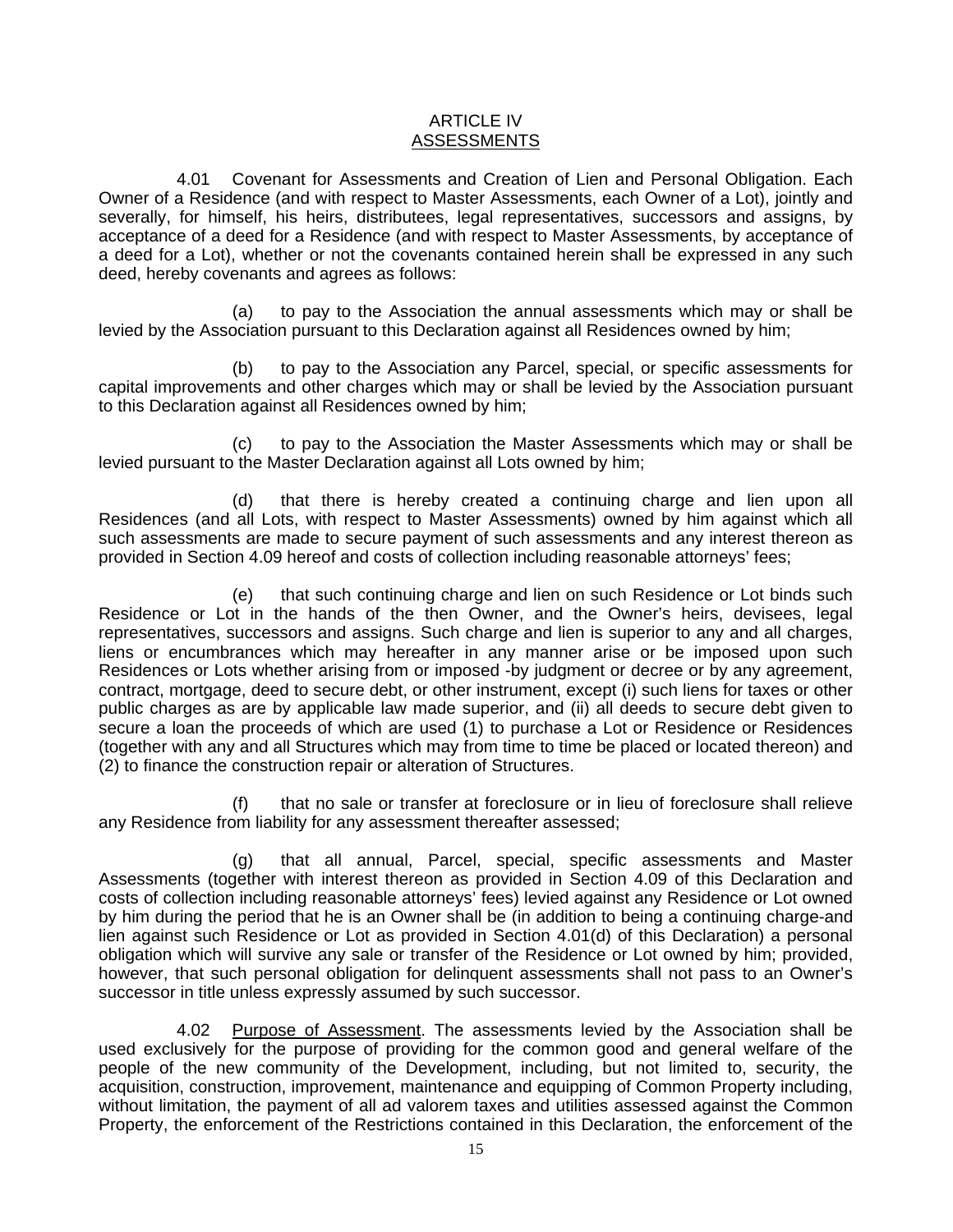# ARTICLE IV
## ASSESSMENTS

4.01 Covenant for Assessments and Creation of Lien and Personal Obligation. Each Owner of a Residence (and with respect to Master Assessments, each Owner of a Lot), jointly and severally, for himself, his heirs, distributees, legal representatives, successors and assigns, by acceptance of a deed for a Residence (and with respect to Master Assessments, by acceptance of a deed for a Lot), whether or not the covenants contained herein shall be expressed in any such deed, hereby covenants and agrees as follows:

(a) to pay to the Association the annual assessments which may or shall be levied by the Association pursuant to this Declaration against all Residences owned by him;

(b) to pay to the Association any Parcel, special, or specific assessments for capital improvements and other charges which may or shall be levied by the Association pursuant to this Declaration against all Residences owned by him;

(c) to pay to the Association the Master Assessments which may or shall be levied pursuant to the Master Declaration against all Lots owned by him;

(d) that there is hereby created a continuing charge and lien upon all Residences (and all Lots, with respect to Master Assessments) owned by him against which all such assessments are made to secure payment of such assessments and any interest thereon as provided in Section 4.09 hereof and costs of collection including reasonable attorneys' fees;

(e) that such continuing charge and lien on such Residence or Lot binds such Residence or Lot in the hands of the then Owner, and the Owner's heirs, devisees, legal representatives, successors and assigns. Such charge and lien is superior to any and all charges, liens or encumbrances which may hereafter in any manner arise or be imposed upon such Residences or Lots whether arising from or imposed -by judgment or decree or by any agreement, contract, mortgage, deed to secure debt, or other instrument, except (i) such liens for taxes or other public charges as are by applicable law made superior, and (ii) all deeds to secure debt given to secure a loan the proceeds of which are used (1) to purchase a Lot or Residence or Residences (together with any and all Structures which may from time to time be placed or located thereon) and (2) to finance the construction repair or alteration of Structures.

(f) that no sale or transfer at foreclosure or in lieu of foreclosure shall relieve any Residence from liability for any assessment thereafter assessed;

(g) that all annual, Parcel, special, specific assessments and Master Assessments (together with interest thereon as provided in Section 4.09 of this Declaration and costs of collection including reasonable attorneys' fees) levied against any Residence or Lot owned by him during the period that he is an Owner shall be (in addition to being a continuing charge-and lien against such Residence or Lot as provided in Section 4.01(d) of this Declaration) a personal obligation which will survive any sale or transfer of the Residence or Lot owned by him; provided, however, that such personal obligation for delinquent assessments shall not pass to an Owner's successor in title unless expressly assumed by such successor.

4.02 Purpose of Assessment. The assessments levied by the Association shall be used exclusively for the purpose of providing for the common good and general welfare of the people of the new community of the Development, including, but not limited to, security, the acquisition, construction, improvement, maintenance and equipping of Common Property including, without limitation, the payment of all ad valorem taxes and utilities assessed against the Common Property, the enforcement of the Restrictions contained in this Declaration, the enforcement of the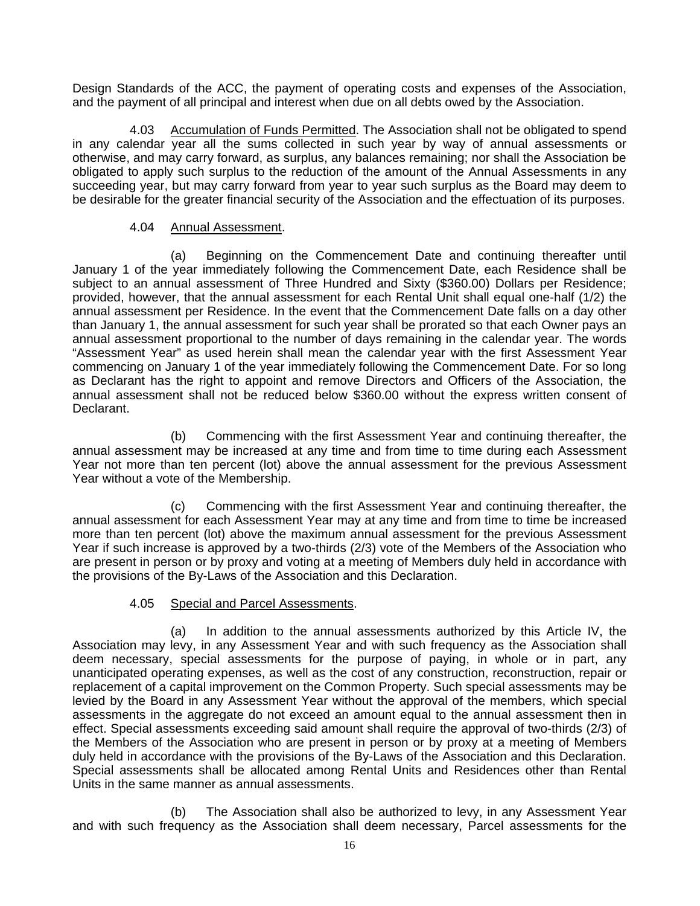Design Standards of the ACC, the payment of operating costs and expenses of the Association, and the payment of all principal and interest when due on all debts owed by the Association.

4.03 Accumulation of Funds Permitted. The Association shall not be obligated to spend in any calendar year all the sums collected in such year by way of annual assessments or otherwise, and may carry forward, as surplus, any balances remaining; nor shall the Association be obligated to apply such surplus to the reduction of the amount of the Annual Assessments in any succeeding year, but may carry forward from year to year such surplus as the Board may deem to be desirable for the greater financial security of the Association and the effectuation of its purposes.

4.04 Annual Assessment.

(a) Beginning on the Commencement Date and continuing thereafter until January 1 of the year immediately following the Commencement Date, each Residence shall be subject to an annual assessment of Three Hundred and Sixty ($360.00) Dollars per Residence; provided, however, that the annual assessment for each Rental Unit shall equal one-half (1/2) the annual assessment per Residence. In the event that the Commencement Date falls on a day other than January 1, the annual assessment for such year shall be prorated so that each Owner pays an annual assessment proportional to the number of days remaining in the calendar year. The words "Assessment Year" as used herein shall mean the calendar year with the first Assessment Year commencing on January 1 of the year immediately following the Commencement Date. For so long as Declarant has the right to appoint and remove Directors and Officers of the Association, the annual assessment shall not be reduced below $360.00 without the express written consent of Declarant.

(b) Commencing with the first Assessment Year and continuing thereafter, the annual assessment may be increased at any time and from time to time during each Assessment Year not more than ten percent (lot) above the annual assessment for the previous Assessment Year without a vote of the Membership.

(c) Commencing with the first Assessment Year and continuing thereafter, the annual assessment for each Assessment Year may at any time and from time to time be increased more than ten percent (lot) above the maximum annual assessment for the previous Assessment Year if such increase is approved by a two-thirds (2/3) vote of the Members of the Association who are present in person or by proxy and voting at a meeting of Members duly held in accordance with the provisions of the By-Laws of the Association and this Declaration.

4.05 Special and Parcel Assessments.

(a) In addition to the annual assessments authorized by this Article IV, the Association may levy, in any Assessment Year and with such frequency as the Association shall deem necessary, special assessments for the purpose of paying, in whole or in part, any unanticipated operating expenses, as well as the cost of any construction, reconstruction, repair or replacement of a capital improvement on the Common Property. Such special assessments may be levied by the Board in any Assessment Year without the approval of the members, which special assessments in the aggregate do not exceed an amount equal to the annual assessment then in effect. Special assessments exceeding said amount shall require the approval of two-thirds (2/3) of the Members of the Association who are present in person or by proxy at a meeting of Members duly held in accordance with the provisions of the By-Laws of the Association and this Declaration. Special assessments shall be allocated among Rental Units and Residences other than Rental Units in the same manner as annual assessments.

(b) The Association shall also be authorized to levy, in any Assessment Year and with such frequency as the Association shall deem necessary, Parcel assessments for the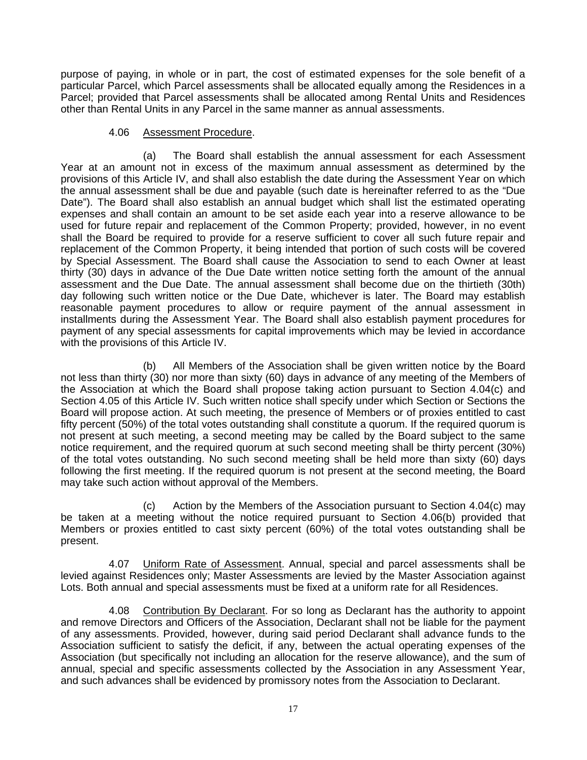purpose of paying, in whole or in part, the cost of estimated expenses for the sole benefit of a particular Parcel, which Parcel assessments shall be allocated equally among the Residences in a Parcel; provided that Parcel assessments shall be allocated among Rental Units and Residences other than Rental Units in any Parcel in the same manner as annual assessments.

4.06 Assessment Procedure.

(a) The Board shall establish the annual assessment for each Assessment Year at an amount not in excess of the maximum annual assessment as determined by the provisions of this Article IV, and shall also establish the date during the Assessment Year on which the annual assessment shall be due and payable (such date is hereinafter referred to as the "Due Date"). The Board shall also establish an annual budget which shall list the estimated operating expenses and shall contain an amount to be set aside each year into a reserve allowance to be used for future repair and replacement of the Common Property; provided, however, in no event shall the Board be required to provide for a reserve sufficient to cover all such future repair and replacement of the Common Property, it being intended that portion of such costs will be covered by Special Assessment. The Board shall cause the Association to send to each Owner at least thirty (30) days in advance of the Due Date written notice setting forth the amount of the annual assessment and the Due Date. The annual assessment shall become due on the thirtieth (30th) day following such written notice or the Due Date, whichever is later. The Board may establish reasonable payment procedures to allow or require payment of the annual assessment in installments during the Assessment Year. The Board shall also establish payment procedures for payment of any special assessments for capital improvements which may be levied in accordance with the provisions of this Article IV.

(b) All Members of the Association shall be given written notice by the Board not less than thirty (30) nor more than sixty (60) days in advance of any meeting of the Members of the Association at which the Board shall propose taking action pursuant to Section 4.04(c) and Section 4.05 of this Article IV. Such written notice shall specify under which Section or Sections the Board will propose action. At such meeting, the presence of Members or of proxies entitled to cast fifty percent (50%) of the total votes outstanding shall constitute a quorum. If the required quorum is not present at such meeting, a second meeting may be called by the Board subject to the same notice requirement, and the required quorum at such second meeting shall be thirty percent (30%) of the total votes outstanding. No such second meeting shall be held more than sixty (60) days following the first meeting. If the required quorum is not present at the second meeting, the Board may take such action without approval of the Members.

(c) Action by the Members of the Association pursuant to Section 4.04(c) may be taken at a meeting without the notice required pursuant to Section 4.06(b) provided that Members or proxies entitled to cast sixty percent (60%) of the total votes outstanding shall be present.

4.07 Uniform Rate of Assessment. Annual, special and parcel assessments shall be levied against Residences only; Master Assessments are levied by the Master Association against Lots. Both annual and special assessments must be fixed at a uniform rate for all Residences.

4.08 Contribution By Declarant. For so long as Declarant has the authority to appoint and remove Directors and Officers of the Association, Declarant shall not be liable for the payment of any assessments. Provided, however, during said period Declarant shall advance funds to the Association sufficient to satisfy the deficit, if any, between the actual operating expenses of the Association (but specifically not including an allocation for the reserve allowance), and the sum of annual, special and specific assessments collected by the Association in any Assessment Year, and such advances shall be evidenced by promissory notes from the Association to Declarant.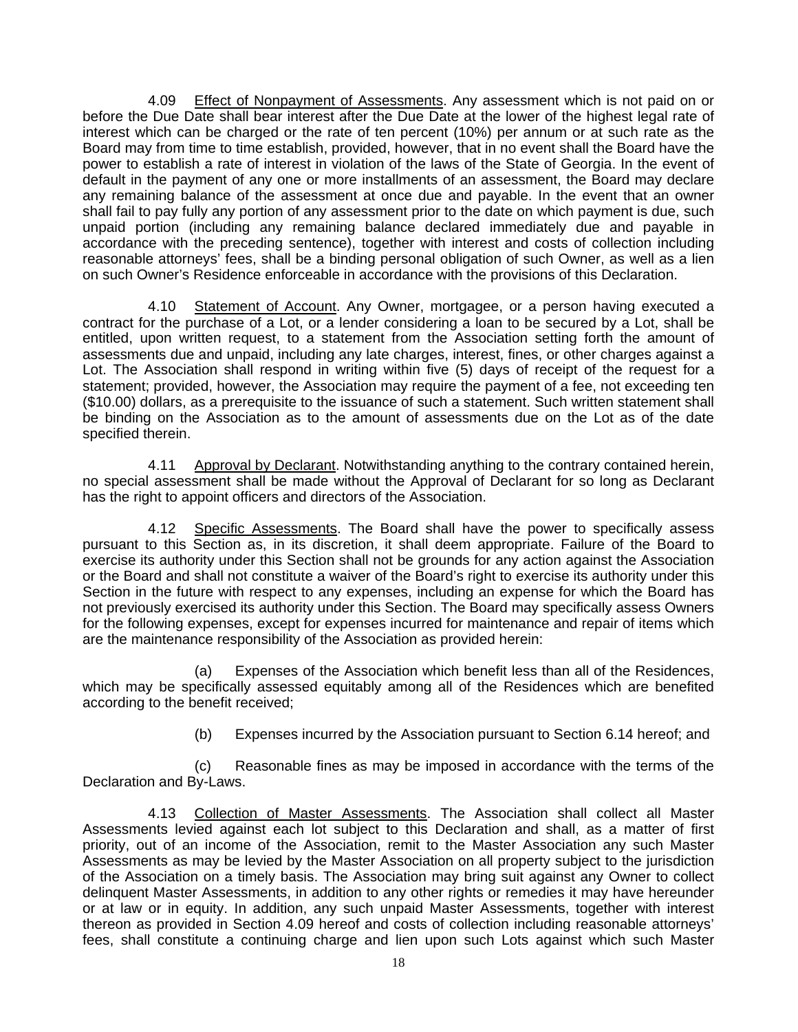4.09 Effect of Nonpayment of Assessments. Any assessment which is not paid on or before the Due Date shall bear interest after the Due Date at the lower of the highest legal rate of interest which can be charged or the rate of ten percent (10%) per annum or at such rate as the Board may from time to time establish, provided, however, that in no event shall the Board have the power to establish a rate of interest in violation of the laws of the State of Georgia. In the event of default in the payment of any one or more installments of an assessment, the Board may declare any remaining balance of the assessment at once due and payable. In the event that an owner shall fail to pay fully any portion of any assessment prior to the date on which payment is due, such unpaid portion (including any remaining balance declared immediately due and payable in accordance with the preceding sentence), together with interest and costs of collection including reasonable attorneys' fees, shall be a binding personal obligation of such Owner, as well as a lien on such Owner's Residence enforceable in accordance with the provisions of this Declaration.

4.10 Statement of Account. Any Owner, mortgagee, or a person having executed a contract for the purchase of a Lot, or a lender considering a loan to be secured by a Lot, shall be entitled, upon written request, to a statement from the Association setting forth the amount of assessments due and unpaid, including any late charges, interest, fines, or other charges against a Lot. The Association shall respond in writing within five (5) days of receipt of the request for a statement; provided, however, the Association may require the payment of a fee, not exceeding ten ($10.00) dollars, as a prerequisite to the issuance of such a statement. Such written statement shall be binding on the Association as to the amount of assessments due on the Lot as of the date specified therein.

4.11 Approval by Declarant. Notwithstanding anything to the contrary contained herein, no special assessment shall be made without the Approval of Declarant for so long as Declarant has the right to appoint officers and directors of the Association.

4.12 Specific Assessments. The Board shall have the power to specifically assess pursuant to this Section as, in its discretion, it shall deem appropriate. Failure of the Board to exercise its authority under this Section shall not be grounds for any action against the Association or the Board and shall not constitute a waiver of the Board's right to exercise its authority under this Section in the future with respect to any expenses, including an expense for which the Board has not previously exercised its authority under this Section. The Board may specifically assess Owners for the following expenses, except for expenses incurred for maintenance and repair of items which are the maintenance responsibility of the Association as provided herein:

(a) Expenses of the Association which benefit less than all of the Residences, which may be specifically assessed equitably among all of the Residences which are benefited according to the benefit received;

(b) Expenses incurred by the Association pursuant to Section 6.14 hereof; and

(c) Reasonable fines as may be imposed in accordance with the terms of the Declaration and By-Laws.

4.13 Collection of Master Assessments. The Association shall collect all Master Assessments levied against each lot subject to this Declaration and shall, as a matter of first priority, out of an income of the Association, remit to the Master Association any such Master Assessments as may be levied by the Master Association on all property subject to the jurisdiction of the Association on a timely basis. The Association may bring suit against any Owner to collect delinquent Master Assessments, in addition to any other rights or remedies it may have hereunder or at law or in equity. In addition, any such unpaid Master Assessments, together with interest thereon as provided in Section 4.09 hereof and costs of collection including reasonable attorneys' fees, shall constitute a continuing charge and lien upon such Lots against which such Master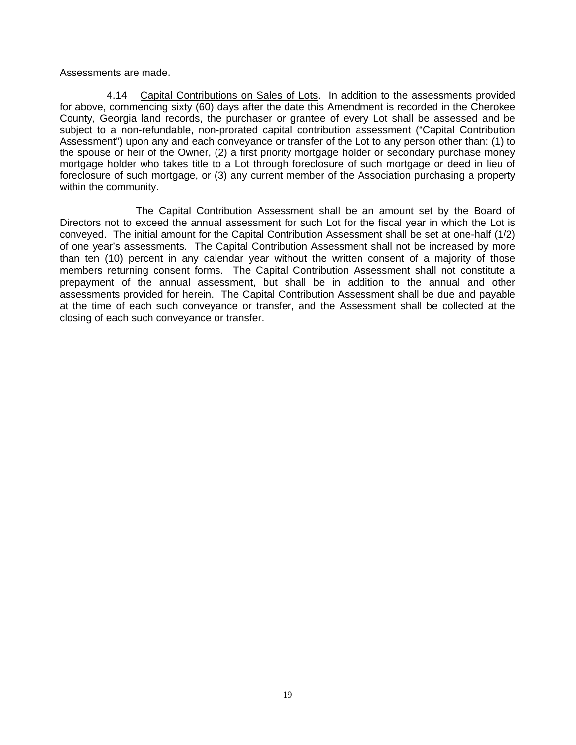Assessments are made.

4.14 <u>Capital Contributions on Sales of Lots</u>. In addition to the assessments provided for above, commencing sixty (60) days after the date this Amendment is recorded in the Cherokee County, Georgia land records, the purchaser or grantee of every Lot shall be assessed and be subject to a non-refundable, non-prorated capital contribution assessment ("Capital Contribution Assessment") upon any and each conveyance or transfer of the Lot to any person other than: (1) to the spouse or heir of the Owner, (2) a first priority mortgage holder or secondary purchase money mortgage holder who takes title to a Lot through foreclosure of such mortgage or deed in lieu of foreclosure of such mortgage, or (3) any current member of the Association purchasing a property within the community.

The Capital Contribution Assessment shall be an amount set by the Board of Directors not to exceed the annual assessment for such Lot for the fiscal year in which the Lot is conveyed. The initial amount for the Capital Contribution Assessment shall be set at one-half (1/2) of one year's assessments. The Capital Contribution Assessment shall not be increased by more than ten (10) percent in any calendar year without the written consent of a majority of those members returning consent forms. The Capital Contribution Assessment shall not constitute a prepayment of the annual assessment, but shall be in addition to the annual and other assessments provided for herein. The Capital Contribution Assessment shall be due and payable at the time of each such conveyance or transfer, and the Assessment shall be collected at the closing of each such conveyance or transfer.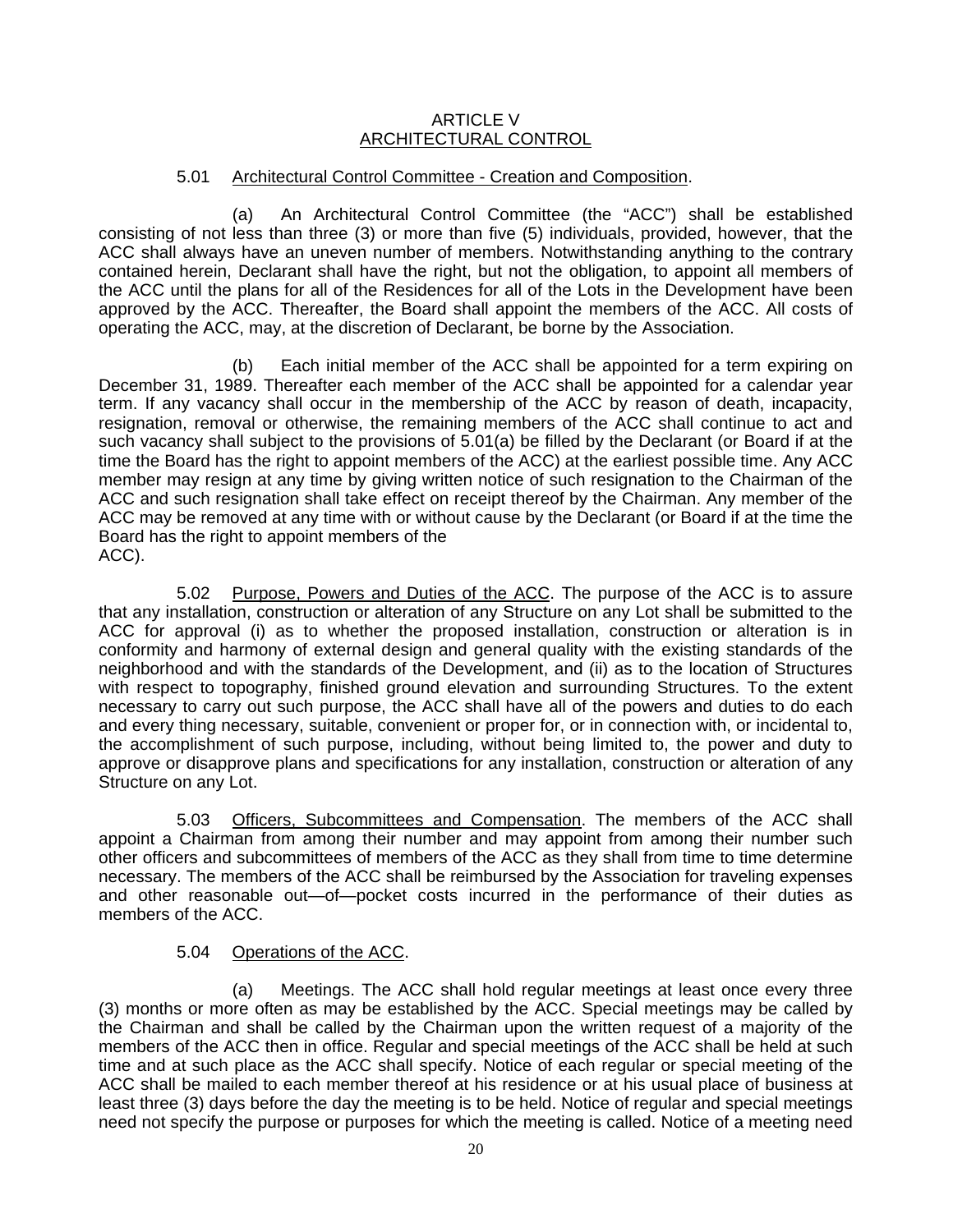# ARTICLE V
## ARCHITECTURAL CONTROL

5.01 Architectural Control Committee - Creation and Composition.

(a) An Architectural Control Committee (the "ACC") shall be established consisting of not less than three (3) or more than five (5) individuals, provided, however, that the ACC shall always have an uneven number of members. Notwithstanding anything to the contrary contained herein, Declarant shall have the right, but not the obligation, to appoint all members of the ACC until the plans for all of the Residences for all of the Lots in the Development have been approved by the ACC. Thereafter, the Board shall appoint the members of the ACC. All costs of operating the ACC, may, at the discretion of Declarant, be borne by the Association.

(b) Each initial member of the ACC shall be appointed for a term expiring on December 31, 1989. Thereafter each member of the ACC shall be appointed for a calendar year term. If any vacancy shall occur in the membership of the ACC by reason of death, incapacity, resignation, removal or otherwise, the remaining members of the ACC shall continue to act and such vacancy shall subject to the provisions of 5.01(a) be filled by the Declarant (or Board if at the time the Board has the right to appoint members of the ACC) at the earliest possible time. Any ACC member may resign at any time by giving written notice of such resignation to the Chairman of the ACC and such resignation shall take effect on receipt thereof by the Chairman. Any member of the ACC may be removed at any time with or without cause by the Declarant (or Board if at the time the Board has the right to appoint members of the ACC).

5.02 Purpose, Powers and Duties of the ACC. The purpose of the ACC is to assure that any installation, construction or alteration of any Structure on any Lot shall be submitted to the ACC for approval (i) as to whether the proposed installation, construction or alteration is in conformity and harmony of external design and general quality with the existing standards of the neighborhood and with the standards of the Development, and (ii) as to the location of Structures with respect to topography, finished ground elevation and surrounding Structures. To the extent necessary to carry out such purpose, the ACC shall have all of the powers and duties to do each and every thing necessary, suitable, convenient or proper for, or in connection with, or incidental to, the accomplishment of such purpose, including, without being limited to, the power and duty to approve or disapprove plans and specifications for any installation, construction or alteration of any Structure on any Lot.

5.03 Officers, Subcommittees and Compensation. The members of the ACC shall appoint a Chairman from among their number and may appoint from among their number such other officers and subcommittees of members of the ACC as they shall from time to time determine necessary. The members of the ACC shall be reimbursed by the Association for traveling expenses and other reasonable out—of—pocket costs incurred in the performance of their duties as members of the ACC.

5.04 Operations of the ACC.

(a) Meetings. The ACC shall hold regular meetings at least once every three (3) months or more often as may be established by the ACC. Special meetings may be called by the Chairman and shall be called by the Chairman upon the written request of a majority of the members of the ACC then in office. Regular and special meetings of the ACC shall be held at such time and at such place as the ACC shall specify. Notice of each regular or special meeting of the ACC shall be mailed to each member thereof at his residence or at his usual place of business at least three (3) days before the day the meeting is to be held. Notice of regular and special meetings need not specify the purpose or purposes for which the meeting is called. Notice of a meeting need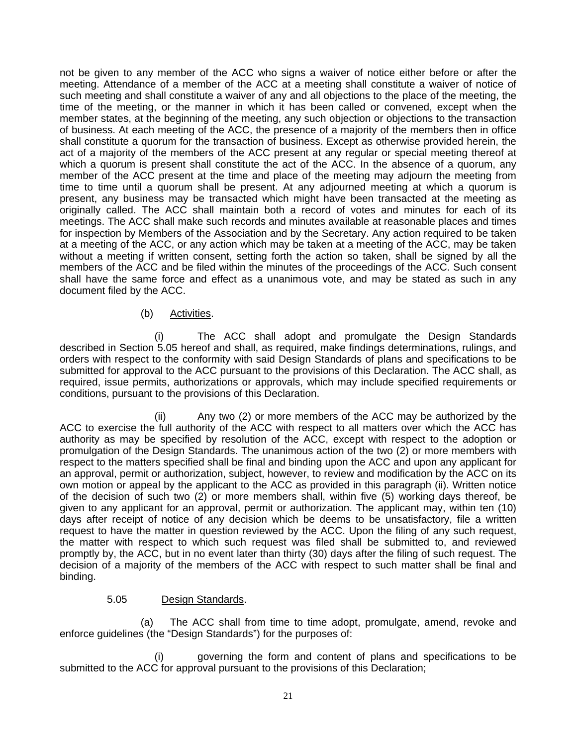not be given to any member of the ACC who signs a waiver of notice either before or after the meeting. Attendance of a member of the ACC at a meeting shall constitute a waiver of notice of such meeting and shall constitute a waiver of any and all objections to the place of the meeting, the time of the meeting, or the manner in which it has been called or convened, except when the member states, at the beginning of the meeting, any such objection or objections to the transaction of business. At each meeting of the ACC, the presence of a majority of the members then in office shall constitute a quorum for the transaction of business. Except as otherwise provided herein, the act of a majority of the members of the ACC present at any regular or special meeting thereof at which a quorum is present shall constitute the act of the ACC. In the absence of a quorum, any member of the ACC present at the time and place of the meeting may adjourn the meeting from time to time until a quorum shall be present. At any adjourned meeting at which a quorum is present, any business may be transacted which might have been transacted at the meeting as originally called. The ACC shall maintain both a record of votes and minutes for each of its meetings. The ACC shall make such records and minutes available at reasonable places and times for inspection by Members of the Association and by the Secretary. Any action required to be taken at a meeting of the ACC, or any action which may be taken at a meeting of the ACC, may be taken without a meeting if written consent, setting forth the action so taken, shall be signed by all the members of the ACC and be filed within the minutes of the proceedings of the ACC. Such consent shall have the same force and effect as a unanimous vote, and may be stated as such in any document filed by the ACC.

(b) Activities.

(i) The ACC shall adopt and promulgate the Design Standards described in Section 5.05 hereof and shall, as required, make findings determinations, rulings, and orders with respect to the conformity with said Design Standards of plans and specifications to be submitted for approval to the ACC pursuant to the provisions of this Declaration. The ACC shall, as required, issue permits, authorizations or approvals, which may include specified requirements or conditions, pursuant to the provisions of this Declaration.

(ii) Any two (2) or more members of the ACC may be authorized by the ACC to exercise the full authority of the ACC with respect to all matters over which the ACC has authority as may be specified by resolution of the ACC, except with respect to the adoption or promulgation of the Design Standards. The unanimous action of the two (2) or more members with respect to the matters specified shall be final and binding upon the ACC and upon any applicant for an approval, permit or authorization, subject, however, to review and modification by the ACC on its own motion or appeal by the applicant to the ACC as provided in this paragraph (ii). Written notice of the decision of such two (2) or more members shall, within five (5) working days thereof, be given to any applicant for an approval, permit or authorization. The applicant may, within ten (10) days after receipt of notice of any decision which be deems to be unsatisfactory, file a written request to have the matter in question reviewed by the ACC. Upon the filing of any such request, the matter with respect to which such request was filed shall be submitted to, and reviewed promptly by, the ACC, but in no event later than thirty (30) days after the filing of such request. The decision of a majority of the members of the ACC with respect to such matter shall be final and binding.

5.05 Design Standards.

(a) The ACC shall from time to time adopt, promulgate, amend, revoke and enforce guidelines (the "Design Standards") for the purposes of:

(i) governing the form and content of plans and specifications to be submitted to the ACC for approval pursuant to the provisions of this Declaration;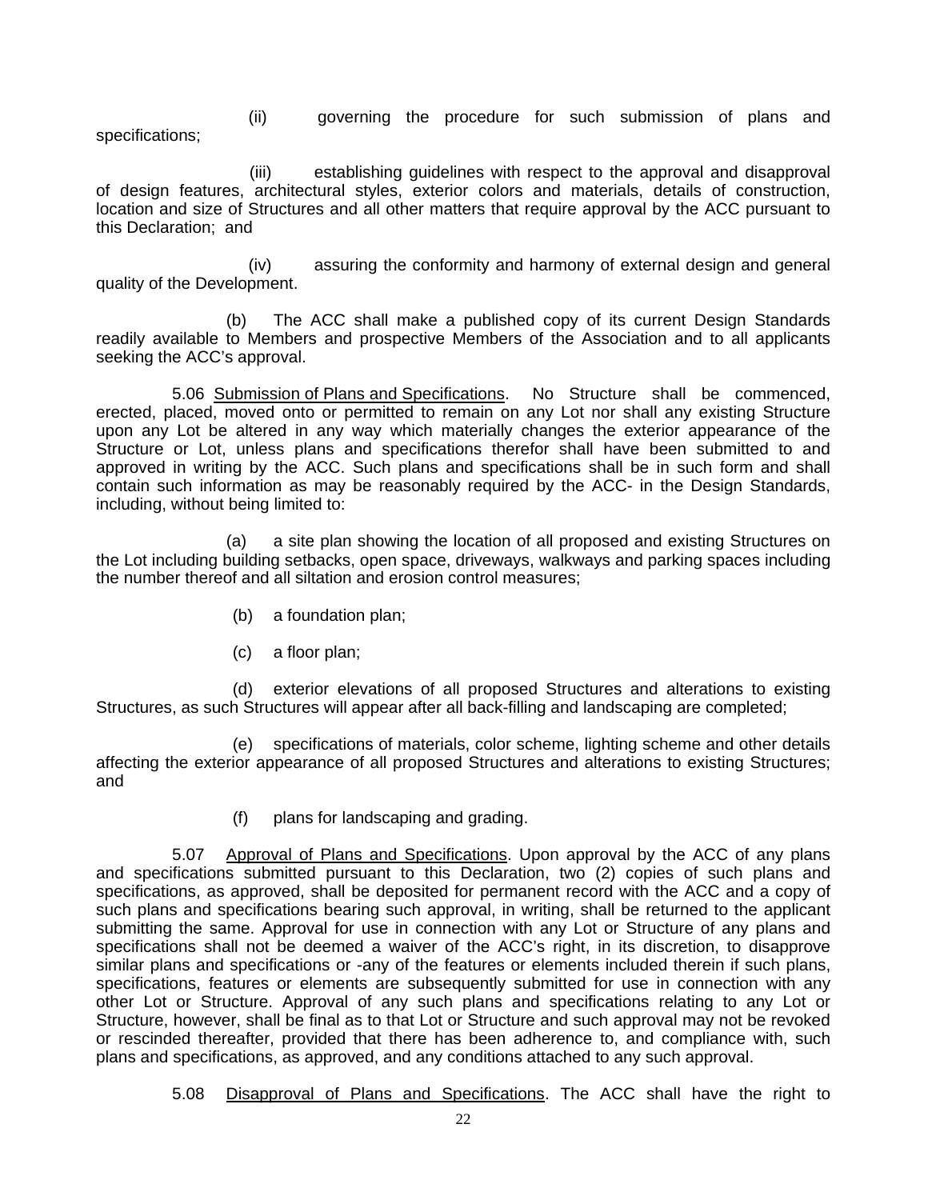(ii) governing the procedure for such submission of plans and specifications;

(iii) establishing guidelines with respect to the approval and disapproval of design features, architectural styles, exterior colors and materials, details of construction, location and size of Structures and all other matters that require approval by the ACC pursuant to this Declaration; and

(iv) assuring the conformity and harmony of external design and general quality of the Development.

(b) The ACC shall make a published copy of its current Design Standards readily available to Members and prospective Members of the Association and to all applicants seeking the ACC's approval.

5.06 Submission of Plans and Specifications. No Structure shall be commenced, erected, placed, moved onto or permitted to remain on any Lot nor shall any existing Structure upon any Lot be altered in any way which materially changes the exterior appearance of the Structure or Lot, unless plans and specifications therefor shall have been submitted to and approved in writing by the ACC. Such plans and specifications shall be in such form and shall contain such information as may be reasonably required by the ACC- in the Design Standards, including, without being limited to:

(a) a site plan showing the location of all proposed and existing Structures on the Lot including building setbacks, open space, driveways, walkways and parking spaces including the number thereof and all siltation and erosion control measures;

(b) a foundation plan;

(c) a floor plan;

(d) exterior elevations of all proposed Structures and alterations to existing Structures, as such Structures will appear after all back-filling and landscaping are completed;

(e) specifications of materials, color scheme, lighting scheme and other details affecting the exterior appearance of all proposed Structures and alterations to existing Structures; and

(f) plans for landscaping and grading.

5.07 Approval of Plans and Specifications. Upon approval by the ACC of any plans and specifications submitted pursuant to this Declaration, two (2) copies of such plans and specifications, as approved, shall be deposited for permanent record with the ACC and a copy of such plans and specifications bearing such approval, in writing, shall be returned to the applicant submitting the same. Approval for use in connection with any Lot or Structure of any plans and specifications shall not be deemed a waiver of the ACC's right, in its discretion, to disapprove similar plans and specifications or -any of the features or elements included therein if such plans, specifications, features or elements are subsequently submitted for use in connection with any other Lot or Structure. Approval of any such plans and specifications relating to any Lot or Structure, however, shall be final as to that Lot or Structure and such approval may not be revoked or rescinded thereafter, provided that there has been adherence to, and compliance with, such plans and specifications, as approved, and any conditions attached to any such approval.

5.08 Disapproval of Plans and Specifications. The ACC shall have the right to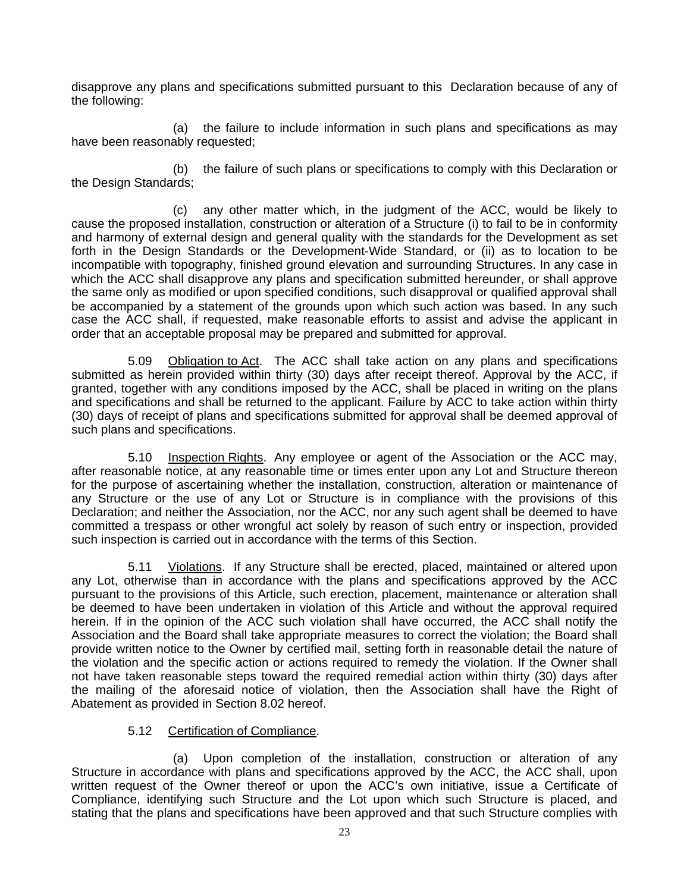disapprove any plans and specifications submitted pursuant to this Declaration because of any of the following:

(a) the failure to include information in such plans and specifications as may have been reasonably requested;

(b) the failure of such plans or specifications to comply with this Declaration or the Design Standards;

(c) any other matter which, in the judgment of the ACC, would be likely to cause the proposed installation, construction or alteration of a Structure (i) to fail to be in conformity and harmony of external design and general quality with the standards for the Development as set forth in the Design Standards or the Development-Wide Standard, or (ii) as to location to be incompatible with topography, finished ground elevation and surrounding Structures. In any case in which the ACC shall disapprove any plans and specification submitted hereunder, or shall approve the same only as modified or upon specified conditions, such disapproval or qualified approval shall be accompanied by a statement of the grounds upon which such action was based. In any such case the ACC shall, if requested, make reasonable efforts to assist and advise the applicant in order that an acceptable proposal may be prepared and submitted for approval.

5.09 Obligation to Act. The ACC shall take action on any plans and specifications submitted as herein provided within thirty (30) days after receipt thereof. Approval by the ACC, if granted, together with any conditions imposed by the ACC, shall be placed in writing on the plans and specifications and shall be returned to the applicant. Failure by ACC to take action within thirty (30) days of receipt of plans and specifications submitted for approval shall be deemed approval of such plans and specifications.

5.10 Inspection Rights. Any employee or agent of the Association or the ACC may, after reasonable notice, at any reasonable time or times enter upon any Lot and Structure thereon for the purpose of ascertaining whether the installation, construction, alteration or maintenance of any Structure or the use of any Lot or Structure is in compliance with the provisions of this Declaration; and neither the Association, nor the ACC, nor any such agent shall be deemed to have committed a trespass or other wrongful act solely by reason of such entry or inspection, provided such inspection is carried out in accordance with the terms of this Section.

5.11 Violations. If any Structure shall be erected, placed, maintained or altered upon any Lot, otherwise than in accordance with the plans and specifications approved by the ACC pursuant to the provisions of this Article, such erection, placement, maintenance or alteration shall be deemed to have been undertaken in violation of this Article and without the approval required herein. If in the opinion of the ACC such violation shall have occurred, the ACC shall notify the Association and the Board shall take appropriate measures to correct the violation; the Board shall provide written notice to the Owner by certified mail, setting forth in reasonable detail the nature of the violation and the specific action or actions required to remedy the violation. If the Owner shall not have taken reasonable steps toward the required remedial action within thirty (30) days after the mailing of the aforesaid notice of violation, then the Association shall have the Right of Abatement as provided in Section 8.02 hereof.

5.12 Certification of Compliance.

(a) Upon completion of the installation, construction or alteration of any Structure in accordance with plans and specifications approved by the ACC, the ACC shall, upon written request of the Owner thereof or upon the ACC's own initiative, issue a Certificate of Compliance, identifying such Structure and the Lot upon which such Structure is placed, and stating that the plans and specifications have been approved and that such Structure complies with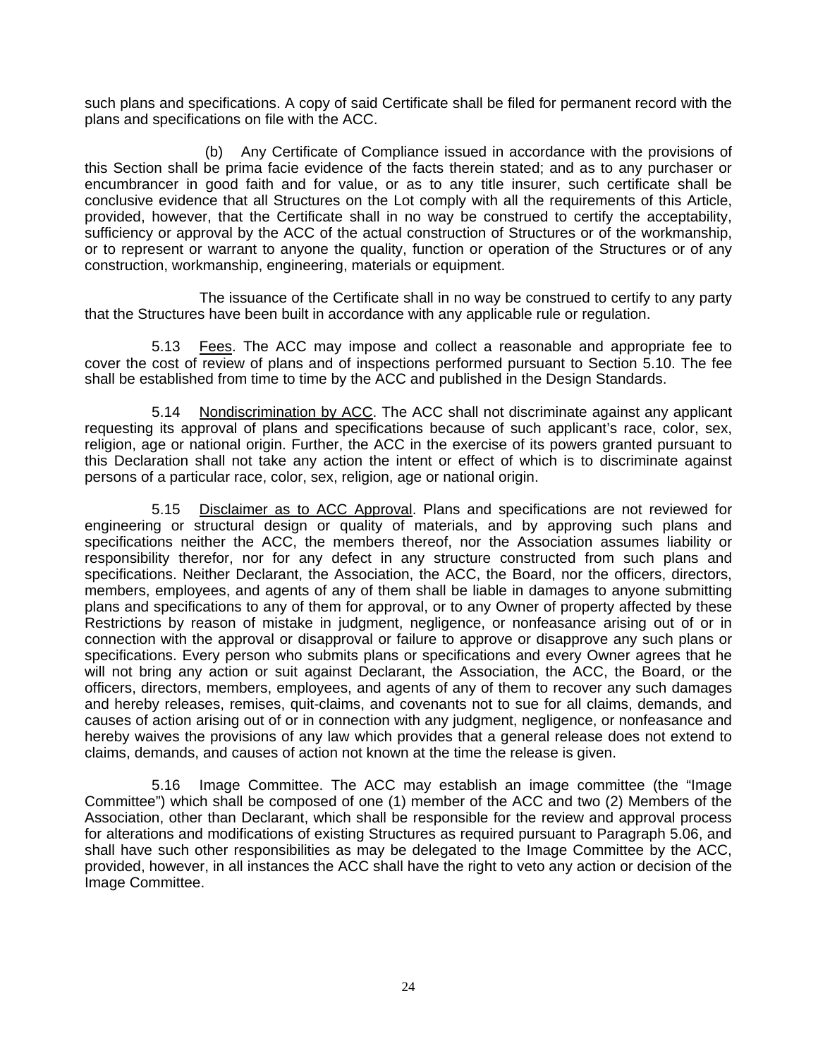such plans and specifications. A copy of said Certificate shall be filed for permanent record with the plans and specifications on file with the ACC.

(b) Any Certificate of Compliance issued in accordance with the provisions of this Section shall be prima facie evidence of the facts therein stated; and as to any purchaser or encumbrancer in good faith and for value, or as to any title insurer, such certificate shall be conclusive evidence that all Structures on the Lot comply with all the requirements of this Article, provided, however, that the Certificate shall in no way be construed to certify the acceptability, sufficiency or approval by the ACC of the actual construction of Structures or of the workmanship, or to represent or warrant to anyone the quality, function or operation of the Structures or of any construction, workmanship, engineering, materials or equipment.

The issuance of the Certificate shall in no way be construed to certify to any party that the Structures have been built in accordance with any applicable rule or regulation.

5.13 Fees. The ACC may impose and collect a reasonable and appropriate fee to cover the cost of review of plans and of inspections performed pursuant to Section 5.10. The fee shall be established from time to time by the ACC and published in the Design Standards.

5.14 Nondiscrimination by ACC. The ACC shall not discriminate against any applicant requesting its approval of plans and specifications because of such applicant's race, color, sex, religion, age or national origin. Further, the ACC in the exercise of its powers granted pursuant to this Declaration shall not take any action the intent or effect of which is to discriminate against persons of a particular race, color, sex, religion, age or national origin.

5.15 Disclaimer as to ACC Approval. Plans and specifications are not reviewed for engineering or structural design or quality of materials, and by approving such plans and specifications neither the ACC, the members thereof, nor the Association assumes liability or responsibility therefor, nor for any defect in any structure constructed from such plans and specifications. Neither Declarant, the Association, the ACC, the Board, nor the officers, directors, members, employees, and agents of any of them shall be liable in damages to anyone submitting plans and specifications to any of them for approval, or to any Owner of property affected by these Restrictions by reason of mistake in judgment, negligence, or nonfeasance arising out of or in connection with the approval or disapproval or failure to approve or disapprove any such plans or specifications. Every person who submits plans or specifications and every Owner agrees that he will not bring any action or suit against Declarant, the Association, the ACC, the Board, or the officers, directors, members, employees, and agents of any of them to recover any such damages and hereby releases, remises, quit-claims, and covenants not to sue for all claims, demands, and causes of action arising out of or in connection with any judgment, negligence, or nonfeasance and hereby waives the provisions of any law which provides that a general release does not extend to claims, demands, and causes of action not known at the time the release is given.

5.16 Image Committee. The ACC may establish an image committee (the "Image Committee") which shall be composed of one (1) member of the ACC and two (2) Members of the Association, other than Declarant, which shall be responsible for the review and approval process for alterations and modifications of existing Structures as required pursuant to Paragraph 5.06, and shall have such other responsibilities as may be delegated to the Image Committee by the ACC, provided, however, in all instances the ACC shall have the right to veto any action or decision of the Image Committee.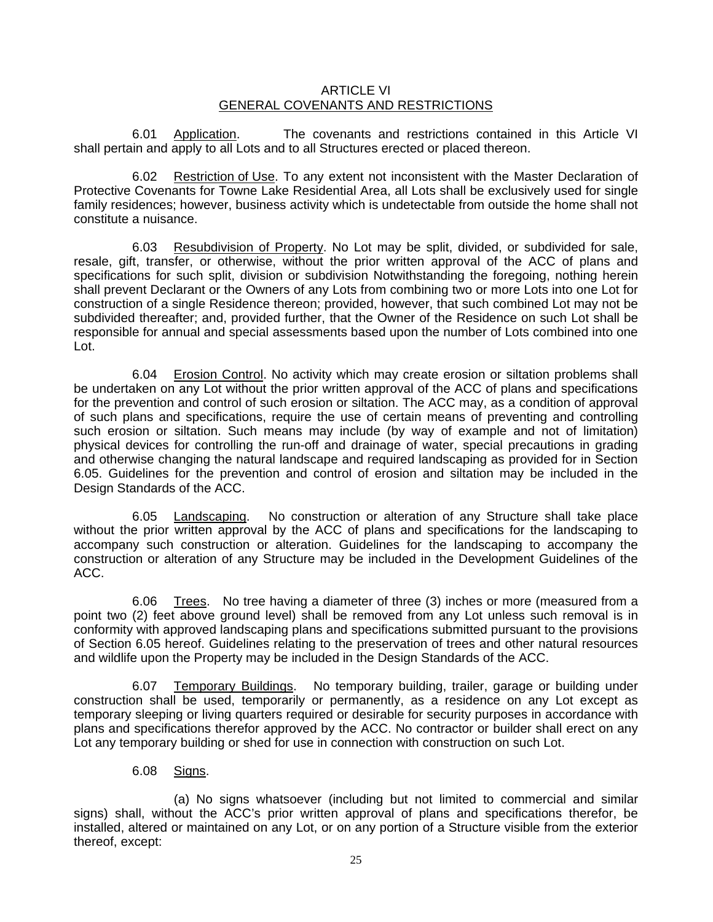# ARTICLE VI
## GENERAL COVENANTS AND RESTRICTIONS

6.01 Application. The covenants and restrictions contained in this Article VI shall pertain and apply to all Lots and to all Structures erected or placed thereon.

6.02 Restriction of Use. To any extent not inconsistent with the Master Declaration of Protective Covenants for Towne Lake Residential Area, all Lots shall be exclusively used for single family residences; however, business activity which is undetectable from outside the home shall not constitute a nuisance.

6.03 Resubdivision of Property. No Lot may be split, divided, or subdivided for sale, resale, gift, transfer, or otherwise, without the prior written approval of the ACC of plans and specifications for such split, division or subdivision Notwithstanding the foregoing, nothing herein shall prevent Declarant or the Owners of any Lots from combining two or more Lots into one Lot for construction of a single Residence thereon; provided, however, that such combined Lot may not be subdivided thereafter; and, provided further, that the Owner of the Residence on such Lot shall be responsible for annual and special assessments based upon the number of Lots combined into one Lot.

6.04 Erosion Control. No activity which may create erosion or siltation problems shall be undertaken on any Lot without the prior written approval of the ACC of plans and specifications for the prevention and control of such erosion or siltation. The ACC may, as a condition of approval of such plans and specifications, require the use of certain means of preventing and controlling such erosion or siltation. Such means may include (by way of example and not of limitation) physical devices for controlling the run-off and drainage of water, special precautions in grading and otherwise changing the natural landscape and required landscaping as provided for in Section 6.05. Guidelines for the prevention and control of erosion and siltation may be included in the Design Standards of the ACC.

6.05 Landscaping. No construction or alteration of any Structure shall take place without the prior written approval by the ACC of plans and specifications for the landscaping to accompany such construction or alteration. Guidelines for the landscaping to accompany the construction or alteration of any Structure may be included in the Development Guidelines of the ACC.

6.06 Trees. No tree having a diameter of three (3) inches or more (measured from a point two (2) feet above ground level) shall be removed from any Lot unless such removal is in conformity with approved landscaping plans and specifications submitted pursuant to the provisions of Section 6.05 hereof. Guidelines relating to the preservation of trees and other natural resources and wildlife upon the Property may be included in the Design Standards of the ACC.

6.07 Temporary Buildings. No temporary building, trailer, garage or building under construction shall be used, temporarily or permanently, as a residence on any Lot except as temporary sleeping or living quarters required or desirable for security purposes in accordance with plans and specifications therefor approved by the ACC. No contractor or builder shall erect on any Lot any temporary building or shed for use in connection with construction on such Lot.

6.08 Signs.

(a) No signs whatsoever (including but not limited to commercial and similar signs) shall, without the ACC's prior written approval of plans and specifications therefor, be installed, altered or maintained on any Lot, or on any portion of a Structure visible from the exterior thereof, except: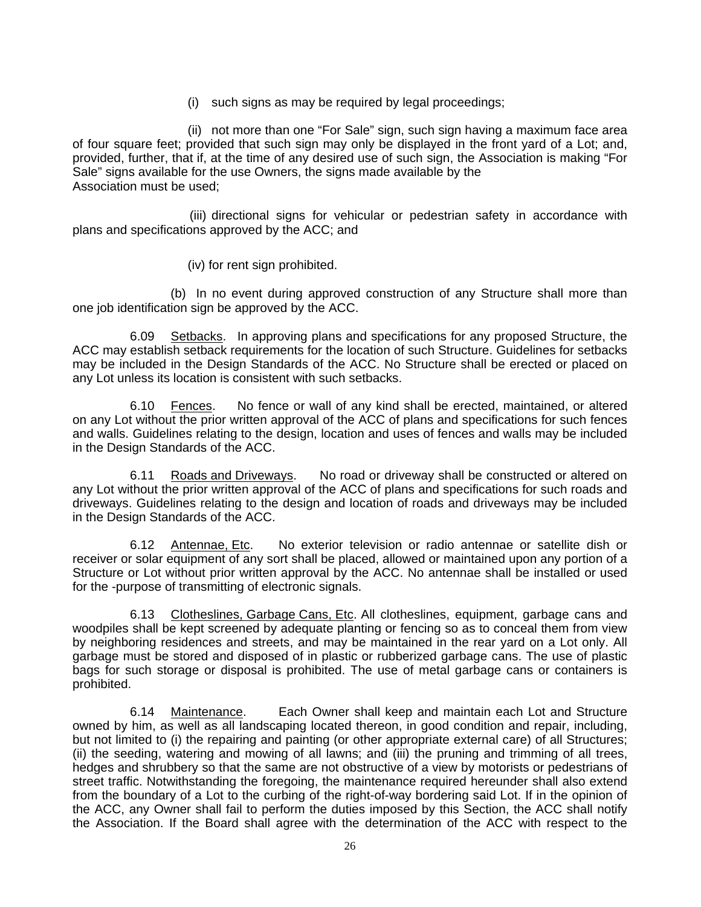(i) such signs as may be required by legal proceedings;

(ii) not more than one "For Sale" sign, such sign having a maximum face area of four square feet; provided that such sign may only be displayed in the front yard of a Lot; and, provided, further, that if, at the time of any desired use of such sign, the Association is making "For Sale" signs available for the use Owners, the signs made available by the Association must be used;

(iii) directional signs for vehicular or pedestrian safety in accordance with plans and specifications approved by the ACC; and

(iv) for rent sign prohibited.

(b) In no event during approved construction of any Structure shall more than one job identification sign be approved by the ACC.

6.09 Setbacks. In approving plans and specifications for any proposed Structure, the ACC may establish setback requirements for the location of such Structure. Guidelines for setbacks may be included in the Design Standards of the ACC. No Structure shall be erected or placed on any Lot unless its location is consistent with such setbacks.

6.10 Fences. No fence or wall of any kind shall be erected, maintained, or altered on any Lot without the prior written approval of the ACC of plans and specifications for such fences and walls. Guidelines relating to the design, location and uses of fences and walls may be included in the Design Standards of the ACC.

6.11 Roads and Driveways. No road or driveway shall be constructed or altered on any Lot without the prior written approval of the ACC of plans and specifications for such roads and driveways. Guidelines relating to the design and location of roads and driveways may be included in the Design Standards of the ACC.

6.12 Antennae, Etc. No exterior television or radio antennae or satellite dish or receiver or solar equipment of any sort shall be placed, allowed or maintained upon any portion of a Structure or Lot without prior written approval by the ACC. No antennae shall be installed or used for the -purpose of transmitting of electronic signals.

6.13 Clotheslines, Garbage Cans, Etc. All clotheslines, equipment, garbage cans and woodpiles shall be kept screened by adequate planting or fencing so as to conceal them from view by neighboring residences and streets, and may be maintained in the rear yard on a Lot only. All garbage must be stored and disposed of in plastic or rubberized garbage cans. The use of plastic bags for such storage or disposal is prohibited. The use of metal garbage cans or containers is prohibited.

6.14 Maintenance. Each Owner shall keep and maintain each Lot and Structure owned by him, as well as all landscaping located thereon, in good condition and repair, including, but not limited to (i) the repairing and painting (or other appropriate external care) of all Structures; (ii) the seeding, watering and mowing of all lawns; and (iii) the pruning and trimming of all trees, hedges and shrubbery so that the same are not obstructive of a view by motorists or pedestrians of street traffic. Notwithstanding the foregoing, the maintenance required hereunder shall also extend from the boundary of a Lot to the curbing of the right-of-way bordering said Lot. If in the opinion of the ACC, any Owner shall fail to perform the duties imposed by this Section, the ACC shall notify the Association. If the Board shall agree with the determination of the ACC with respect to the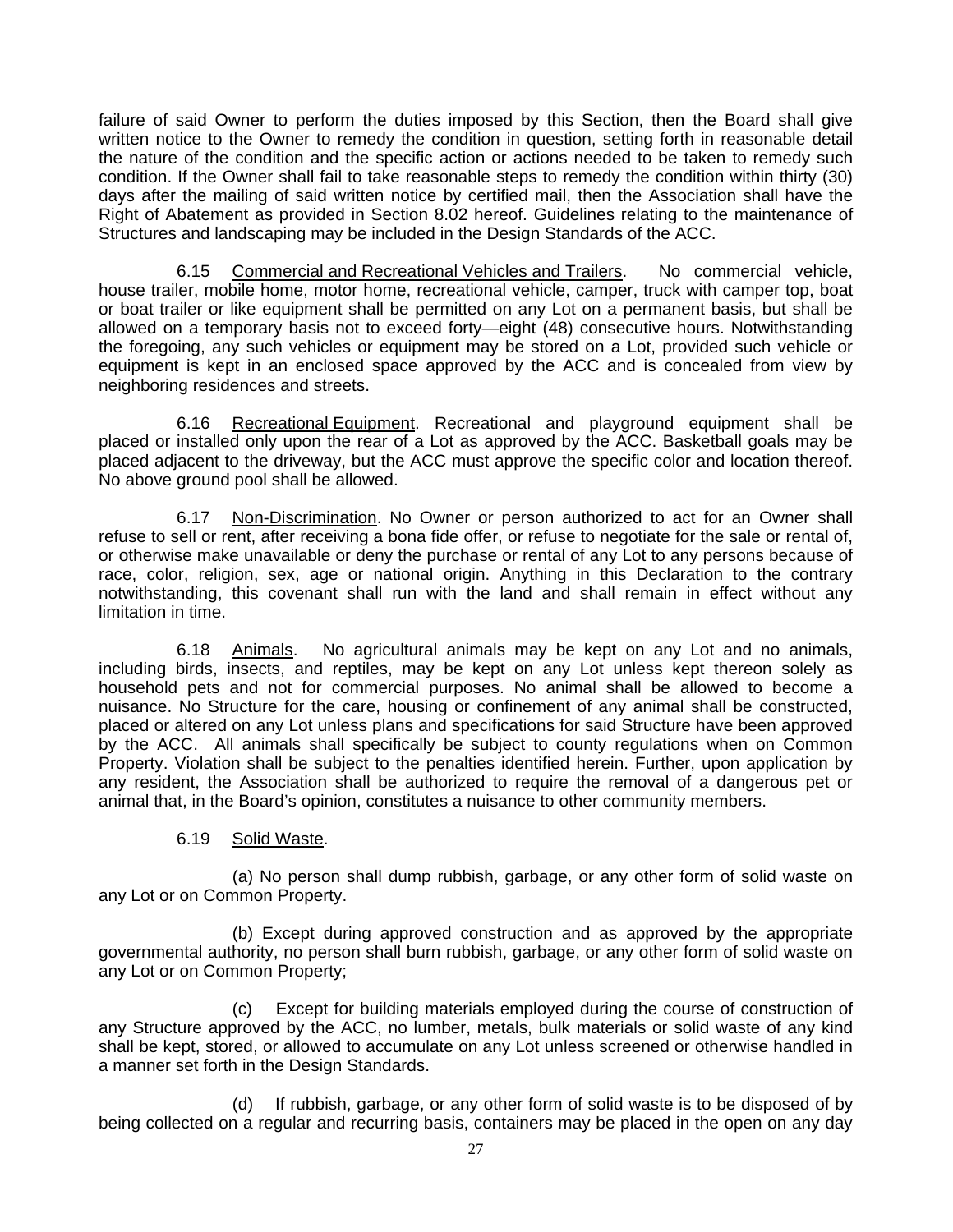failure of said Owner to perform the duties imposed by this Section, then the Board shall give written notice to the Owner to remedy the condition in question, setting forth in reasonable detail the nature of the condition and the specific action or actions needed to be taken to remedy such condition. If the Owner shall fail to take reasonable steps to remedy the condition within thirty (30) days after the mailing of said written notice by certified mail, then the Association shall have the Right of Abatement as provided in Section 8.02 hereof. Guidelines relating to the maintenance of Structures and landscaping may be included in the Design Standards of the ACC.

6.15 Commercial and Recreational Vehicles and Trailers. No commercial vehicle, house trailer, mobile home, motor home, recreational vehicle, camper, truck with camper top, boat or boat trailer or like equipment shall be permitted on any Lot on a permanent basis, but shall be allowed on a temporary basis not to exceed forty—eight (48) consecutive hours. Notwithstanding the foregoing, any such vehicles or equipment may be stored on a Lot, provided such vehicle or equipment is kept in an enclosed space approved by the ACC and is concealed from view by neighboring residences and streets.

6.16 Recreational Equipment. Recreational and playground equipment shall be placed or installed only upon the rear of a Lot as approved by the ACC. Basketball goals may be placed adjacent to the driveway, but the ACC must approve the specific color and location thereof. No above ground pool shall be allowed.

6.17 Non-Discrimination. No Owner or person authorized to act for an Owner shall refuse to sell or rent, after receiving a bona fide offer, or refuse to negotiate for the sale or rental of, or otherwise make unavailable or deny the purchase or rental of any Lot to any persons because of race, color, religion, sex, age or national origin. Anything in this Declaration to the contrary notwithstanding, this covenant shall run with the land and shall remain in effect without any limitation in time.

6.18 Animals. No agricultural animals may be kept on any Lot and no animals, including birds, insects, and reptiles, may be kept on any Lot unless kept thereon solely as household pets and not for commercial purposes. No animal shall be allowed to become a nuisance. No Structure for the care, housing or confinement of any animal shall be constructed, placed or altered on any Lot unless plans and specifications for said Structure have been approved by the ACC. All animals shall specifically be subject to county regulations when on Common Property. Violation shall be subject to the penalties identified herein. Further, upon application by any resident, the Association shall be authorized to require the removal of a dangerous pet or animal that, in the Board's opinion, constitutes a nuisance to other community members.

6.19 Solid Waste.

(a) No person shall dump rubbish, garbage, or any other form of solid waste on any Lot or on Common Property.

(b) Except during approved construction and as approved by the appropriate governmental authority, no person shall burn rubbish, garbage, or any other form of solid waste on any Lot or on Common Property;

(c) Except for building materials employed during the course of construction of any Structure approved by the ACC, no lumber, metals, bulk materials or solid waste of any kind shall be kept, stored, or allowed to accumulate on any Lot unless screened or otherwise handled in a manner set forth in the Design Standards.

(d) If rubbish, garbage, or any other form of solid waste is to be disposed of by being collected on a regular and recurring basis, containers may be placed in the open on any day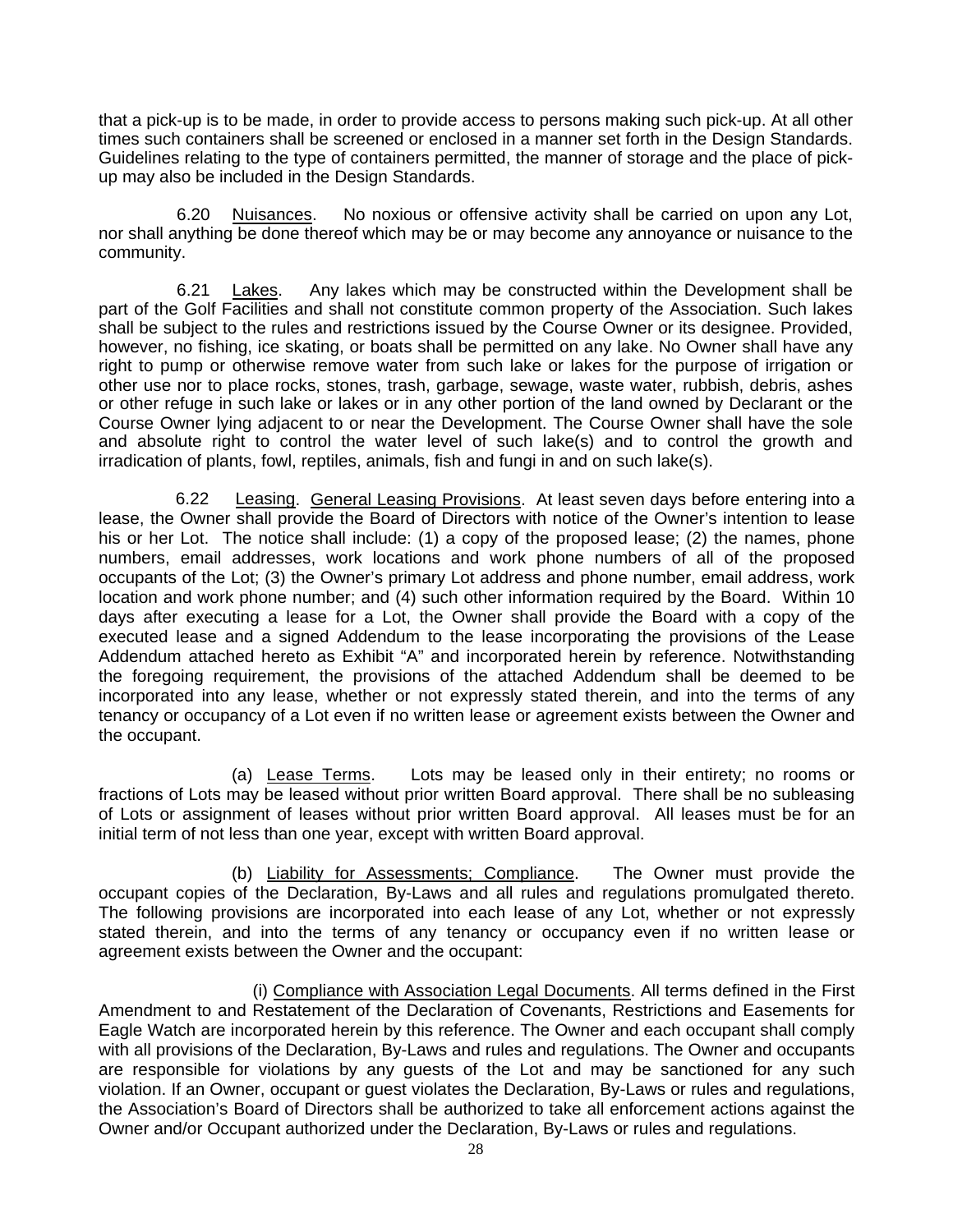that a pick-up is to be made, in order to provide access to persons making such pick-up. At all other times such containers shall be screened or enclosed in a manner set forth in the Design Standards. Guidelines relating to the type of containers permitted, the manner of storage and the place of pick-up may also be included in the Design Standards.

6.20 Nuisances. No noxious or offensive activity shall be carried on upon any Lot, nor shall anything be done thereof which may be or may become any annoyance or nuisance to the community.

6.21 Lakes. Any lakes which may be constructed within the Development shall be part of the Golf Facilities and shall not constitute common property of the Association. Such lakes shall be subject to the rules and restrictions issued by the Course Owner or its designee. Provided, however, no fishing, ice skating, or boats shall be permitted on any lake. No Owner shall have any right to pump or otherwise remove water from such lake or lakes for the purpose of irrigation or other use nor to place rocks, stones, trash, garbage, sewage, waste water, rubbish, debris, ashes or other refuge in such lake or lakes or in any other portion of the land owned by Declarant or the Course Owner lying adjacent to or near the Development. The Course Owner shall have the sole and absolute right to control the water level of such lake(s) and to control the growth and irradication of plants, fowl, reptiles, animals, fish and fungi in and on such lake(s).

6.22 Leasing. General Leasing Provisions. At least seven days before entering into a lease, the Owner shall provide the Board of Directors with notice of the Owner's intention to lease his or her Lot. The notice shall include: (1) a copy of the proposed lease; (2) the names, phone numbers, email addresses, work locations and work phone numbers of all of the proposed occupants of the Lot; (3) the Owner's primary Lot address and phone number, email address, work location and work phone number; and (4) such other information required by the Board. Within 10 days after executing a lease for a Lot, the Owner shall provide the Board with a copy of the executed lease and a signed Addendum to the lease incorporating the provisions of the Lease Addendum attached hereto as Exhibit "A" and incorporated herein by reference. Notwithstanding the foregoing requirement, the provisions of the attached Addendum shall be deemed to be incorporated into any lease, whether or not expressly stated therein, and into the terms of any tenancy or occupancy of a Lot even if no written lease or agreement exists between the Owner and the occupant.

(a) Lease Terms. Lots may be leased only in their entirety; no rooms or fractions of Lots may be leased without prior written Board approval. There shall be no subleasing of Lots or assignment of leases without prior written Board approval. All leases must be for an initial term of not less than one year, except with written Board approval.

(b) Liability for Assessments; Compliance. The Owner must provide the occupant copies of the Declaration, By-Laws and all rules and regulations promulgated thereto. The following provisions are incorporated into each lease of any Lot, whether or not expressly stated therein, and into the terms of any tenancy or occupancy even if no written lease or agreement exists between the Owner and the occupant:

(i) Compliance with Association Legal Documents. All terms defined in the First Amendment to and Restatement of the Declaration of Covenants, Restrictions and Easements for Eagle Watch are incorporated herein by this reference. The Owner and each occupant shall comply with all provisions of the Declaration, By-Laws and rules and regulations. The Owner and occupants are responsible for violations by any guests of the Lot and may be sanctioned for any such violation. If an Owner, occupant or guest violates the Declaration, By-Laws or rules and regulations, the Association's Board of Directors shall be authorized to take all enforcement actions against the Owner and/or Occupant authorized under the Declaration, By-Laws or rules and regulations.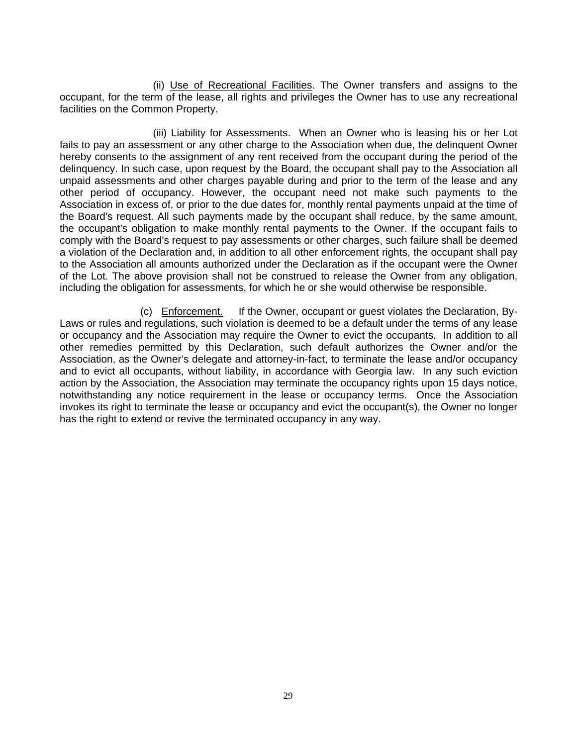(ii) Use of Recreational Facilities. The Owner transfers and assigns to the occupant, for the term of the lease, all rights and privileges the Owner has to use any recreational facilities on the Common Property.

(iii) Liability for Assessments. When an Owner who is leasing his or her Lot fails to pay an assessment or any other charge to the Association when due, the delinquent Owner hereby consents to the assignment of any rent received from the occupant during the period of the delinquency. In such case, upon request by the Board, the occupant shall pay to the Association all unpaid assessments and other charges payable during and prior to the term of the lease and any other period of occupancy. However, the occupant need not make such payments to the Association in excess of, or prior to the due dates for, monthly rental payments unpaid at the time of the Board's request. All such payments made by the occupant shall reduce, by the same amount, the occupant's obligation to make monthly rental payments to the Owner. If the occupant fails to comply with the Board's request to pay assessments or other charges, such failure shall be deemed a violation of the Declaration and, in addition to all other enforcement rights, the occupant shall pay to the Association all amounts authorized under the Declaration as if the occupant were the Owner of the Lot. The above provision shall not be construed to release the Owner from any obligation, including the obligation for assessments, for which he or she would otherwise be responsible.

(c) Enforcement. If the Owner, occupant or guest violates the Declaration, By-Laws or rules and regulations, such violation is deemed to be a default under the terms of any lease or occupancy and the Association may require the Owner to evict the occupants. In addition to all other remedies permitted by this Declaration, such default authorizes the Owner and/or the Association, as the Owner's delegate and attorney-in-fact, to terminate the lease and/or occupancy and to evict all occupants, without liability, in accordance with Georgia law. In any such eviction action by the Association, the Association may terminate the occupancy rights upon 15 days notice, notwithstanding any notice requirement in the lease or occupancy terms. Once the Association invokes its right to terminate the lease or occupancy and evict the occupant(s), the Owner no longer has the right to extend or revive the terminated occupancy in any way.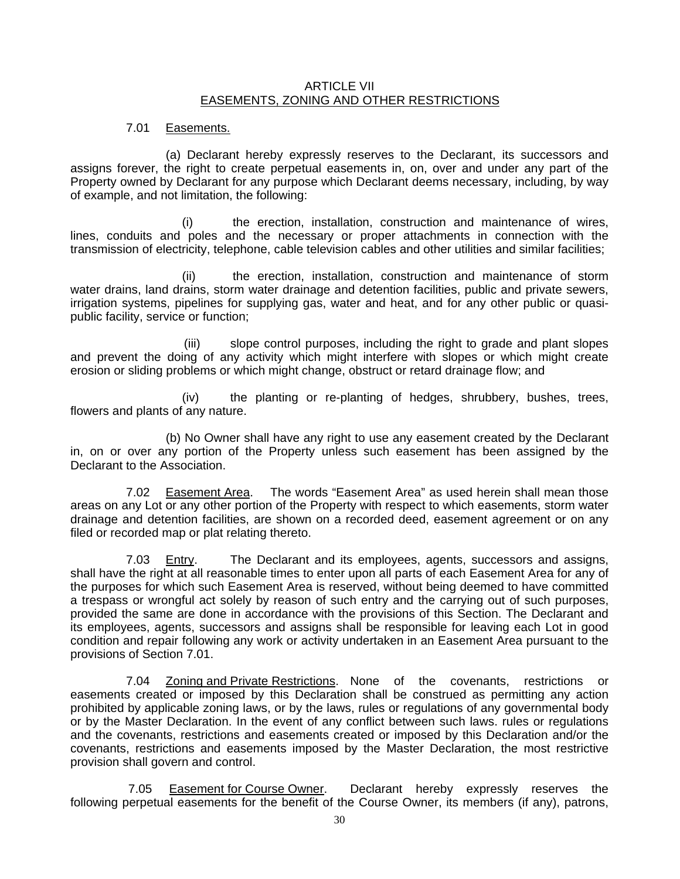## ARTICLE VII
## EASEMENTS, ZONING AND OTHER RESTRICTIONS

7.01 Easements.

(a) Declarant hereby expressly reserves to the Declarant, its successors and assigns forever, the right to create perpetual easements in, on, over and under any part of the Property owned by Declarant for any purpose which Declarant deems necessary, including, by way of example, and not limitation, the following:

(i) the erection, installation, construction and maintenance of wires, lines, conduits and poles and the necessary or proper attachments in connection with the transmission of electricity, telephone, cable television cables and other utilities and similar facilities;

(ii) the erection, installation, construction and maintenance of storm water drains, land drains, storm water drainage and detention facilities, public and private sewers, irrigation systems, pipelines for supplying gas, water and heat, and for any other public or quasi-public facility, service or function;

(iii) slope control purposes, including the right to grade and plant slopes and prevent the doing of any activity which might interfere with slopes or which might create erosion or sliding problems or which might change, obstruct or retard drainage flow; and

(iv) the planting or re-planting of hedges, shrubbery, bushes, trees, flowers and plants of any nature.

(b) No Owner shall have any right to use any easement created by the Declarant in, on or over any portion of the Property unless such easement has been assigned by the Declarant to the Association.

7.02 Easement Area. The words "Easement Area" as used herein shall mean those areas on any Lot or any other portion of the Property with respect to which easements, storm water drainage and detention facilities, are shown on a recorded deed, easement agreement or on any filed or recorded map or plat relating thereto.

7.03 Entry. The Declarant and its employees, agents, successors and assigns, shall have the right at all reasonable times to enter upon all parts of each Easement Area for any of the purposes for which such Easement Area is reserved, without being deemed to have committed a trespass or wrongful act solely by reason of such entry and the carrying out of such purposes, provided the same are done in accordance with the provisions of this Section. The Declarant and its employees, agents, successors and assigns shall be responsible for leaving each Lot in good condition and repair following any work or activity undertaken in an Easement Area pursuant to the provisions of Section 7.01.

7.04 Zoning and Private Restrictions. None of the covenants, restrictions or easements created or imposed by this Declaration shall be construed as permitting any action prohibited by applicable zoning laws, or by the laws, rules or regulations of any governmental body or by the Master Declaration. In the event of any conflict between such laws. rules or regulations and the covenants, restrictions and easements created or imposed by this Declaration and/or the covenants, restrictions and easements imposed by the Master Declaration, the most restrictive provision shall govern and control.

7.05 Easement for Course Owner. Declarant hereby expressly reserves the following perpetual easements for the benefit of the Course Owner, its members (if any), patrons,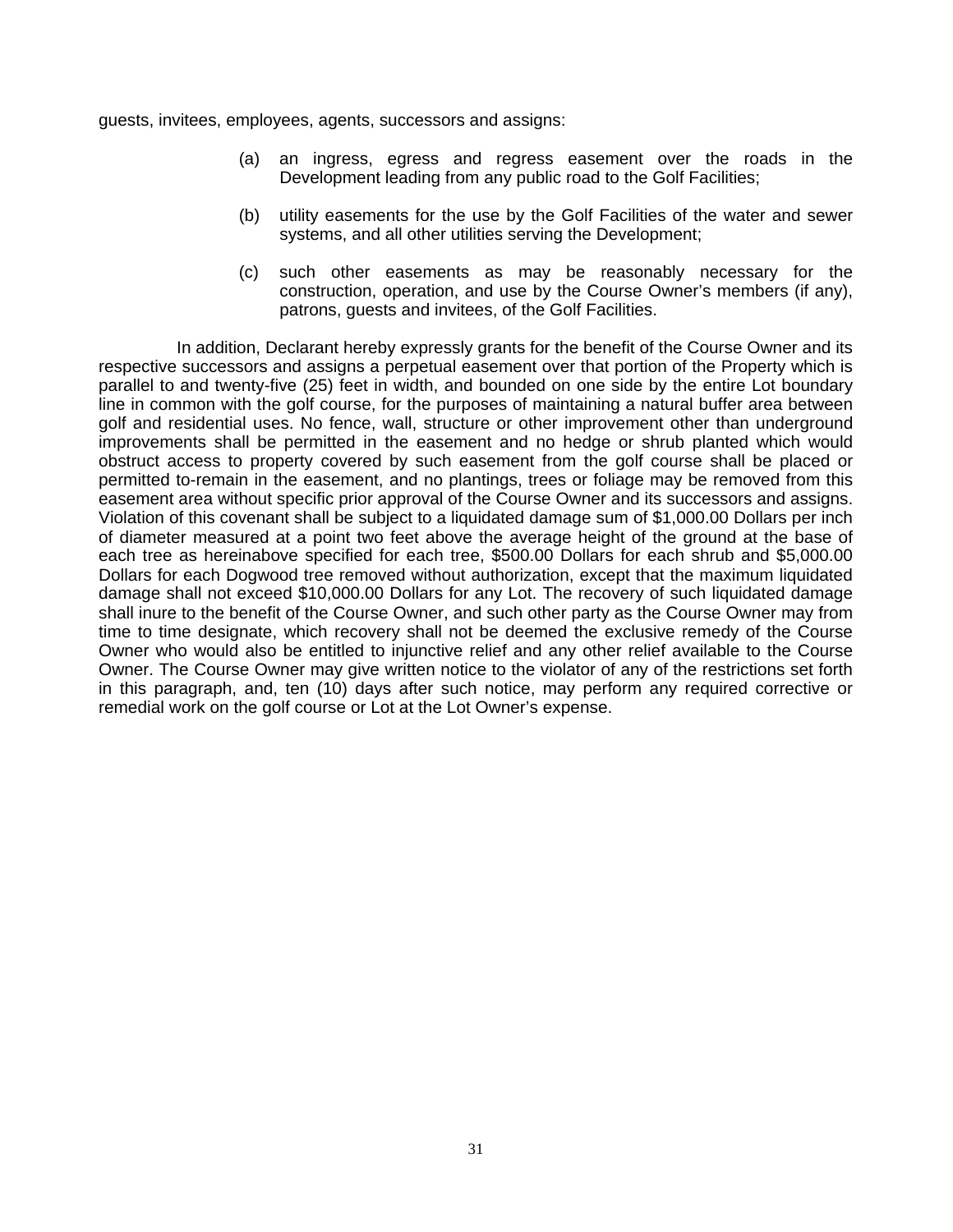guests, invitees, employees, agents, successors and assigns:

(a) an ingress, egress and regress easement over the roads in the Development leading from any public road to the Golf Facilities;

(b) utility easements for the use by the Golf Facilities of the water and sewer systems, and all other utilities serving the Development;

(c) such other easements as may be reasonably necessary for the construction, operation, and use by the Course Owner's members (if any), patrons, guests and invitees, of the Golf Facilities.

In addition, Declarant hereby expressly grants for the benefit of the Course Owner and its respective successors and assigns a perpetual easement over that portion of the Property which is parallel to and twenty-five (25) feet in width, and bounded on one side by the entire Lot boundary line in common with the golf course, for the purposes of maintaining a natural buffer area between golf and residential uses. No fence, wall, structure or other improvement other than underground improvements shall be permitted in the easement and no hedge or shrub planted which would obstruct access to property covered by such easement from the golf course shall be placed or permitted to-remain in the easement, and no plantings, trees or foliage may be removed from this easement area without specific prior approval of the Course Owner and its successors and assigns. Violation of this covenant shall be subject to a liquidated damage sum of $1,000.00 Dollars per inch of diameter measured at a point two feet above the average height of the ground at the base of each tree as hereinabove specified for each tree, $500.00 Dollars for each shrub and $5,000.00 Dollars for each Dogwood tree removed without authorization, except that the maximum liquidated damage shall not exceed $10,000.00 Dollars for any Lot. The recovery of such liquidated damage shall inure to the benefit of the Course Owner, and such other party as the Course Owner may from time to time designate, which recovery shall not be deemed the exclusive remedy of the Course Owner who would also be entitled to injunctive relief and any other relief available to the Course Owner. The Course Owner may give written notice to the violator of any of the restrictions set forth in this paragraph, and, ten (10) days after such notice, may perform any required corrective or remedial work on the golf course or Lot at the Lot Owner's expense.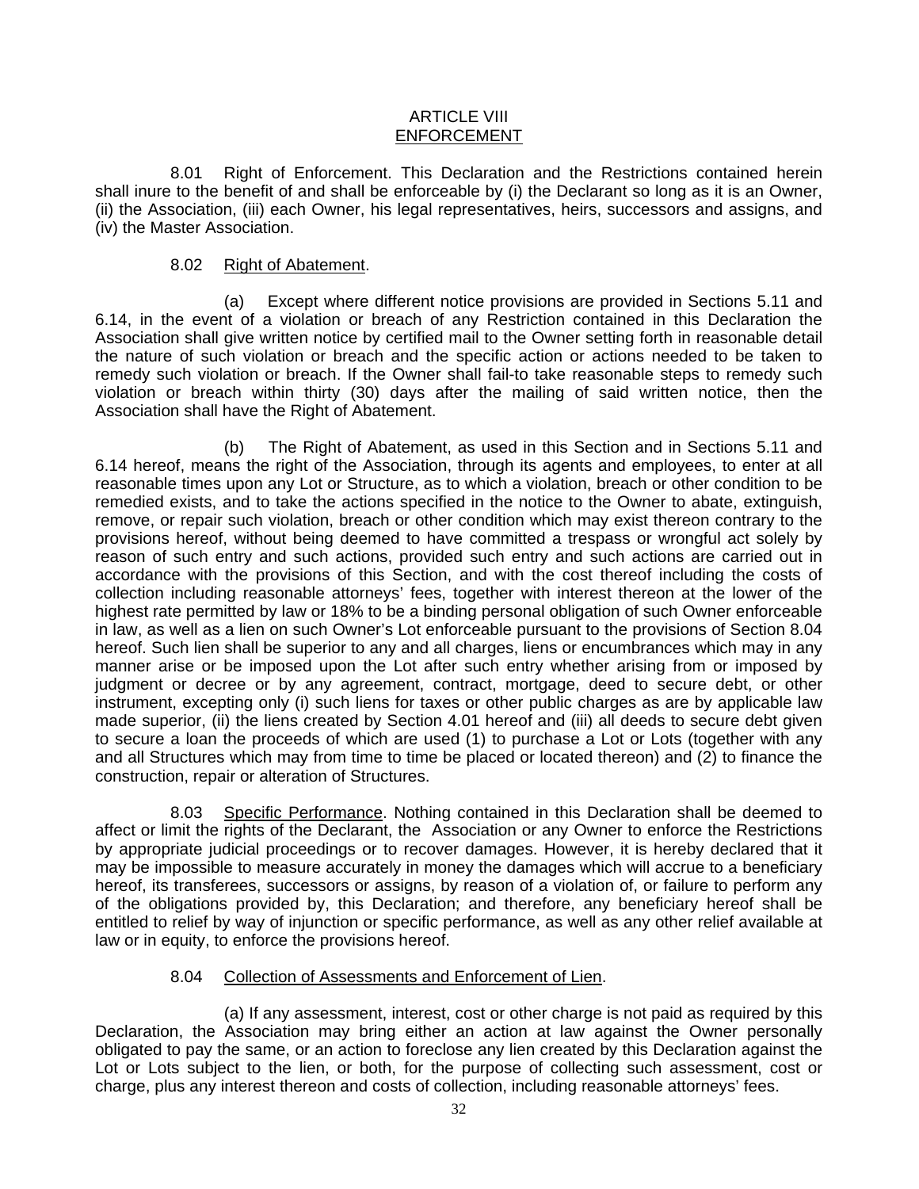# ARTICLE VIII
## ENFORCEMENT

8.01 Right of Enforcement. This Declaration and the Restrictions contained herein shall inure to the benefit of and shall be enforceable by (i) the Declarant so long as it is an Owner, (ii) the Association, (iii) each Owner, his legal representatives, heirs, successors and assigns, and (iv) the Master Association.

8.02 Right of Abatement.

(a) Except where different notice provisions are provided in Sections 5.11 and 6.14, in the event of a violation or breach of any Restriction contained in this Declaration the Association shall give written notice by certified mail to the Owner setting forth in reasonable detail the nature of such violation or breach and the specific action or actions needed to be taken to remedy such violation or breach. If the Owner shall fail-to take reasonable steps to remedy such violation or breach within thirty (30) days after the mailing of said written notice, then the Association shall have the Right of Abatement.

(b) The Right of Abatement, as used in this Section and in Sections 5.11 and 6.14 hereof, means the right of the Association, through its agents and employees, to enter at all reasonable times upon any Lot or Structure, as to which a violation, breach or other condition to be remedied exists, and to take the actions specified in the notice to the Owner to abate, extinguish, remove, or repair such violation, breach or other condition which may exist thereon contrary to the provisions hereof, without being deemed to have committed a trespass or wrongful act solely by reason of such entry and such actions, provided such entry and such actions are carried out in accordance with the provisions of this Section, and with the cost thereof including the costs of collection including reasonable attorneys' fees, together with interest thereon at the lower of the highest rate permitted by law or 18% to be a binding personal obligation of such Owner enforceable in law, as well as a lien on such Owner's Lot enforceable pursuant to the provisions of Section 8.04 hereof. Such lien shall be superior to any and all charges, liens or encumbrances which may in any manner arise or be imposed upon the Lot after such entry whether arising from or imposed by judgment or decree or by any agreement, contract, mortgage, deed to secure debt, or other instrument, excepting only (i) such liens for taxes or other public charges as are by applicable law made superior, (ii) the liens created by Section 4.01 hereof and (iii) all deeds to secure debt given to secure a loan the proceeds of which are used (1) to purchase a Lot or Lots (together with any and all Structures which may from time to time be placed or located thereon) and (2) to finance the construction, repair or alteration of Structures.

8.03 Specific Performance. Nothing contained in this Declaration shall be deemed to affect or limit the rights of the Declarant, the Association or any Owner to enforce the Restrictions by appropriate judicial proceedings or to recover damages. However, it is hereby declared that it may be impossible to measure accurately in money the damages which will accrue to a beneficiary hereof, its transferees, successors or assigns, by reason of a violation of, or failure to perform any of the obligations provided by, this Declaration; and therefore, any beneficiary hereof shall be entitled to relief by way of injunction or specific performance, as well as any other relief available at law or in equity, to enforce the provisions hereof.

8.04 Collection of Assessments and Enforcement of Lien.

(a) If any assessment, interest, cost or other charge is not paid as required by this Declaration, the Association may bring either an action at law against the Owner personally obligated to pay the same, or an action to foreclose any lien created by this Declaration against the Lot or Lots subject to the lien, or both, for the purpose of collecting such assessment, cost or charge, plus any interest thereon and costs of collection, including reasonable attorneys' fees.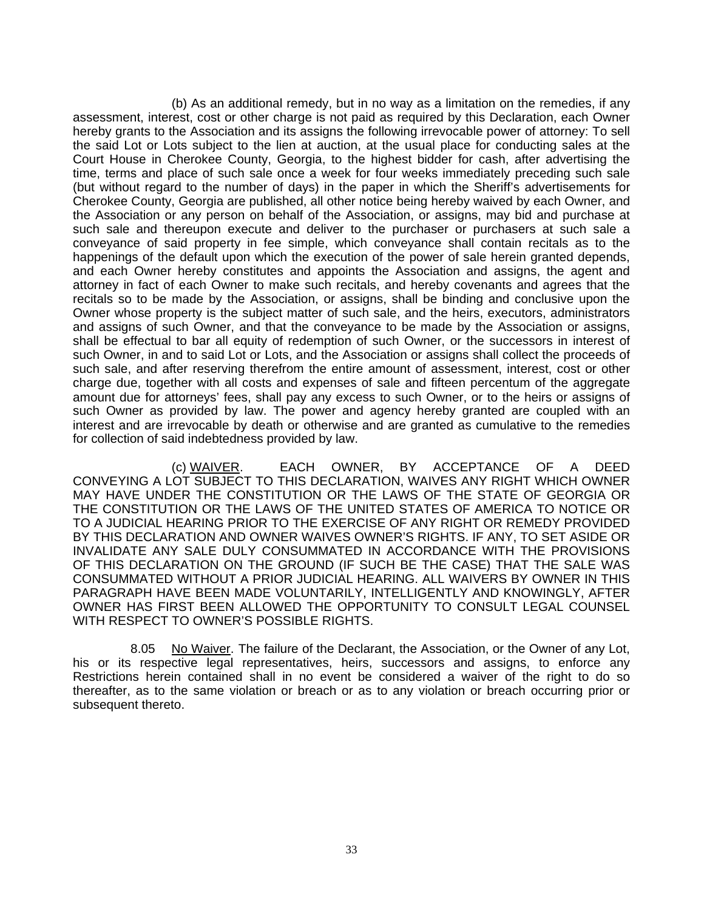(b) As an additional remedy, but in no way as a limitation on the remedies, if any assessment, interest, cost or other charge is not paid as required by this Declaration, each Owner hereby grants to the Association and its assigns the following irrevocable power of attorney: To sell the said Lot or Lots subject to the lien at auction, at the usual place for conducting sales at the Court House in Cherokee County, Georgia, to the highest bidder for cash, after advertising the time, terms and place of such sale once a week for four weeks immediately preceding such sale (but without regard to the number of days) in the paper in which the Sheriff's advertisements for Cherokee County, Georgia are published, all other notice being hereby waived by each Owner, and the Association or any person on behalf of the Association, or assigns, may bid and purchase at such sale and thereupon execute and deliver to the purchaser or purchasers at such sale a conveyance of said property in fee simple, which conveyance shall contain recitals as to the happenings of the default upon which the execution of the power of sale herein granted depends, and each Owner hereby constitutes and appoints the Association and assigns, the agent and attorney in fact of each Owner to make such recitals, and hereby covenants and agrees that the recitals so to be made by the Association, or assigns, shall be binding and conclusive upon the Owner whose property is the subject matter of such sale, and the heirs, executors, administrators and assigns of such Owner, and that the conveyance to be made by the Association or assigns, shall be effectual to bar all equity of redemption of such Owner, or the successors in interest of such Owner, in and to said Lot or Lots, and the Association or assigns shall collect the proceeds of such sale, and after reserving therefrom the entire amount of assessment, interest, cost or other charge due, together with all costs and expenses of sale and fifteen percentum of the aggregate amount due for attorneys' fees, shall pay any excess to such Owner, or to the heirs or assigns of such Owner as provided by law. The power and agency hereby granted are coupled with an interest and are irrevocable by death or otherwise and are granted as cumulative to the remedies for collection of said indebtedness provided by law.

(c) WAIVER. EACH OWNER, BY ACCEPTANCE OF A DEED CONVEYING A LOT SUBJECT TO THIS DECLARATION, WAIVES ANY RIGHT WHICH OWNER MAY HAVE UNDER THE CONSTITUTION OR THE LAWS OF THE STATE OF GEORGIA OR THE CONSTITUTION OR THE LAWS OF THE UNITED STATES OF AMERICA TO NOTICE OR TO A JUDICIAL HEARING PRIOR TO THE EXERCISE OF ANY RIGHT OR REMEDY PROVIDED BY THIS DECLARATION AND OWNER WAIVES OWNER'S RIGHTS. IF ANY, TO SET ASIDE OR INVALIDATE ANY SALE DULY CONSUMMATED IN ACCORDANCE WITH THE PROVISIONS OF THIS DECLARATION ON THE GROUND (IF SUCH BE THE CASE) THAT THE SALE WAS CONSUMMATED WITHOUT A PRIOR JUDICIAL HEARING. ALL WAIVERS BY OWNER IN THIS PARAGRAPH HAVE BEEN MADE VOLUNTARILY, INTELLIGENTLY AND KNOWINGLY, AFTER OWNER HAS FIRST BEEN ALLOWED THE OPPORTUNITY TO CONSULT LEGAL COUNSEL WITH RESPECT TO OWNER'S POSSIBLE RIGHTS.

8.05 No Waiver. The failure of the Declarant, the Association, or the Owner of any Lot, his or its respective legal representatives, heirs, successors and assigns, to enforce any Restrictions herein contained shall in no event be considered a waiver of the right to do so thereafter, as to the same violation or breach or as to any violation or breach occurring prior or subsequent thereto.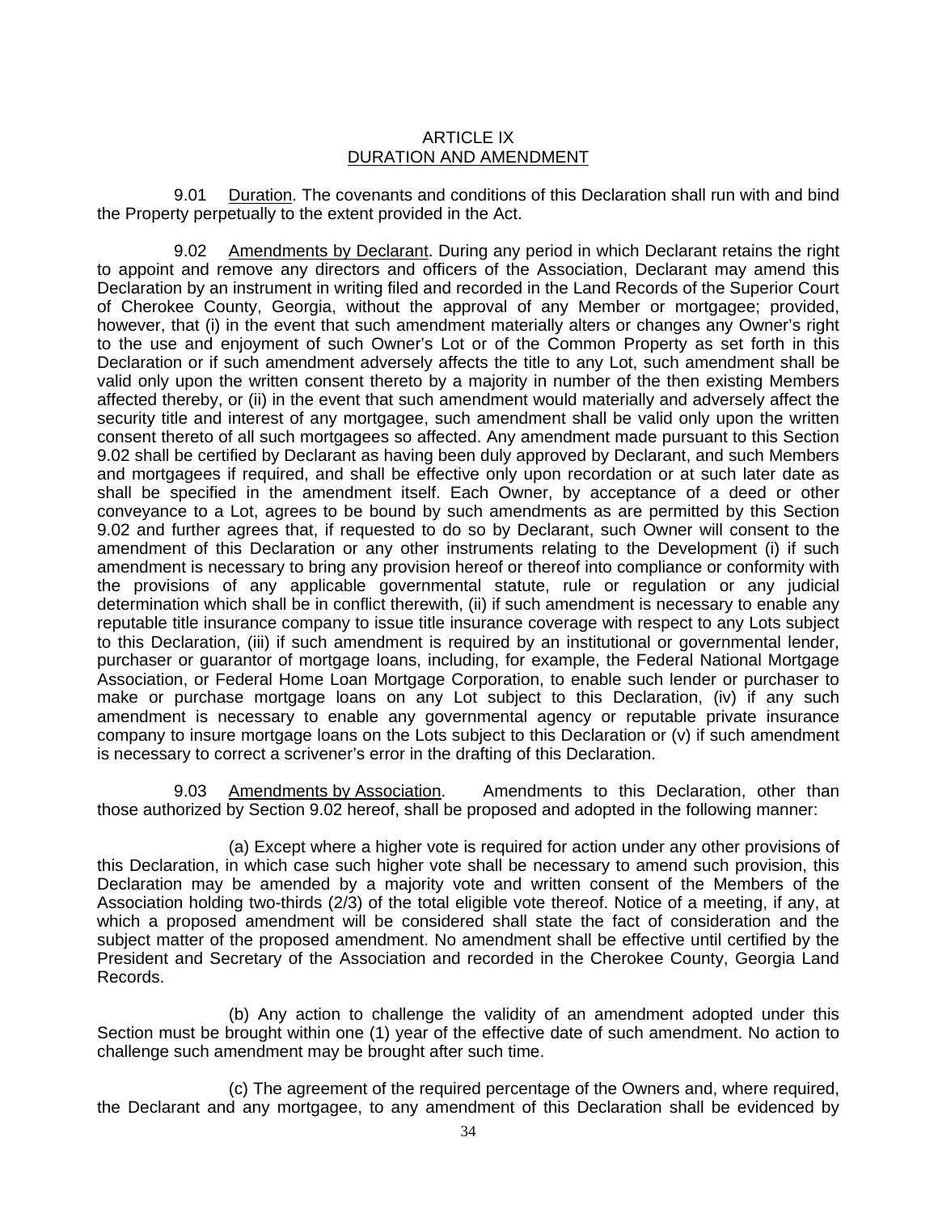# ARTICLE IX
## DURATION AND AMENDMENT

9.01 Duration. The covenants and conditions of this Declaration shall run with and bind the Property perpetually to the extent provided in the Act.

9.02 Amendments by Declarant. During any period in which Declarant retains the right to appoint and remove any directors and officers of the Association, Declarant may amend this Declaration by an instrument in writing filed and recorded in the Land Records of the Superior Court of Cherokee County, Georgia, without the approval of any Member or mortgagee; provided, however, that (i) in the event that such amendment materially alters or changes any Owner's right to the use and enjoyment of such Owner's Lot or of the Common Property as set forth in this Declaration or if such amendment adversely affects the title to any Lot, such amendment shall be valid only upon the written consent thereto by a majority in number of the then existing Members affected thereby, or (ii) in the event that such amendment would materially and adversely affect the security title and interest of any mortgagee, such amendment shall be valid only upon the written consent thereto of all such mortgagees so affected. Any amendment made pursuant to this Section 9.02 shall be certified by Declarant as having been duly approved by Declarant, and such Members and mortgagees if required, and shall be effective only upon recordation or at such later date as shall be specified in the amendment itself. Each Owner, by acceptance of a deed or other conveyance to a Lot, agrees to be bound by such amendments as are permitted by this Section 9.02 and further agrees that, if requested to do so by Declarant, such Owner will consent to the amendment of this Declaration or any other instruments relating to the Development (i) if such amendment is necessary to bring any provision hereof or thereof into compliance or conformity with the provisions of any applicable governmental statute, rule or regulation or any judicial determination which shall be in conflict therewith, (ii) if such amendment is necessary to enable any reputable title insurance company to issue title insurance coverage with respect to any Lots subject to this Declaration, (iii) if such amendment is required by an institutional or governmental lender, purchaser or guarantor of mortgage loans, including, for example, the Federal National Mortgage Association, or Federal Home Loan Mortgage Corporation, to enable such lender or purchaser to make or purchase mortgage loans on any Lot subject to this Declaration, (iv) if any such amendment is necessary to enable any governmental agency or reputable private insurance company to insure mortgage loans on the Lots subject to this Declaration or (v) if such amendment is necessary to correct a scrivener's error in the drafting of this Declaration.

9.03 Amendments by Association. Amendments to this Declaration, other than those authorized by Section 9.02 hereof, shall be proposed and adopted in the following manner:

(a) Except where a higher vote is required for action under any other provisions of this Declaration, in which case such higher vote shall be necessary to amend such provision, this Declaration may be amended by a majority vote and written consent of the Members of the Association holding two-thirds (2/3) of the total eligible vote thereof. Notice of a meeting, if any, at which a proposed amendment will be considered shall state the fact of consideration and the subject matter of the proposed amendment. No amendment shall be effective until certified by the President and Secretary of the Association and recorded in the Cherokee County, Georgia Land Records.

(b) Any action to challenge the validity of an amendment adopted under this Section must be brought within one (1) year of the effective date of such amendment. No action to challenge such amendment may be brought after such time.

(c) The agreement of the required percentage of the Owners and, where required, the Declarant and any mortgagee, to any amendment of this Declaration shall be evidenced by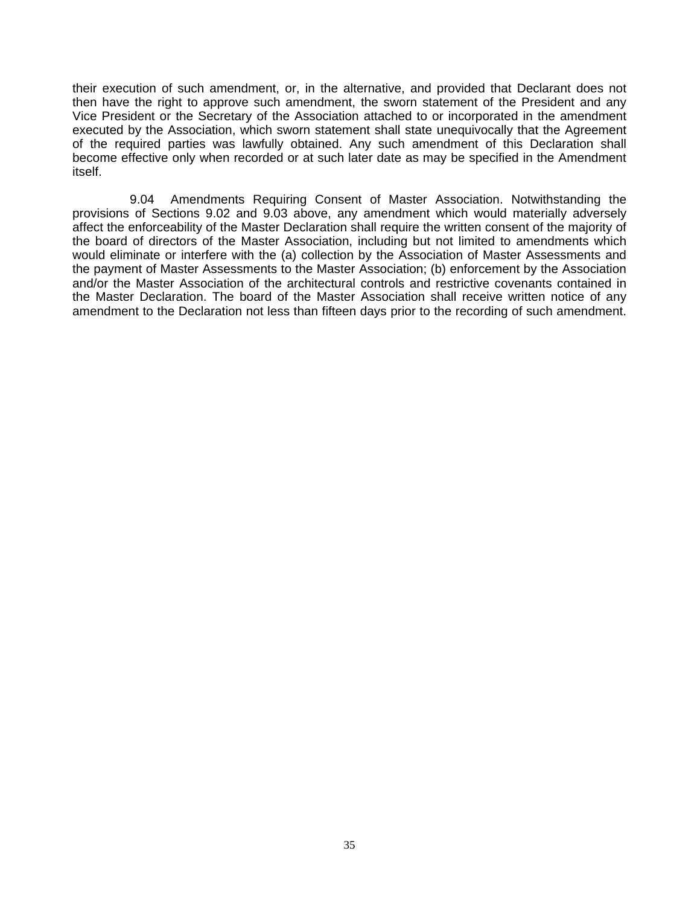their execution of such amendment, or, in the alternative, and provided that Declarant does not then have the right to approve such amendment, the sworn statement of the President and any Vice President or the Secretary of the Association attached to or incorporated in the amendment executed by the Association, which sworn statement shall state unequivocally that the Agreement of the required parties was lawfully obtained. Any such amendment of this Declaration shall become effective only when recorded or at such later date as may be specified in the Amendment itself.

9.04 Amendments Requiring Consent of Master Association. Notwithstanding the provisions of Sections 9.02 and 9.03 above, any amendment which would materially adversely affect the enforceability of the Master Declaration shall require the written consent of the majority of the board of directors of the Master Association, including but not limited to amendments which would eliminate or interfere with the (a) collection by the Association of Master Assessments and the payment of Master Assessments to the Master Association; (b) enforcement by the Association and/or the Master Association of the architectural controls and restrictive covenants contained in the Master Declaration. The board of the Master Association shall receive written notice of any amendment to the Declaration not less than fifteen days prior to the recording of such amendment.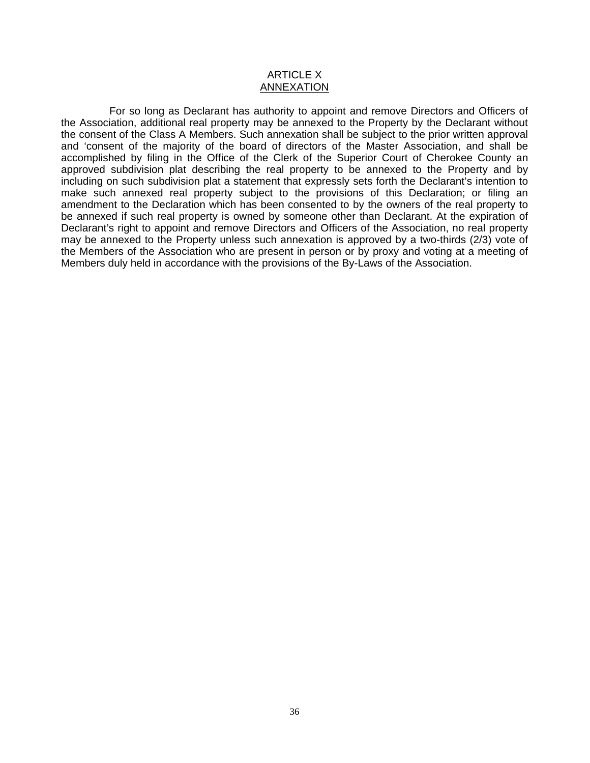# ARTICLE X
## ANNEXATION

For so long as Declarant has authority to appoint and remove Directors and Officers of the Association, additional real property may be annexed to the Property by the Declarant without the consent of the Class A Members. Such annexation shall be subject to the prior written approval and 'consent of the majority of the board of directors of the Master Association, and shall be accomplished by filing in the Office of the Clerk of the Superior Court of Cherokee County an approved subdivision plat describing the real property to be annexed to the Property and by including on such subdivision plat a statement that expressly sets forth the Declarant's intention to make such annexed real property subject to the provisions of this Declaration; or filing an amendment to the Declaration which has been consented to by the owners of the real property to be annexed if such real property is owned by someone other than Declarant. At the expiration of Declarant's right to appoint and remove Directors and Officers of the Association, no real property may be annexed to the Property unless such annexation is approved by a two-thirds (2/3) vote of the Members of the Association who are present in person or by proxy and voting at a meeting of Members duly held in accordance with the provisions of the By-Laws of the Association.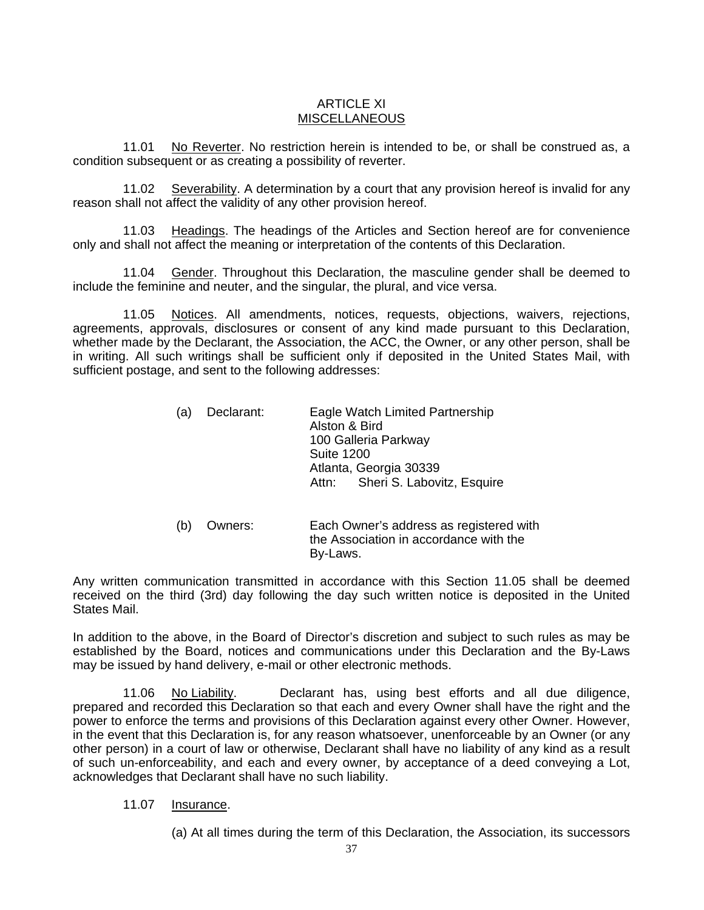# ARTICLE XI
## MISCELLANEOUS

11.01 No Reverter. No restriction herein is intended to be, or shall be construed as, a condition subsequent or as creating a possibility of reverter.

11.02 Severability. A determination by a court that any provision hereof is invalid for any reason shall not affect the validity of any other provision hereof.

11.03 Headings. The headings of the Articles and Section hereof are for convenience only and shall not affect the meaning or interpretation of the contents of this Declaration.

11.04 Gender. Throughout this Declaration, the masculine gender shall be deemed to include the feminine and neuter, and the singular, the plural, and vice versa.

11.05 Notices. All amendments, notices, requests, objections, waivers, rejections, agreements, approvals, disclosures or consent of any kind made pursuant to this Declaration, whether made by the Declarant, the Association, the ACC, the Owner, or any other person, shall be in writing. All such writings shall be sufficient only if deposited in the United States Mail, with sufficient postage, and sent to the following addresses:

(a) Declarant: Eagle Watch Limited Partnership
Alston & Bird
100 Galleria Parkway
Suite 1200
Atlanta, Georgia 30339
Attn: Sheri S. Labovitz, Esquire

(b) Owners: Each Owner's address as registered with the Association in accordance with the By-Laws.

Any written communication transmitted in accordance with this Section 11.05 shall be deemed received on the third (3rd) day following the day such written notice is deposited in the United States Mail.

In addition to the above, in the Board of Director's discretion and subject to such rules as may be established by the Board, notices and communications under this Declaration and the By-Laws may be issued by hand delivery, e-mail or other electronic methods.

11.06 No Liability. Declarant has, using best efforts and all due diligence, prepared and recorded this Declaration so that each and every Owner shall have the right and the power to enforce the terms and provisions of this Declaration against every other Owner. However, in the event that this Declaration is, for any reason whatsoever, unenforceable by an Owner (or any other person) in a court of law or otherwise, Declarant shall have no liability of any kind as a result of such un-enforceability, and each and every owner, by acceptance of a deed conveying a Lot, acknowledges that Declarant shall have no such liability.

11.07 Insurance.

(a) At all times during the term of this Declaration, the Association, its successors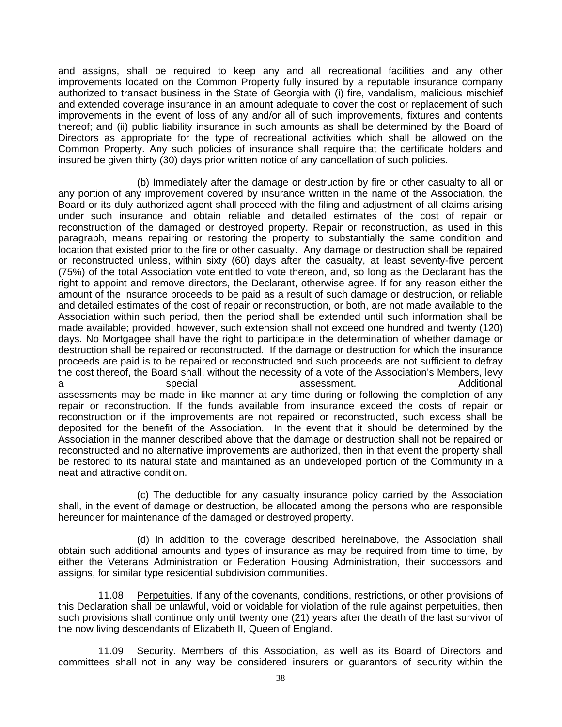and assigns, shall be required to keep any and all recreational facilities and any other improvements located on the Common Property fully insured by a reputable insurance company authorized to transact business in the State of Georgia with (i) fire, vandalism, malicious mischief and extended coverage insurance in an amount adequate to cover the cost or replacement of such improvements in the event of loss of any and/or all of such improvements, fixtures and contents thereof; and (ii) public liability insurance in such amounts as shall be determined by the Board of Directors as appropriate for the type of recreational activities which shall be allowed on the Common Property. Any such policies of insurance shall require that the certificate holders and insured be given thirty (30) days prior written notice of any cancellation of such policies.

(b) Immediately after the damage or destruction by fire or other casualty to all or any portion of any improvement covered by insurance written in the name of the Association, the Board or its duly authorized agent shall proceed with the filing and adjustment of all claims arising under such insurance and obtain reliable and detailed estimates of the cost of repair or reconstruction of the damaged or destroyed property. Repair or reconstruction, as used in this paragraph, means repairing or restoring the property to substantially the same condition and location that existed prior to the fire or other casualty. Any damage or destruction shall be repaired or reconstructed unless, within sixty (60) days after the casualty, at least seventy-five percent (75%) of the total Association vote entitled to vote thereon, and, so long as the Declarant has the right to appoint and remove directors, the Declarant, otherwise agree. If for any reason either the amount of the insurance proceeds to be paid as a result of such damage or destruction, or reliable and detailed estimates of the cost of repair or reconstruction, or both, are not made available to the Association within such period, then the period shall be extended until such information shall be made available; provided, however, such extension shall not exceed one hundred and twenty (120) days. No Mortgagee shall have the right to participate in the determination of whether damage or destruction shall be repaired or reconstructed. If the damage or destruction for which the insurance proceeds are paid is to be repaired or reconstructed and such proceeds are not sufficient to defray the cost thereof, the Board shall, without the necessity of a vote of the Association's Members, levy a special assessment. Additional assessments may be made in like manner at any time during or following the completion of any repair or reconstruction. If the funds available from insurance exceed the costs of repair or reconstruction or if the improvements are not repaired or reconstructed, such excess shall be deposited for the benefit of the Association. In the event that it should be determined by the Association in the manner described above that the damage or destruction shall not be repaired or reconstructed and no alternative improvements are authorized, then in that event the property shall be restored to its natural state and maintained as an undeveloped portion of the Community in a neat and attractive condition.

(c) The deductible for any casualty insurance policy carried by the Association shall, in the event of damage or destruction, be allocated among the persons who are responsible hereunder for maintenance of the damaged or destroyed property.

(d) In addition to the coverage described hereinabove, the Association shall obtain such additional amounts and types of insurance as may be required from time to time, by either the Veterans Administration or Federation Housing Administration, their successors and assigns, for similar type residential subdivision communities.

11.08 Perpetuities. If any of the covenants, conditions, restrictions, or other provisions of this Declaration shall be unlawful, void or voidable for violation of the rule against perpetuities, then such provisions shall continue only until twenty one (21) years after the death of the last survivor of the now living descendants of Elizabeth II, Queen of England.

11.09 Security. Members of this Association, as well as its Board of Directors and committees shall not in any way be considered insurers or guarantors of security within the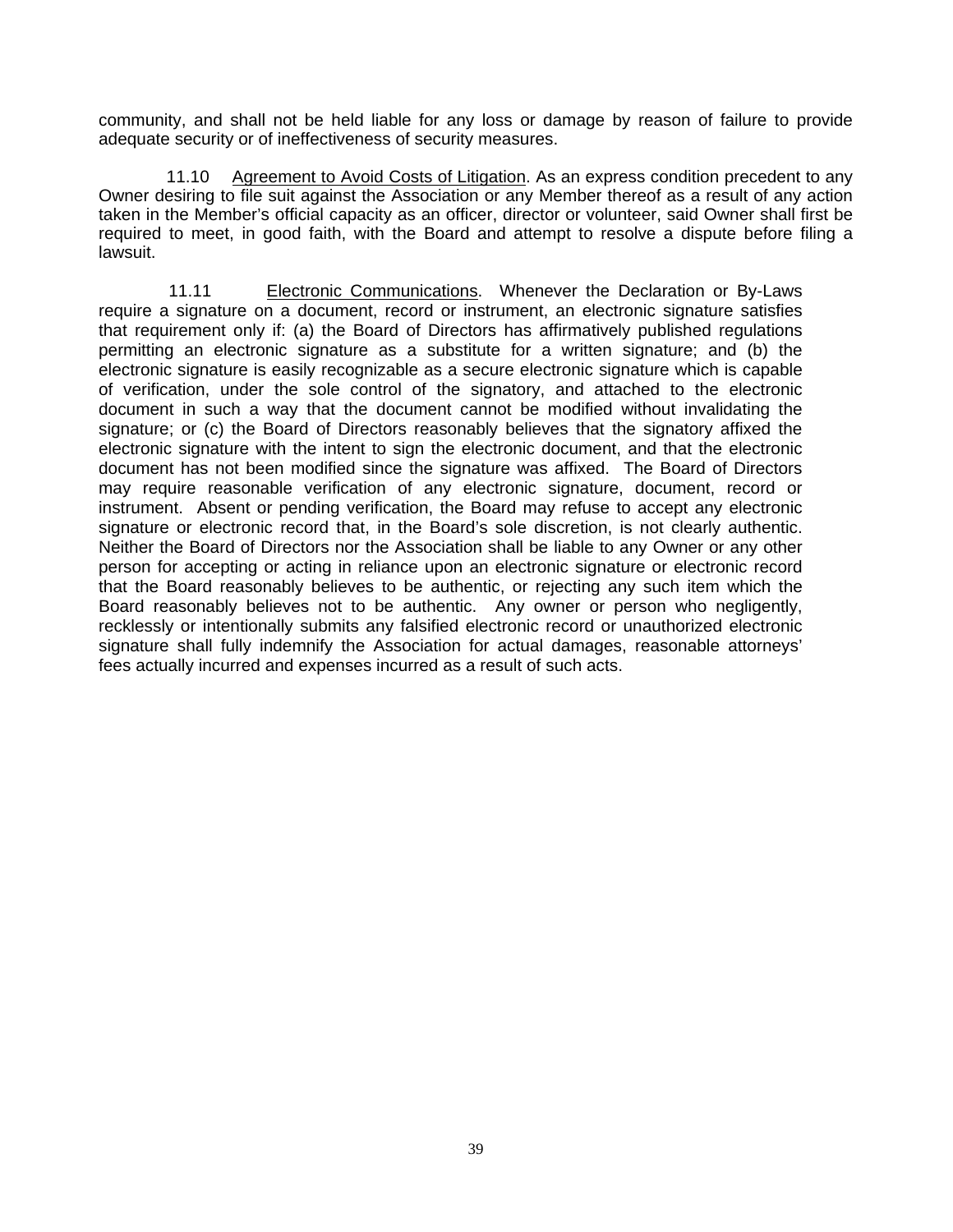community, and shall not be held liable for any loss or damage by reason of failure to provide adequate security or of ineffectiveness of security measures.

11.10 Agreement to Avoid Costs of Litigation. As an express condition precedent to any Owner desiring to file suit against the Association or any Member thereof as a result of any action taken in the Member's official capacity as an officer, director or volunteer, said Owner shall first be required to meet, in good faith, with the Board and attempt to resolve a dispute before filing a lawsuit.

11.11 Electronic Communications. Whenever the Declaration or By-Laws require a signature on a document, record or instrument, an electronic signature satisfies that requirement only if: (a) the Board of Directors has affirmatively published regulations permitting an electronic signature as a substitute for a written signature; and (b) the electronic signature is easily recognizable as a secure electronic signature which is capable of verification, under the sole control of the signatory, and attached to the electronic document in such a way that the document cannot be modified without invalidating the signature; or (c) the Board of Directors reasonably believes that the signatory affixed the electronic signature with the intent to sign the electronic document, and that the electronic document has not been modified since the signature was affixed. The Board of Directors may require reasonable verification of any electronic signature, document, record or instrument. Absent or pending verification, the Board may refuse to accept any electronic signature or electronic record that, in the Board's sole discretion, is not clearly authentic. Neither the Board of Directors nor the Association shall be liable to any Owner or any other person for accepting or acting in reliance upon an electronic signature or electronic record that the Board reasonably believes to be authentic, or rejecting any such item which the Board reasonably believes not to be authentic. Any owner or person who negligently, recklessly or intentionally submits any falsified electronic record or unauthorized electronic signature shall fully indemnify the Association for actual damages, reasonable attorneys' fees actually incurred and expenses incurred as a result of such acts.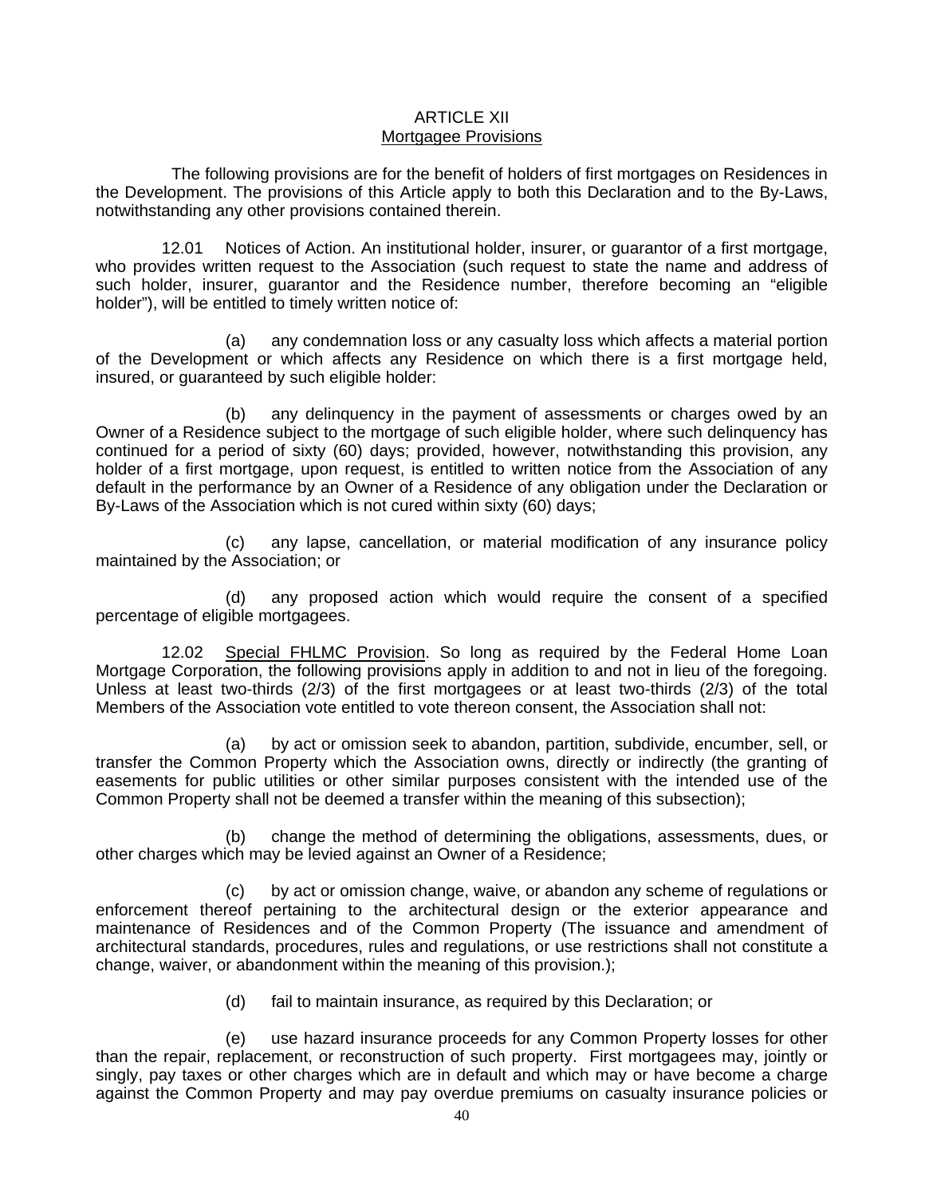# ARTICLE XII
## Mortgagee Provisions

The following provisions are for the benefit of holders of first mortgages on Residences in the Development. The provisions of this Article apply to both this Declaration and to the By-Laws, notwithstanding any other provisions contained therein.

12.01 Notices of Action. An institutional holder, insurer, or guarantor of a first mortgage, who provides written request to the Association (such request to state the name and address of such holder, insurer, guarantor and the Residence number, therefore becoming an "eligible holder"), will be entitled to timely written notice of:

(a) any condemnation loss or any casualty loss which affects a material portion of the Development or which affects any Residence on which there is a first mortgage held, insured, or guaranteed by such eligible holder:

(b) any delinquency in the payment of assessments or charges owed by an Owner of a Residence subject to the mortgage of such eligible holder, where such delinquency has continued for a period of sixty (60) days; provided, however, notwithstanding this provision, any holder of a first mortgage, upon request, is entitled to written notice from the Association of any default in the performance by an Owner of a Residence of any obligation under the Declaration or By-Laws of the Association which is not cured within sixty (60) days;

(c) any lapse, cancellation, or material modification of any insurance policy maintained by the Association; or

(d) any proposed action which would require the consent of a specified percentage of eligible mortgagees.

12.02 Special FHLMC Provision. So long as required by the Federal Home Loan Mortgage Corporation, the following provisions apply in addition to and not in lieu of the foregoing. Unless at least two-thirds (2/3) of the first mortgagees or at least two-thirds (2/3) of the total Members of the Association vote entitled to vote thereon consent, the Association shall not:

(a) by act or omission seek to abandon, partition, subdivide, encumber, sell, or transfer the Common Property which the Association owns, directly or indirectly (the granting of easements for public utilities or other similar purposes consistent with the intended use of the Common Property shall not be deemed a transfer within the meaning of this subsection);

(b) change the method of determining the obligations, assessments, dues, or other charges which may be levied against an Owner of a Residence;

(c) by act or omission change, waive, or abandon any scheme of regulations or enforcement thereof pertaining to the architectural design or the exterior appearance and maintenance of Residences and of the Common Property (The issuance and amendment of architectural standards, procedures, rules and regulations, or use restrictions shall not constitute a change, waiver, or abandonment within the meaning of this provision.);

(d) fail to maintain insurance, as required by this Declaration; or

(e) use hazard insurance proceeds for any Common Property losses for other than the repair, replacement, or reconstruction of such property. First mortgagees may, jointly or singly, pay taxes or other charges which are in default and which may or have become a charge against the Common Property and may pay overdue premiums on casualty insurance policies or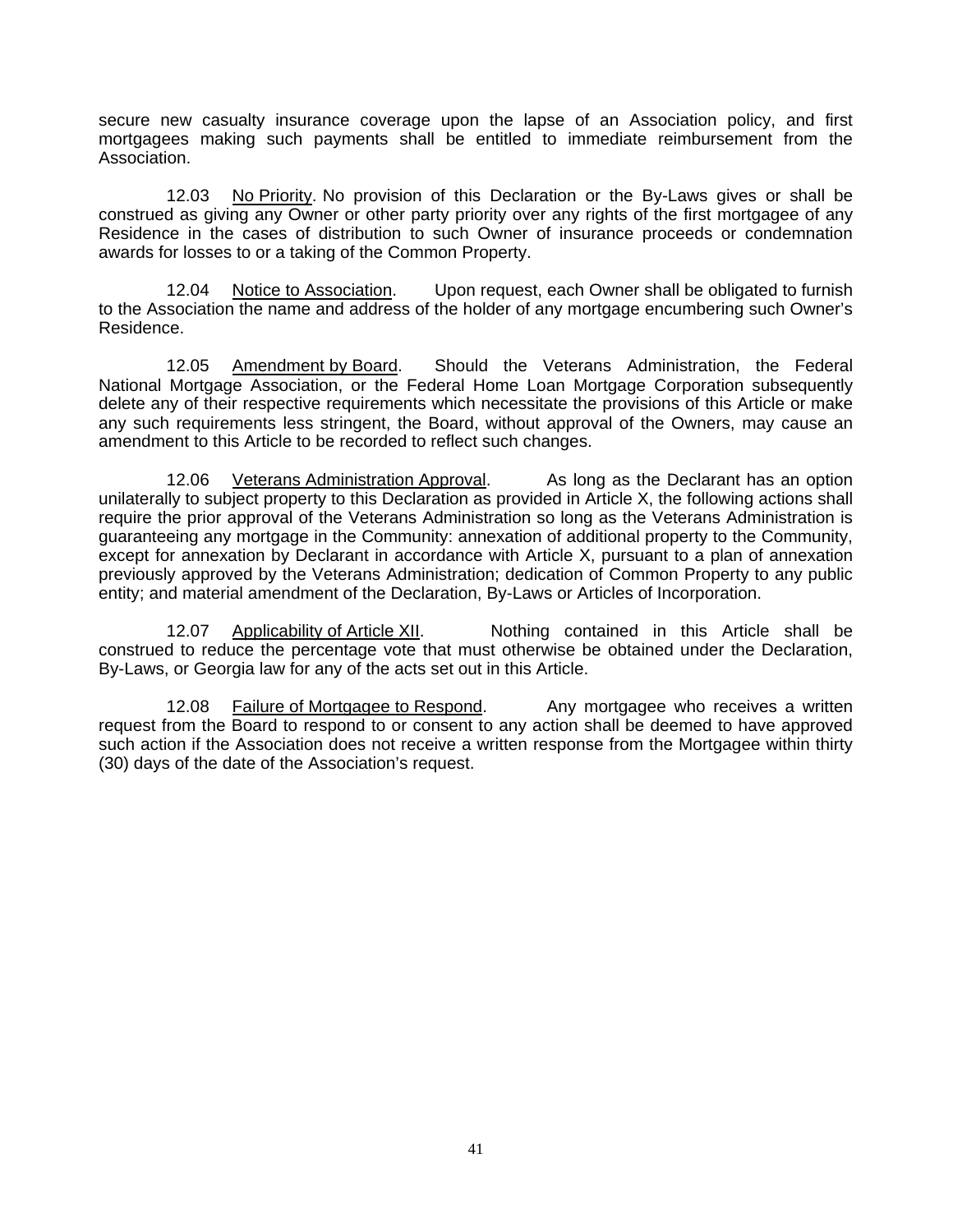secure new casualty insurance coverage upon the lapse of an Association policy, and first mortgagees making such payments shall be entitled to immediate reimbursement from the Association.

12.03 No Priority. No provision of this Declaration or the By-Laws gives or shall be construed as giving any Owner or other party priority over any rights of the first mortgagee of any Residence in the cases of distribution to such Owner of insurance proceeds or condemnation awards for losses to or a taking of the Common Property.

12.04 Notice to Association. Upon request, each Owner shall be obligated to furnish to the Association the name and address of the holder of any mortgage encumbering such Owner's Residence.

12.05 Amendment by Board. Should the Veterans Administration, the Federal National Mortgage Association, or the Federal Home Loan Mortgage Corporation subsequently delete any of their respective requirements which necessitate the provisions of this Article or make any such requirements less stringent, the Board, without approval of the Owners, may cause an amendment to this Article to be recorded to reflect such changes.

12.06 Veterans Administration Approval. As long as the Declarant has an option unilaterally to subject property to this Declaration as provided in Article X, the following actions shall require the prior approval of the Veterans Administration so long as the Veterans Administration is guaranteeing any mortgage in the Community: annexation of additional property to the Community, except for annexation by Declarant in accordance with Article X, pursuant to a plan of annexation previously approved by the Veterans Administration; dedication of Common Property to any public entity; and material amendment of the Declaration, By-Laws or Articles of Incorporation.

12.07 Applicability of Article XII. Nothing contained in this Article shall be construed to reduce the percentage vote that must otherwise be obtained under the Declaration, By-Laws, or Georgia law for any of the acts set out in this Article.

12.08 Failure of Mortgagee to Respond. Any mortgagee who receives a written request from the Board to respond to or consent to any action shall be deemed to have approved such action if the Association does not receive a written response from the Mortgagee within thirty (30) days of the date of the Association's request.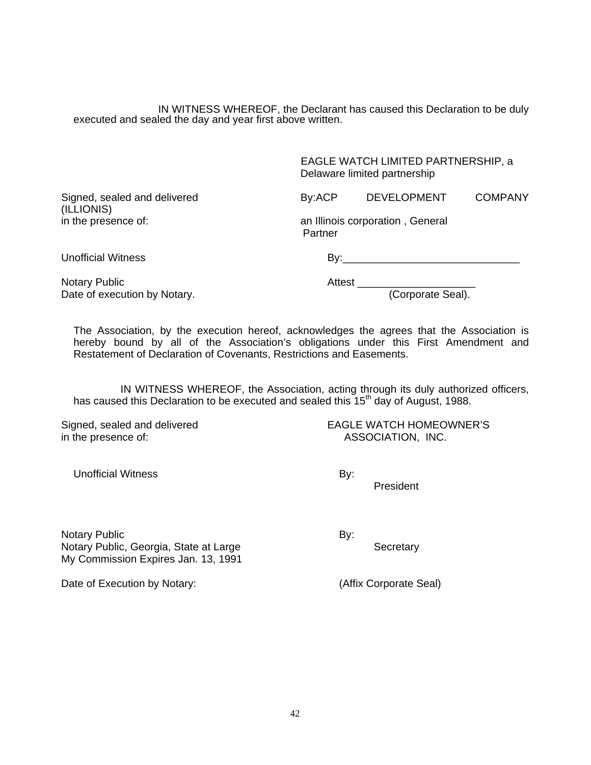IN WITNESS WHEREOF, the Declarant has caused this Declaration to be duly executed and sealed the day and year first above written.

EAGLE WATCH LIMITED PARTNERSHIP, a Delaware limited partnership

Signed, sealed and delivered (ILLIONIS)
in the presence of:

By:ACP DEVELOPMENT COMPANY
an Illinois corporation , General Partner

Unofficial Witness

By:______________________________

Notary Public
Date of execution by Notary.

Attest ____________________
(Corporate Seal).

The Association, by the execution hereof, acknowledges the agrees that the Association is hereby bound by all of the Association's obligations under this First Amendment and Restatement of Declaration of Covenants, Restrictions and Easements.

IN WITNESS WHEREOF, the Association, acting through its duly authorized officers, has caused this Declaration to be executed and sealed this 15th day of August, 1988.

Signed, sealed and delivered
in the presence of:

EAGLE WATCH HOMEOWNER'S
ASSOCIATION, INC.

Unofficial Witness

By:
President

Notary Public
Notary Public, Georgia, State at Large
My Commission Expires Jan. 13, 1991

By:
Secretary

Date of Execution by Notary:

(Affix Corporate Seal)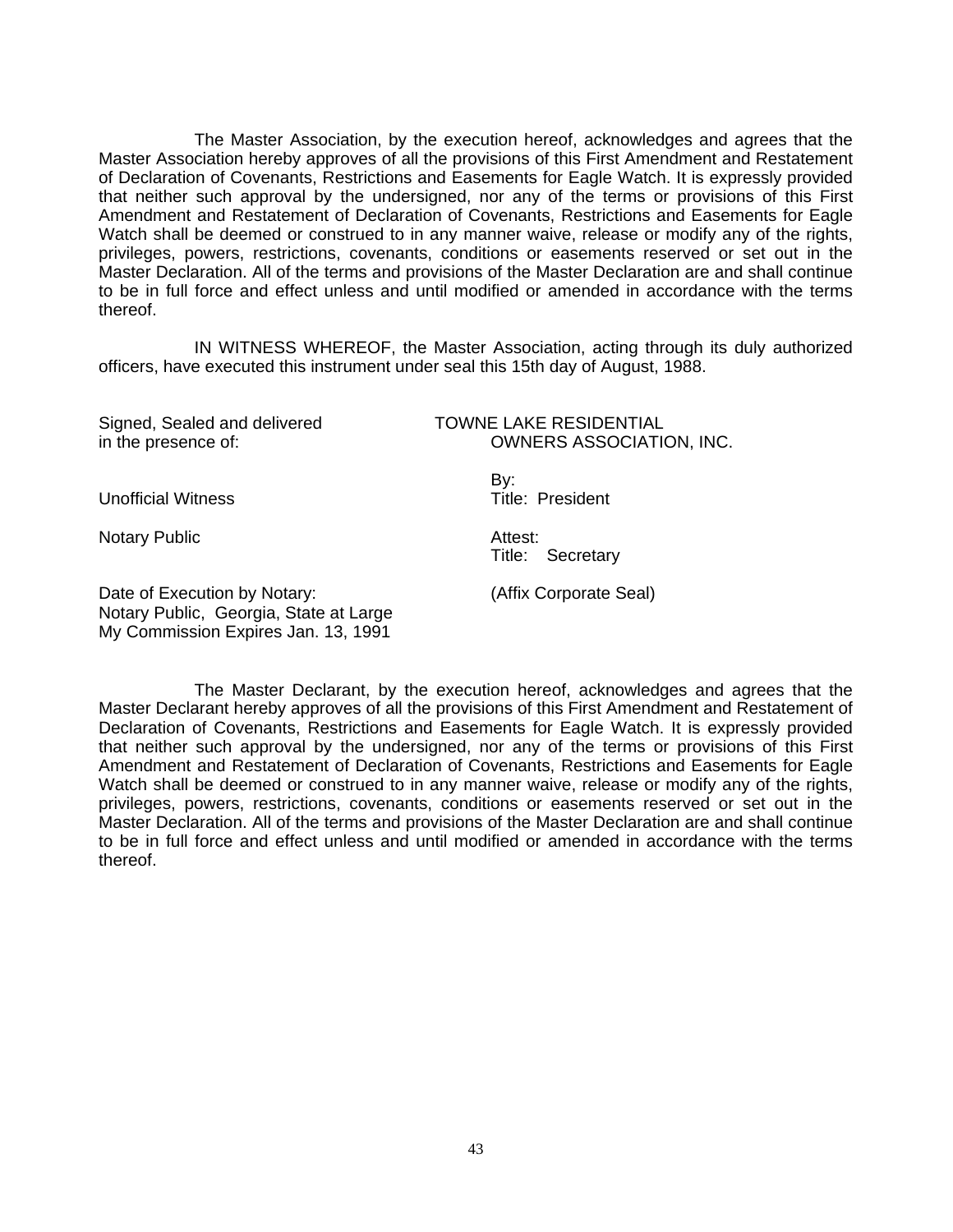The Master Association, by the execution hereof, acknowledges and agrees that the Master Association hereby approves of all the provisions of this First Amendment and Restatement of Declaration of Covenants, Restrictions and Easements for Eagle Watch. It is expressly provided that neither such approval by the undersigned, nor any of the terms or provisions of this First Amendment and Restatement of Declaration of Covenants, Restrictions and Easements for Eagle Watch shall be deemed or construed to in any manner waive, release or modify any of the rights, privileges, powers, restrictions, covenants, conditions or easements reserved or set out in the Master Declaration. All of the terms and provisions of the Master Declaration are and shall continue to be in full force and effect unless and until modified or amended in accordance with the terms thereof.

IN WITNESS WHEREOF, the Master Association, acting through its duly authorized officers, have executed this instrument under seal this 15th day of August, 1988.

Signed, Sealed and delivered in the presence of:

Unofficial Witness

Notary Public

Date of Execution by Notary:
Notary Public, Georgia, State at Large
My Commission Expires Jan. 13, 1991

TOWNE LAKE RESIDENTIAL OWNERS ASSOCIATION, INC.

By:
Title: President

Attest:
Title: Secretary

(Affix Corporate Seal)

The Master Declarant, by the execution hereof, acknowledges and agrees that the Master Declarant hereby approves of all the provisions of this First Amendment and Restatement of Declaration of Covenants, Restrictions and Easements for Eagle Watch. It is expressly provided that neither such approval by the undersigned, nor any of the terms or provisions of this First Amendment and Restatement of Declaration of Covenants, Restrictions and Easements for Eagle Watch shall be deemed or construed to in any manner waive, release or modify any of the rights, privileges, powers, restrictions, covenants, conditions or easements reserved or set out in the Master Declaration. All of the terms and provisions of the Master Declaration are and shall continue to be in full force and effect unless and until modified or amended in accordance with the terms thereof.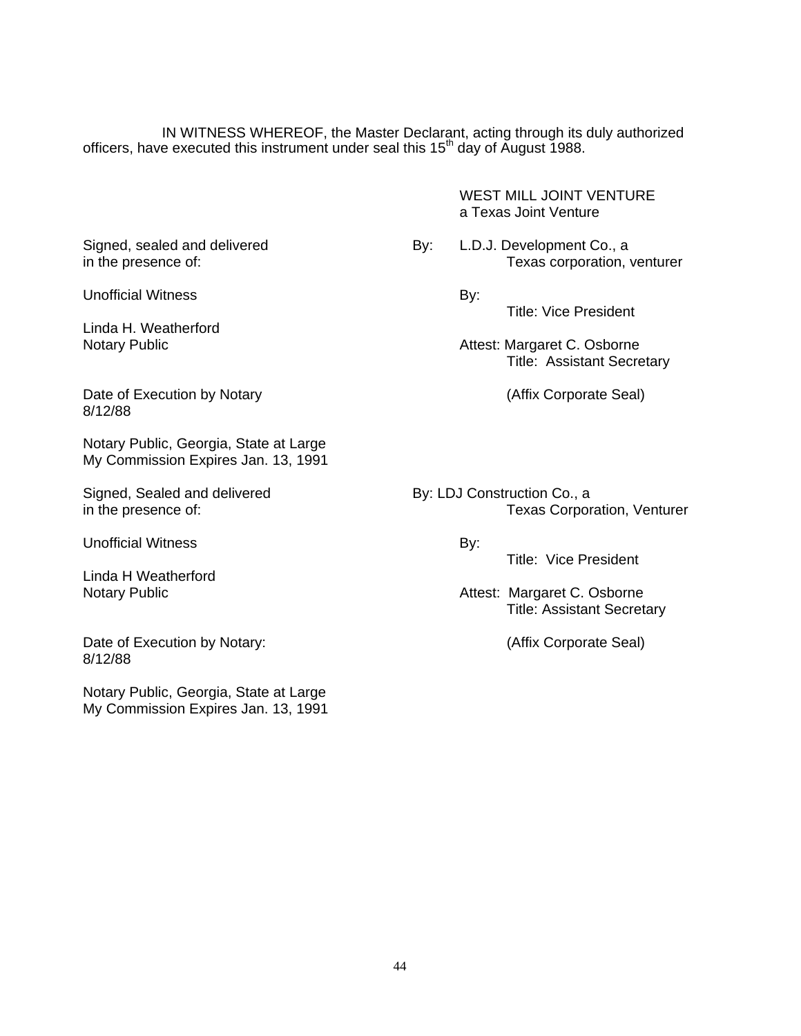IN WITNESS WHEREOF, the Master Declarant, acting through its duly authorized officers, have executed this instrument under seal this 15th day of August 1988.

WEST MILL JOINT VENTURE
a Texas Joint Venture

Signed, sealed and delivered
in the presence of:

By: L.D.J. Development Co., a
Texas corporation, venturer

Unofficial Witness

By:
Title: Vice President

Linda H. Weatherford
Notary Public

Attest: Margaret C. Osborne
Title: Assistant Secretary

Date of Execution by Notary
8/12/88

(Affix Corporate Seal)

Notary Public, Georgia, State at Large
My Commission Expires Jan. 13, 1991

Signed, Sealed and delivered
in the presence of:

By: LDJ Construction Co., a
Texas Corporation, Venturer

Unofficial Witness

By:
Title: Vice President

Linda H Weatherford
Notary Public

Attest: Margaret C. Osborne
Title: Assistant Secretary

Date of Execution by Notary:
8/12/88

(Affix Corporate Seal)

Notary Public, Georgia, State at Large
My Commission Expires Jan. 13, 1991